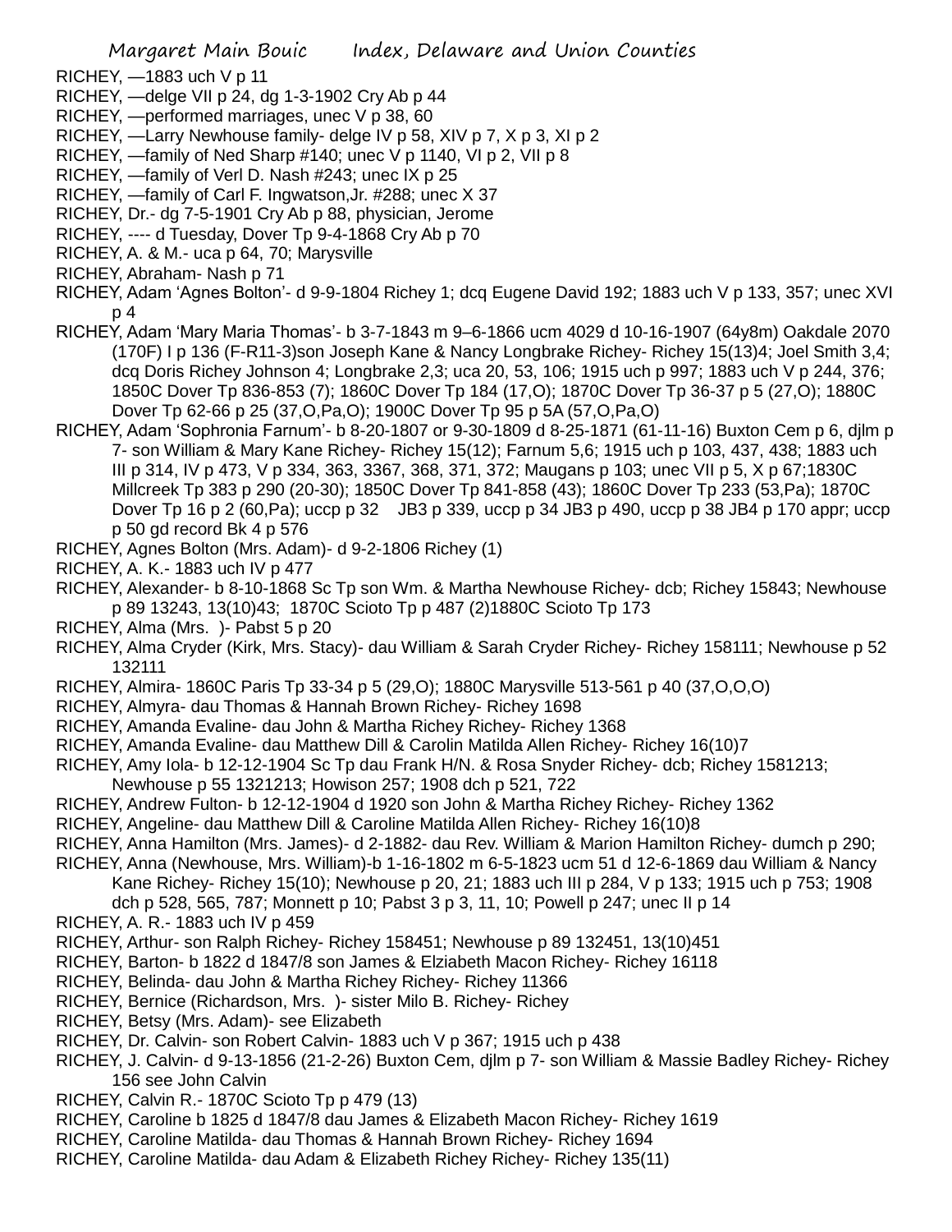RICHEY, —1883 uch V p 11

RICHEY, —delge VII p 24, dg 1-3-1902 Cry Ab p 44

RICHEY, —performed marriages, unec V p 38, 60

RICHEY, —Larry Newhouse family- delge IV p 58, XIV p 7, X p 3, XI p 2

RICHEY, —family of Ned Sharp #140; unec V p 1140, VI p 2, VII p 8

RICHEY, —family of Verl D. Nash #243; unec IX p 25

RICHEY, —family of Carl F. Ingwatson,Jr. #288; unec X 37

RICHEY, Dr.- dg 7-5-1901 Cry Ab p 88, physician, Jerome

RICHEY, ---- d Tuesday, Dover Tp 9-4-1868 Cry Ab p 70

RICHEY, A. & M.- uca p 64, 70; Marysville

RICHEY, Abraham- Nash p 71

RICHEY, Adam 'Agnes Bolton'- d 9-9-1804 Richey 1; dcq Eugene David 192; 1883 uch V p 133, 357; unec XVI p 4

RICHEY, Adam 'Mary Maria Thomas'- b 3-7-1843 m 9–6-1866 ucm 4029 d 10-16-1907 (64y8m) Oakdale 2070 (170F) I p 136 (F-R11-3)son Joseph Kane & Nancy Longbrake Richey- Richey 15(13)4; Joel Smith 3,4; dcq Doris Richey Johnson 4; Longbrake 2,3; uca 20, 53, 106; 1915 uch p 997; 1883 uch V p 244, 376; 1850C Dover Tp 836-853 (7); 1860C Dover Tp 184 (17,O); 1870C Dover Tp 36-37 p 5 (27,O); 1880C Dover Tp 62-66 p 25 (37,O,Pa,O); 1900C Dover Tp 95 p 5A (57,O,Pa,O)

RICHEY, Adam 'Sophronia Farnum'- b 8-20-1807 or 9-30-1809 d 8-25-1871 (61-11-16) Buxton Cem p 6, djlm p 7- son William & Mary Kane Richey- Richey 15(12); Farnum 5,6; 1915 uch p 103, 437, 438; 1883 uch III p 314, IV p 473, V p 334, 363, 3367, 368, 371, 372; Maugans p 103; unec VII p 5, X p 67;1830C Millcreek Tp 383 p 290 (20-30); 1850C Dover Tp 841-858 (43); 1860C Dover Tp 233 (53,Pa); 1870C Dover Tp 16 p 2 (60,Pa); uccp p 32 JB3 p 339, uccp p 34 JB3 p 490, uccp p 38 JB4 p 170 appr; uccp p 50 gd record Bk 4 p 576

RICHEY, Agnes Bolton (Mrs. Adam)- d 9-2-1806 Richey (1)

RICHEY, A. K.- 1883 uch IV p 477

RICHEY, Alexander- b 8-10-1868 Sc Tp son Wm. & Martha Newhouse Richey- dcb; Richey 15843; Newhouse p 89 13243, 13(10)43; 1870C Scioto Tp p 487 (2)1880C Scioto Tp 173

RICHEY, Alma (Mrs. )- Pabst 5 p 20

RICHEY, Alma Cryder (Kirk, Mrs. Stacy)- dau William & Sarah Cryder Richey- Richey 158111; Newhouse p 52 132111

RICHEY, Almira- 1860C Paris Tp 33-34 p 5 (29,O); 1880C Marysville 513-561 p 40 (37,O,O,O)

RICHEY, Almyra- dau Thomas & Hannah Brown Richey- Richey 1698

RICHEY, Amanda Evaline- dau John & Martha Richey Richey- Richey 1368

RICHEY, Amanda Evaline- dau Matthew Dill & Carolin Matilda Allen Richey- Richey 16(10)7

RICHEY, Amy Iola- b 12-12-1904 Sc Tp dau Frank H/N. & Rosa Snyder Richey- dcb; Richey 1581213; Newhouse p 55 1321213; Howison 257; 1908 dch p 521, 722

RICHEY, Andrew Fulton- b 12-12-1904 d 1920 son John & Martha Richey Richey- Richey 1362

RICHEY, Angeline- dau Matthew Dill & Caroline Matilda Allen Richey- Richey 16(10)8

RICHEY, Anna Hamilton (Mrs. James)- d 2-1882- dau Rev. William & Marion Hamilton Richey- dumch p 290;

RICHEY, Anna (Newhouse, Mrs. William)-b 1-16-1802 m 6-5-1823 ucm 51 d 12-6-1869 dau William & Nancy Kane Richey- Richey 15(10); Newhouse p 20, 21; 1883 uch III p 284, V p 133; 1915 uch p 753; 1908 dch p 528, 565, 787; Monnett p 10; Pabst 3 p 3, 11, 10; Powell p 247; unec II p 14

RICHEY, A. R.- 1883 uch IV p 459

RICHEY, Arthur- son Ralph Richey- Richey 158451; Newhouse p 89 132451, 13(10)451

RICHEY, Barton- b 1822 d 1847/8 son James & Elziabeth Macon Richey- Richey 16118

RICHEY, Belinda- dau John & Martha Richey Richey- Richey 11366

RICHEY, Bernice (Richardson, Mrs. )- sister Milo B. Richey- Richey

RICHEY, Betsy (Mrs. Adam)- see Elizabeth

RICHEY, Dr. Calvin- son Robert Calvin- 1883 uch V p 367; 1915 uch p 438

RICHEY, J. Calvin- d 9-13-1856 (21-2-26) Buxton Cem, djlm p 7- son William & Massie Badley Richey- Richey 156 see John Calvin

RICHEY, Calvin R.- 1870C Scioto Tp p 479 (13)

RICHEY, Caroline b 1825 d 1847/8 dau James & Elizabeth Macon Richey- Richey 1619

RICHEY, Caroline Matilda- dau Thomas & Hannah Brown Richey- Richey 1694

RICHEY, Caroline Matilda- dau Adam & Elizabeth Richey Richey- Richey 135(11)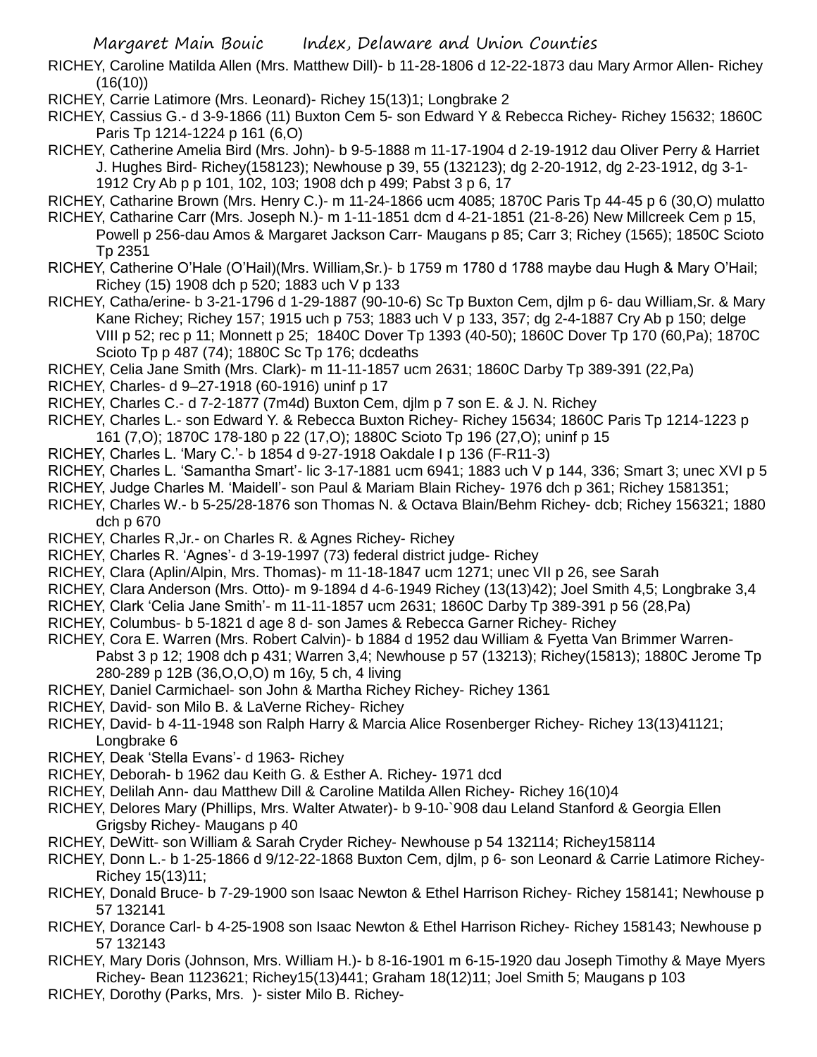RICHEY, Caroline Matilda Allen (Mrs. Matthew Dill)- b 11-28-1806 d 12-22-1873 dau Mary Armor Allen- Richey (16(10))

RICHEY, Carrie Latimore (Mrs. Leonard)- Richey 15(13)1; Longbrake 2

RICHEY, Cassius G.- d 3-9-1866 (11) Buxton Cem 5- son Edward Y & Rebecca Richey- Richey 15632; 1860C Paris Tp 1214-1224 p 161 (6,O)

RICHEY, Catherine Amelia Bird (Mrs. John)- b 9-5-1888 m 11-17-1904 d 2-19-1912 dau Oliver Perry & Harriet J. Hughes Bird- Richey(158123); Newhouse p 39, 55 (132123); dg 2-20-1912, dg 2-23-1912, dg 3-1-1912 Cry Ab p p 101, 102, 103; 1908 dch p 499; Pabst 3 p 6, 17

RICHEY, Catharine Brown (Mrs. Henry C.)- m 11-24-1866 ucm 4085; 1870C Paris Tp 44-45 p 6 (30,O) mulatto

RICHEY, Catharine Carr (Mrs. Joseph N.)- m 1-11-1851 dcm d 4-21-1851 (21-8-26) New Millcreek Cem p 15, Powell p 256-dau Amos & Margaret Jackson Carr- Maugans p 85; Carr 3; Richey (1565); 1850C Scioto Tp 2351

RICHEY, Catherine O'Hale (O'Hail)(Mrs. William,Sr.)- b 1759 m 1780 d 1788 maybe dau Hugh & Mary O'Hail; Richey (15) 1908 dch p 520; 1883 uch V p 133

RICHEY, Catha/erine- b 3-21-1796 d 1-29-1887 (90-10-6) Sc Tp Buxton Cem, djlm p 6- dau William,Sr. & Mary Kane Richey; Richey 157; 1915 uch p 753; 1883 uch V p 133, 357; dg 2-4-1887 Cry Ab p 150; delge VIII p 52; rec p 11; Monnett p 25; 1840C Dover Tp 1393 (40-50); 1860C Dover Tp 170 (60,Pa); 1870C Scioto Tp p 487 (74); 1880C Sc Tp 176; dcdeaths

RICHEY, Celia Jane Smith (Mrs. Clark)- m 11-11-1857 ucm 2631; 1860C Darby Tp 389-391 (22,Pa)

RICHEY, Charles- d 9–27-1918 (60-1916) uninf p 17

RICHEY, Charles C.- d 7-2-1877 (7m4d) Buxton Cem, djlm p 7 son E. & J. N. Richey

RICHEY, Charles L.- son Edward Y. & Rebecca Buxton Richey- Richey 15634; 1860C Paris Tp 1214-1223 p 161 (7,O); 1870C 178-180 p 22 (17,O); 1880C Scioto Tp 196 (27,O); uninf p 15

RICHEY, Charles L. 'Mary C.'- b 1854 d 9-27-1918 Oakdale I p 136 (F-R11-3)

RICHEY, Charles L. 'Samantha Smart'- lic 3-17-1881 ucm 6941; 1883 uch V p 144, 336; Smart 3; unec XVI p 5

RICHEY, Judge Charles M. 'Maidell'- son Paul & Mariam Blain Richey- 1976 dch p 361; Richey 1581351;

RICHEY, Charles W.- b 5-25/28-1876 son Thomas N. & Octava Blain/Behm Richey- dcb; Richey 156321; 1880 dch p 670

RICHEY, Charles R,Jr.- on Charles R. & Agnes Richey- Richey

RICHEY, Charles R. 'Agnes'- d 3-19-1997 (73) federal district judge- Richey

RICHEY, Clara (Aplin/Alpin, Mrs. Thomas)- m 11-18-1847 ucm 1271; unec VII p 26, see Sarah

RICHEY, Clara Anderson (Mrs. Otto)- m 9-1894 d 4-6-1949 Richey (13(13)42); Joel Smith 4,5; Longbrake 3,4

RICHEY, Clark 'Celia Jane Smith'- m 11-11-1857 ucm 2631; 1860C Darby Tp 389-391 p 56 (28,Pa)

RICHEY, Columbus- b 5-1821 d age 8 d- son James & Rebecca Garner Richey- Richey

RICHEY, Cora E. Warren (Mrs. Robert Calvin)- b 1884 d 1952 dau William & Fyetta Van Brimmer Warren- Pabst 3 p 12; 1908 dch p 431; Warren 3,4; Newhouse p 57 (13213); Richey(15813); 1880C Jerome Tp 280-289 p 12B (36,O,O,O) m 16y, 5 ch, 4 living

RICHEY, Daniel Carmichael- son John & Martha Richey Richey- Richey 1361

RICHEY, David- son Milo B. & LaVerne Richey- Richey

RICHEY, David- b 4-11-1948 son Ralph Harry & Marcia Alice Rosenberger Richey- Richey 13(13)41121; Longbrake 6

RICHEY, Deak 'Stella Evans'- d 1963- Richey

RICHEY, Deborah- b 1962 dau Keith G. & Esther A. Richey- 1971 dcd

RICHEY, Delilah Ann- dau Matthew Dill & Caroline Matilda Allen Richey- Richey 16(10)4

RICHEY, Delores Mary (Phillips, Mrs. Walter Atwater)- b 9-10-`908 dau Leland Stanford & Georgia Ellen Grigsby Richey- Maugans p 40

RICHEY, DeWitt- son William & Sarah Cryder Richey- Newhouse p 54 132114; Richey158114

RICHEY, Donn L.- b 1-25-1866 d 9/12-22-1868 Buxton Cem, djlm, p 6- son Leonard & Carrie Latimore Richey- Richey 15(13)11;

RICHEY, Donald Bruce- b 7-29-1900 son Isaac Newton & Ethel Harrison Richey- Richey 158141; Newhouse p 57 132141

RICHEY, Dorance Carl- b 4-25-1908 son Isaac Newton & Ethel Harrison Richey- Richey 158143; Newhouse p 57 132143

RICHEY, Mary Doris (Johnson, Mrs. William H.)- b 8-16-1901 m 6-15-1920 dau Joseph Timothy & Maye Myers Richey- Bean 1123621; Richey15(13)441; Graham 18(12)11; Joel Smith 5; Maugans p 103

RICHEY, Dorothy (Parks, Mrs. )- sister Milo B. Richey-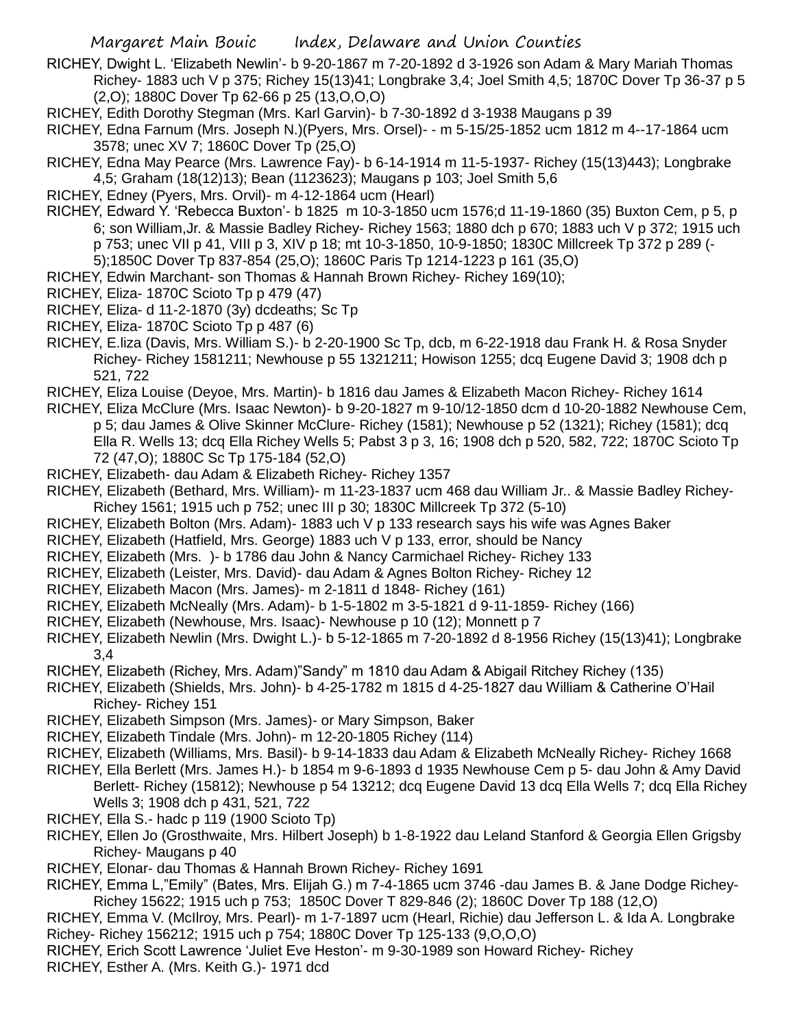RICHEY, Dwight L. 'Elizabeth Newlin'- b 9-20-1867 m 7-20-1892 d 3-1926 son Adam & Mary Mariah Thomas Richey- 1883 uch V p 375; Richey 15(13)41; Longbrake 3,4; Joel Smith 4,5; 1870C Dover Tp 36-37 p 5 (2,O); 1880C Dover Tp 62-66 p 25 (13,O,O,O)

RICHEY, Edith Dorothy Stegman (Mrs. Karl Garvin)- b 7-30-1892 d 3-1938 Maugans p 39

RICHEY, Edna Farnum (Mrs. Joseph N.)(Pyers, Mrs. Orsel)- - m 5-15/25-1852 ucm 1812 m 4--17-1864 ucm 3578; unec XV 7; 1860C Dover Tp (25,O)

RICHEY, Edna May Pearce (Mrs. Lawrence Fay)- b 6-14-1914 m 11-5-1937- Richey (15(13)443); Longbrake 4,5; Graham (18(12)13); Bean (1123623); Maugans p 103; Joel Smith 5,6

RICHEY, Edney (Pyers, Mrs. Orvil)- m 4-12-1864 ucm (Hearl)

RICHEY, Edward Y. 'Rebecca Buxton'- b 1825 m 10-3-1850 ucm 1576;d 11-19-1860 (35) Buxton Cem, p 5, p 6; son William,Jr. & Massie Badley Richey- Richey 1563; 1880 dch p 670; 1883 uch V p 372; 1915 uch p 753; unec VII p 41, VIII p 3, XIV p 18; mt 10-3-1850, 10-9-1850; 1830C Millcreek Tp 372 p 289 (-5);1850C Dover Tp 837-854 (25,O); 1860C Paris Tp 1214-1223 p 161 (35,O)

RICHEY, Edwin Marchant- son Thomas & Hannah Brown Richey- Richey 169(10);

RICHEY, Eliza- 1870C Scioto Tp p 479 (47)

RICHEY, Eliza- d 11-2-1870 (3y) dcdeaths; Sc Tp

RICHEY, Eliza- 1870C Scioto Tp p 487 (6)

RICHEY, E.liza (Davis, Mrs. William S.)- b 2-20-1900 Sc Tp, dcb, m 6-22-1918 dau Frank H. & Rosa Snyder Richey- Richey 1581211; Newhouse p 55 1321211; Howison 1255; dcq Eugene David 3; 1908 dch p 521, 722

RICHEY, Eliza Louise (Deyoe, Mrs. Martin)- b 1816 dau James & Elizabeth Macon Richey- Richey 1614

RICHEY, Eliza McClure (Mrs. Isaac Newton)- b 9-20-1827 m 9-10/12-1850 dcm d 10-20-1882 Newhouse Cem, p 5; dau James & Olive Skinner McClure- Richey (1581); Newhouse p 52 (1321); Richey (1581); dcq Ella R. Wells 13; dcq Ella Richey Wells 5; Pabst 3 p 3, 16; 1908 dch p 520, 582, 722; 1870C Scioto Tp 72 (47,O); 1880C Sc Tp 175-184 (52,O)

RICHEY, Elizabeth- dau Adam & Elizabeth Richey- Richey 1357

RICHEY, Elizabeth (Bethard, Mrs. William)- m 11-23-1837 ucm 468 dau William Jr.. & Massie Badley Richey- Richey 1561; 1915 uch p 752; unec III p 30; 1830C Millcreek Tp 372 (5-10)

RICHEY, Elizabeth Bolton (Mrs. Adam)- 1883 uch V p 133 research says his wife was Agnes Baker

RICHEY, Elizabeth (Hatfield, Mrs. George) 1883 uch V p 133, error, should be Nancy

RICHEY, Elizabeth (Mrs. )- b 1786 dau John & Nancy Carmichael Richey- Richey 133

RICHEY, Elizabeth (Leister, Mrs. David)- dau Adam & Agnes Bolton Richey- Richey 12

RICHEY, Elizabeth Macon (Mrs. James)- m 2-1811 d 1848- Richey (161)

RICHEY, Elizabeth McNeally (Mrs. Adam)- b 1-5-1802 m 3-5-1821 d 9-11-1859- Richey (166)

RICHEY, Elizabeth (Newhouse, Mrs. Isaac)- Newhouse p 10 (12); Monnett p 7

RICHEY, Elizabeth Newlin (Mrs. Dwight L.)- b 5-12-1865 m 7-20-1892 d 8-1956 Richey (15(13)41); Longbrake 3,4

RICHEY, Elizabeth (Richey, Mrs. Adam)"Sandy" m 1810 dau Adam & Abigail Ritchey Richey (135)

RICHEY, Elizabeth (Shields, Mrs. John)- b 4-25-1782 m 1815 d 4-25-1827 dau William & Catherine O'Hail Richey- Richey 151

RICHEY, Elizabeth Simpson (Mrs. James)- or Mary Simpson, Baker

RICHEY, Elizabeth Tindale (Mrs. John)- m 12-20-1805 Richey (114)

RICHEY, Elizabeth (Williams, Mrs. Basil)- b 9-14-1833 dau Adam & Elizabeth McNeally Richey- Richey 1668

RICHEY, Ella Berlett (Mrs. James H.)- b 1854 m 9-6-1893 d 1935 Newhouse Cem p 5- dau John & Amy David Berlett- Richey (15812); Newhouse p 54 13212; dcq Eugene David 13 dcq Ella Wells 7; dcq Ella Richey Wells 3; 1908 dch p 431, 521, 722

RICHEY, Ella S.- hadc p 119 (1900 Scioto Tp)

RICHEY, Ellen Jo (Grosthwaite, Mrs. Hilbert Joseph) b 1-8-1922 dau Leland Stanford & Georgia Ellen Grigsby Richey- Maugans p 40

RICHEY, Elonar- dau Thomas & Hannah Brown Richey- Richey 1691

RICHEY, Emma L,"Emily" (Bates, Mrs. Elijah G.) m 7-4-1865 ucm 3746 -dau James B. & Jane Dodge Richey- Richey 15622; 1915 uch p 753; 1850C Dover T 829-846 (2); 1860C Dover Tp 188 (12,O)

RICHEY, Emma V. (McIlroy, Mrs. Pearl)- m 1-7-1897 ucm (Hearl, Richie) dau Jefferson L. & Ida A. Longbrake Richey- Richey 156212; 1915 uch p 754; 1880C Dover Tp 125-133 (9,O,O,O)

RICHEY, Erich Scott Lawrence 'Juliet Eve Heston'- m 9-30-1989 son Howard Richey- Richey

RICHEY, Esther A. (Mrs. Keith G.)- 1971 dcd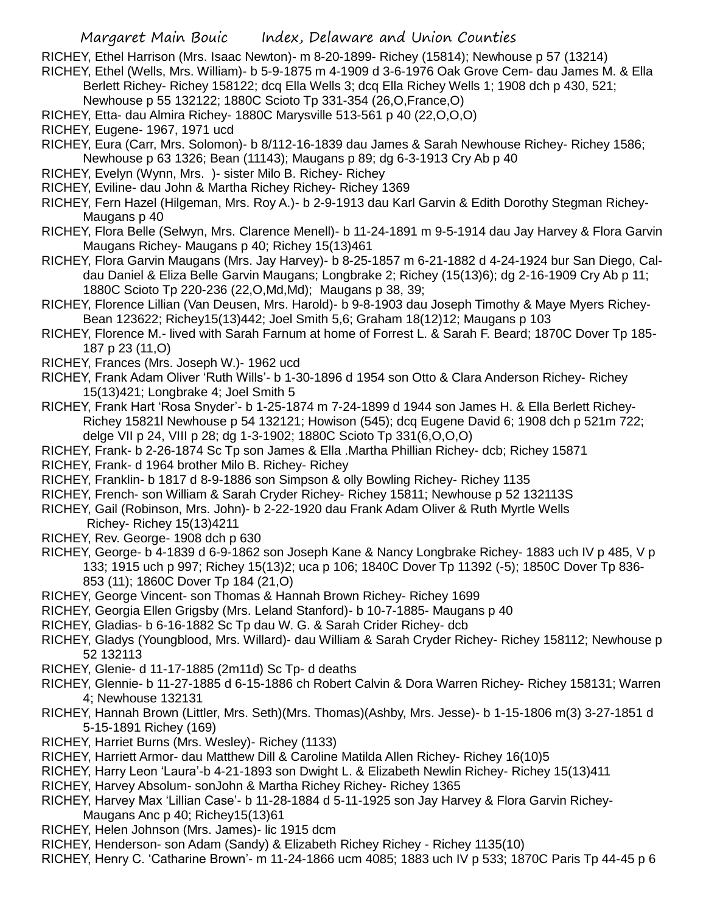RICHEY, Ethel Harrison (Mrs. Isaac Newton)- m 8-20-1899- Richey (15814); Newhouse p 57 (13214)

RICHEY, Ethel (Wells, Mrs. William)- b 5-9-1875 m 4-1909 d 3-6-1976 Oak Grove Cem- dau James M. & Ella Berlett Richey- Richey 158122; dcq Ella Wells 3; dcq Ella Richey Wells 1; 1908 dch p 430, 521; Newhouse p 55 132122; 1880C Scioto Tp 331-354 (26,O,France,O)

RICHEY, Etta- dau Almira Richey- 1880C Marysville 513-561 p 40 (22,O,O,O)

RICHEY, Eugene- 1967, 1971 ucd

RICHEY, Eura (Carr, Mrs. Solomon)- b 8/112-16-1839 dau James & Sarah Newhouse Richey- Richey 1586; Newhouse p 63 1326; Bean (11143); Maugans p 89; dg 6-3-1913 Cry Ab p 40

RICHEY, Evelyn (Wynn, Mrs. )- sister Milo B. Richey- Richey

RICHEY, Eviline- dau John & Martha Richey Richey- Richey 1369

RICHEY, Fern Hazel (Hilgeman, Mrs. Roy A.)- b 2-9-1913 dau Karl Garvin & Edith Dorothy Stegman Richey- Maugans p 40

RICHEY, Flora Belle (Selwyn, Mrs. Clarence Menell)- b 11-24-1891 m 9-5-1914 dau Jay Harvey & Flora Garvin Maugans Richey- Maugans p 40; Richey 15(13)461

RICHEY, Flora Garvin Maugans (Mrs. Jay Harvey)- b 8-25-1857 m 6-21-1882 d 4-24-1924 bur San Diego, Cal- dau Daniel & Eliza Belle Garvin Maugans; Longbrake 2; Richey (15(13)6); dg 2-16-1909 Cry Ab p 11; 1880C Scioto Tp 220-236 (22,O,Md,Md); Maugans p 38, 39;

RICHEY, Florence Lillian (Van Deusen, Mrs. Harold)- b 9-8-1903 dau Joseph Timothy & Maye Myers Richey- Bean 123622; Richey15(13)442; Joel Smith 5,6; Graham 18(12)12; Maugans p 103

RICHEY, Florence M.- lived with Sarah Farnum at home of Forrest L. & Sarah F. Beard; 1870C Dover Tp 185-187 p 23 (11,O)

RICHEY, Frances (Mrs. Joseph W.)- 1962 ucd

RICHEY, Frank Adam Oliver 'Ruth Wills'- b 1-30-1896 d 1954 son Otto & Clara Anderson Richey- Richey 15(13)421; Longbrake 4; Joel Smith 5

RICHEY, Frank Hart 'Rosa Snyder'- b 1-25-1874 m 7-24-1899 d 1944 son James H. & Ella Berlett Richey- Richey 15821l Newhouse p 54 132121; Howison (545); dcq Eugene David 6; 1908 dch p 521m 722; delge VII p 24, VIII p 28; dg 1-3-1902; 1880C Scioto Tp 331(6,O,O,O)

RICHEY, Frank- b 2-26-1874 Sc Tp son James & Ella .Martha Phillian Richey- dcb; Richey 15871

RICHEY, Frank- d 1964 brother Milo B. Richey- Richey

RICHEY, Franklin- b 1817 d 8-9-1886 son Simpson & olly Bowling Richey- Richey 1135

RICHEY, French- son William & Sarah Cryder Richey- Richey 15811; Newhouse p 52 132113S

RICHEY, Gail (Robinson, Mrs. John)- b 2-22-1920 dau Frank Adam Oliver & Ruth Myrtle Wells Richey- Richey 15(13)4211

RICHEY, Rev. George- 1908 dch p 630

RICHEY, George- b 4-1839 d 6-9-1862 son Joseph Kane & Nancy Longbrake Richey- 1883 uch IV p 485, V p 133; 1915 uch p 997; Richey 15(13)2; uca p 106; 1840C Dover Tp 11392 (-5); 1850C Dover Tp 836-853 (11); 1860C Dover Tp 184 (21,O)

RICHEY, George Vincent- son Thomas & Hannah Brown Richey- Richey 1699

RICHEY, Georgia Ellen Grigsby (Mrs. Leland Stanford)- b 10-7-1885- Maugans p 40

RICHEY, Gladias- b 6-16-1882 Sc Tp dau W. G. & Sarah Crider Richey- dcb

RICHEY, Gladys (Youngblood, Mrs. Willard)- dau William & Sarah Cryder Richey- Richey 158112; Newhouse p 52 132113

RICHEY, Glenie- d 11-17-1885 (2m11d) Sc Tp- d deaths

RICHEY, Glennie- b 11-27-1885 d 6-15-1886 ch Robert Calvin & Dora Warren Richey- Richey 158131; Warren 4; Newhouse 132131

RICHEY, Hannah Brown (Littler, Mrs. Seth)(Mrs. Thomas)(Ashby, Mrs. Jesse)- b 1-15-1806 m(3) 3-27-1851 d 5-15-1891 Richey (169)

RICHEY, Harriet Burns (Mrs. Wesley)- Richey (1133)

RICHEY, Harriett Armor- dau Matthew Dill & Caroline Matilda Allen Richey- Richey 16(10)5

RICHEY, Harry Leon 'Laura'-b 4-21-1893 son Dwight L. & Elizabeth Newlin Richey- Richey 15(13)411

RICHEY, Harvey Absolum- sonJohn & Martha Richey Richey- Richey 1365

RICHEY, Harvey Max 'Lillian Case'- b 11-28-1884 d 5-11-1925 son Jay Harvey & Flora Garvin Richey- Maugans Anc p 40; Richey15(13)61

RICHEY, Helen Johnson (Mrs. James)- lic 1915 dcm

RICHEY, Henderson- son Adam (Sandy) & Elizabeth Richey Richey - Richey 1135(10)

RICHEY, Henry C. 'Catharine Brown'- m 11-24-1866 ucm 4085; 1883 uch IV p 533; 1870C Paris Tp 44-45 p 6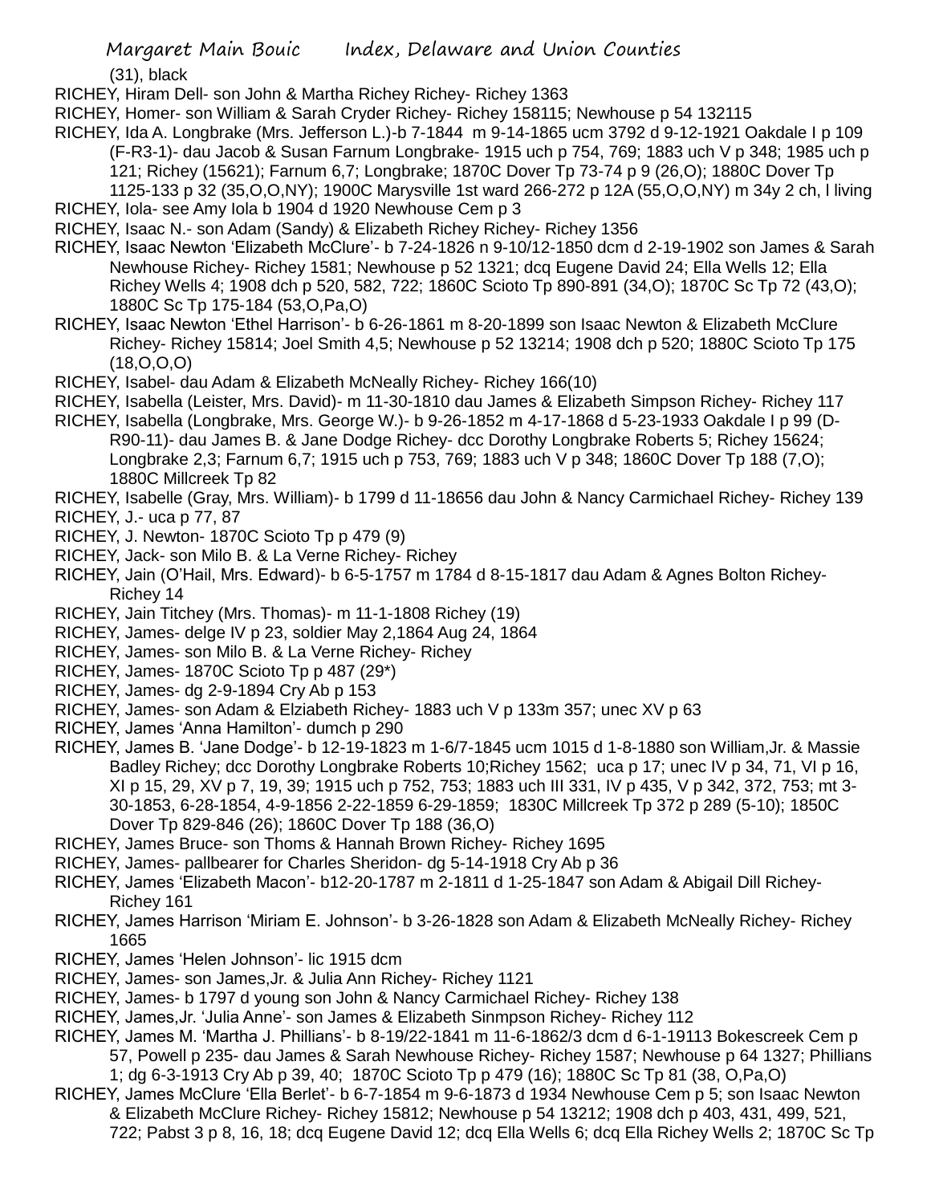(31), black

RICHEY, Hiram Dell- son John & Martha Richey Richey- Richey 1363

RICHEY, Homer- son William & Sarah Cryder Richey- Richey 158115; Newhouse p 54 132115

RICHEY, Ida A. Longbrake (Mrs. Jefferson L.)-b 7-1844 m 9-14-1865 ucm 3792 d 9-12-1921 Oakdale I p 109 (F-R3-1)- dau Jacob & Susan Farnum Longbrake- 1915 uch p 754, 769; 1883 uch V p 348; 1985 uch p 121; Richey (15621); Farnum 6,7; Longbrake; 1870C Dover Tp 73-74 p 9 (26,O); 1880C Dover Tp 1125-133 p 32 (35,O,O,NY); 1900C Marysville 1st ward 266-272 p 12A (55,O,O,NY) m 34y 2 ch, l living

RICHEY, Iola- see Amy Iola b 1904 d 1920 Newhouse Cem p 3

RICHEY, Isaac N.- son Adam (Sandy) & Elizabeth Richey Richey- Richey 1356

RICHEY, Isaac Newton 'Elizabeth McClure'- b 7-24-1826 n 9-10/12-1850 dcm d 2-19-1902 son James & Sarah Newhouse Richey- Richey 1581; Newhouse p 52 1321; dcq Eugene David 24; Ella Wells 12; Ella Richey Wells 4; 1908 dch p 520, 582, 722; 1860C Scioto Tp 890-891 (34,O); 1870C Sc Tp 72 (43,O); 1880C Sc Tp 175-184 (53,O,Pa,O)

RICHEY, Isaac Newton 'Ethel Harrison'- b 6-26-1861 m 8-20-1899 son Isaac Newton & Elizabeth McClure Richey- Richey 15814; Joel Smith 4,5; Newhouse p 52 13214; 1908 dch p 520; 1880C Scioto Tp 175 (18,O,O,O)

RICHEY, Isabel- dau Adam & Elizabeth McNeally Richey- Richey 166(10)

RICHEY, Isabella (Leister, Mrs. David)- m 11-30-1810 dau James & Elizabeth Simpson Richey- Richey 117

RICHEY, Isabella (Longbrake, Mrs. George W.)- b 9-26-1852 m 4-17-1868 d 5-23-1933 Oakdale I p 99 (D-R90-11)- dau James B. & Jane Dodge Richey- dcc Dorothy Longbrake Roberts 5; Richey 15624; Longbrake 2,3; Farnum 6,7; 1915 uch p 753, 769; 1883 uch V p 348; 1860C Dover Tp 188 (7,O); 1880C Millcreek Tp 82

RICHEY, Isabelle (Gray, Mrs. William)- b 1799 d 11-18656 dau John & Nancy Carmichael Richey- Richey 139

RICHEY, J.- uca p 77, 87

RICHEY, J. Newton- 1870C Scioto Tp p 479 (9)

RICHEY, Jack- son Milo B. & La Verne Richey- Richey

RICHEY, Jain (O'Hail, Mrs. Edward)- b 6-5-1757 m 1784 d 8-15-1817 dau Adam & Agnes Bolton Richey- Richey 14

RICHEY, Jain Titchey (Mrs. Thomas)- m 11-1-1808 Richey (19)

RICHEY, James- delge IV p 23, soldier May 2,1864 Aug 24, 1864

RICHEY, James- son Milo B. & La Verne Richey- Richey

RICHEY, James- 1870C Scioto Tp p 487 (29*)

RICHEY, James- dg 2-9-1894 Cry Ab p 153

RICHEY, James- son Adam & Elziabeth Richey- 1883 uch V p 133m 357; unec XV p 63

RICHEY, James 'Anna Hamilton'- dumch p 290

RICHEY, James B. 'Jane Dodge'- b 12-19-1823 m 1-6/7-1845 ucm 1015 d 1-8-1880 son William,Jr. & Massie Badley Richey; dcc Dorothy Longbrake Roberts 10;Richey 1562; uca p 17; unec IV p 34, 71, VI p 16, XI p 15, 29, XV p 7, 19, 39; 1915 uch p 752, 753; 1883 uch III 331, IV p 435, V p 342, 372, 753; mt 3-30-1853, 6-28-1854, 4-9-1856 2-22-1859 6-29-1859; 1830C Millcreek Tp 372 p 289 (5-10); 1850C Dover Tp 829-846 (26); 1860C Dover Tp 188 (36,O)

RICHEY, James Bruce- son Thoms & Hannah Brown Richey- Richey 1695

RICHEY, James- pallbearer for Charles Sheridon- dg 5-14-1918 Cry Ab p 36

RICHEY, James 'Elizabeth Macon'- b12-20-1787 m 2-1811 d 1-25-1847 son Adam & Abigail Dill Richey- Richey 161

RICHEY, James Harrison 'Miriam E. Johnson'- b 3-26-1828 son Adam & Elizabeth McNeally Richey- Richey 1665

RICHEY, James 'Helen Johnson'- lic 1915 dcm

RICHEY, James- son James,Jr. & Julia Ann Richey- Richey 1121

RICHEY, James- b 1797 d young son John & Nancy Carmichael Richey- Richey 138

RICHEY, James,Jr. 'Julia Anne'- son James & Elizabeth Sinmpson Richey- Richey 112

RICHEY, James M. 'Martha J. Phillians'- b 8-19/22-1841 m 11-6-1862/3 dcm d 6-1-19113 Bokescreek Cem p 57, Powell p 235- dau James & Sarah Newhouse Richey- Richey 1587; Newhouse p 64 1327; Phillians 1; dg 6-3-1913 Cry Ab p 39, 40; 1870C Scioto Tp p 479 (16); 1880C Sc Tp 81 (38, O,Pa,O)

RICHEY, James McClure 'Ella Berlet'- b 6-7-1854 m 9-6-1873 d 1934 Newhouse Cem p 5; son Isaac Newton & Elizabeth McClure Richey- Richey 15812; Newhouse p 54 13212; 1908 dch p 403, 431, 499, 521, 722; Pabst 3 p 8, 16, 18; dcq Eugene David 12; dcq Ella Wells 6; dcq Ella Richey Wells 2; 1870C Sc Tp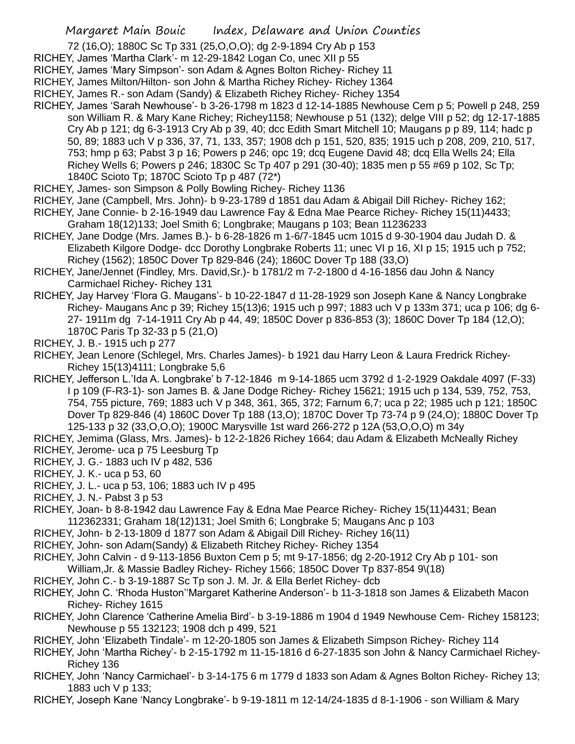72 (16,O); 1880C Sc Tp 331 (25,O,O,O); dg 2-9-1894 Cry Ab p 153

RICHEY, James 'Martha Clark'- m 12-29-1842 Logan Co, unec XII p 55

RICHEY, James 'Mary Simpson'- son Adam & Agnes Bolton Richey- Richey 11

RICHEY, James Milton/Hilton- son John & Martha Richey Richey- Richey 1364

RICHEY, James R.- son Adam (Sandy) & Elizabeth Richey Richey- Richey 1354

RICHEY, James 'Sarah Newhouse'- b 3-26-1798 m 1823 d 12-14-1885 Newhouse Cem p 5; Powell p 248, 259 son William R. & Mary Kane Richey; Richey1158; Newhouse p 51 (132); delge VIII p 52; dg 12-17-1885 Cry Ab p 121; dg 6-3-1913 Cry Ab p 39, 40; dcc Edith Smart Mitchell 10; Maugans p p 89, 114; hadc p 50, 89; 1883 uch V p 336, 37, 71, 133, 357; 1908 dch p 151, 520, 835; 1915 uch p 208, 209, 210, 517, 753; hmp p 63; Pabst 3 p 16; Powers p 246; opc 19; dcq Eugene David 48; dcq Ella Wells 24; Ella Richey Wells 6; Powers p 246; 1830C Sc Tp 407 p 291 (30-40); 1835 men p 55 #69 p 102, Sc Tp; 1840C Scioto Tp; 1870C Scioto Tp p 487 (72*)

RICHEY, James- son Simpson & Polly Bowling Richey- Richey 1136

RICHEY, Jane (Campbell, Mrs. John)- b 9-23-1789 d 1851 dau Adam & Abigail Dill Richey- Richey 162;

RICHEY, Jane Connie- b 2-16-1949 dau Lawrence Fay & Edna Mae Pearce Richey- Richey 15(11)4433; Graham 18(12)133; Joel Smith 6; Longbrake; Maugans p 103; Bean 11236233

RICHEY, Jane Dodge (Mrs. James B.)- b 6-28-1826 m 1-6/7-1845 ucm 1015 d 9-30-1904 dau Judah D. & Elizabeth Kilgore Dodge- dcc Dorothy Longbrake Roberts 11; unec VI p 16, XI p 15; 1915 uch p 752; Richey (1562); 1850C Dover Tp 829-846 (24); 1860C Dover Tp 188 (33,O)

RICHEY, Jane/Jennet (Findley, Mrs. David,Sr.)- b 1781/2 m 7-2-1800 d 4-16-1856 dau John & Nancy Carmichael Richey- Richey 131

RICHEY, Jay Harvey 'Flora G. Maugans'- b 10-22-1847 d 11-28-1929 son Joseph Kane & Nancy Longbrake Richey- Maugans Anc p 39; Richey 15(13)6; 1915 uch p 997; 1883 uch V p 133m 371; uca p 106; dg 6-27- 1911m dg 7-14-1911 Cry Ab p 44, 49; 1850C Dover p 836-853 (3); 1860C Dover Tp 184 (12,O); 1870C Paris Tp 32-33 p 5 (21,O)

RICHEY, J. B.- 1915 uch p 277

RICHEY, Jean Lenore (Schlegel, Mrs. Charles James)- b 1921 dau Harry Leon & Laura Fredrick Richey- Richey 15(13)4111; Longbrake 5,6

RICHEY, Jefferson L.'Ida A. Longbrake' b 7-12-1846 m 9-14-1865 ucm 3792 d 1-2-1929 Oakdale 4097 (F-33) I p 109 (F-R3-1)- son James B. & Jane Dodge Richey- Richey 15621; 1915 uch p 134, 539, 752, 753, 754, 755 picture, 769; 1883 uch V p 348, 361, 365, 372; Farnum 6,7; uca p 22; 1985 uch p 121; 1850C Dover Tp 829-846 (4) 1860C Dover Tp 188 (13,O); 1870C Dover Tp 73-74 p 9 (24,O); 1880C Dover Tp 125-133 p 32 (33,O,O,O); 1900C Marysville 1st ward 266-272 p 12A (53,O,O,O) m 34y

RICHEY, Jemima (Glass, Mrs. James)- b 12-2-1826 Richey 1664; dau Adam & Elizabeth McNeally Richey

RICHEY, Jerome- uca p 75 Leesburg Tp

RICHEY, J. G.- 1883 uch IV p 482, 536

RICHEY, J. K.- uca p 53, 60

RICHEY, J. L.- uca p 53, 106; 1883 uch IV p 495

RICHEY, J. N.- Pabst 3 p 53

RICHEY, Joan- b 8-8-1942 dau Lawrence Fay & Edna Mae Pearce Richey- Richey 15(11)4431; Bean 112362331; Graham 18(12)131; Joel Smith 6; Longbrake 5; Maugans Anc p 103

RICHEY, John- b 2-13-1809 d 1877 son Adam & Abigail Dill Richey- Richey 16(11)

RICHEY, John- son Adam(Sandy) & Elizabeth Ritchey Richey- Richey 1354

RICHEY, John Calvin - d 9-113-1856 Buxton Cem p 5; mt 9-17-1856; dg 2-20-1912 Cry Ab p 101- son William,Jr. & Massie Badley Richey- Richey 1566; 1850C Dover Tp 837-854 9\(18)

RICHEY, John C.- b 3-19-1887 Sc Tp son J. M. Jr. & Ella Berlet Richey- dcb

RICHEY, John C. 'Rhoda Huston''Margaret Katherine Anderson'- b 11-3-1818 son James & Elizabeth Macon Richey- Richey 1615

RICHEY, John Clarence 'Catherine Amelia Bird'- b 3-19-1886 m 1904 d 1949 Newhouse Cem- Richey 158123; Newhouse p 55 132123; 1908 dch p 499, 521

RICHEY, John 'Elizabeth Tindale'- m 12-20-1805 son James & Elizabeth Simpson Richey- Richey 114

RICHEY, John 'Martha Richey'- b 2-15-1792 m 11-15-1816 d 6-27-1835 son John & Nancy Carmichael Richey- Richey 136

RICHEY, John 'Nancy Carmichael'- b 3-14-175 6 m 1779 d 1833 son Adam & Agnes Bolton Richey- Richey 13; 1883 uch V p 133;

RICHEY, Joseph Kane 'Nancy Longbrake'- b 9-19-1811 m 12-14/24-1835 d 8-1-1906 - son William & Mary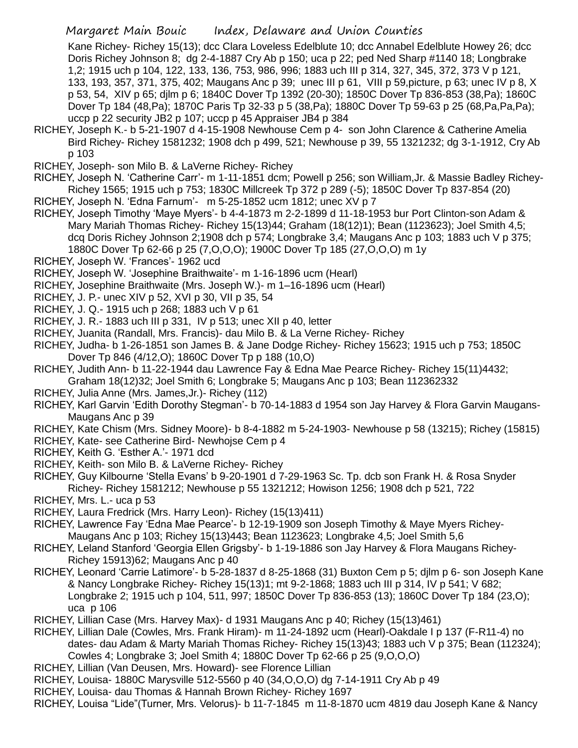Kane Richey- Richey 15(13); dcc Clara Loveless Edelblute 10; dcc Annabel Edelblute Howey 26; dcc Doris Richey Johnson 8; dg 2-4-1887 Cry Ab p 150; uca p 22; ped Ned Sharp #1140 18; Longbrake 1,2; 1915 uch p 104, 122, 133, 136, 753, 986, 996; 1883 uch III p 314, 327, 345, 372, 373 V p 121, 133, 193, 357, 371, 375, 402; Maugans Anc p 39; unec III p 61, VIII p 59,picture, p 63; unec IV p 8, X p 53, 54, XIV p 65; djlm p 6; 1840C Dover Tp 1392 (20-30); 1850C Dover Tp 836-853 (38,Pa); 1860C Dover Tp 184 (48,Pa); 1870C Paris Tp 32-33 p 5 (38,Pa); 1880C Dover Tp 59-63 p 25 (68,Pa,Pa,Pa); uccp p 22 security JB2 p 107; uccp p 45 Appraiser JB4 p 384

RICHEY, Joseph K.- b 5-21-1907 d 4-15-1908 Newhouse Cem p 4- son John Clarence & Catherine Amelia Bird Richey- Richey 1581232; 1908 dch p 499, 521; Newhouse p 39, 55 1321232; dg 3-1-1912, Cry Ab p 103

RICHEY, Joseph- son Milo B. & LaVerne Richey- Richey

RICHEY, Joseph N. 'Catherine Carr'- m 1-11-1851 dcm; Powell p 256; son William,Jr. & Massie Badley Richey- Richey 1565; 1915 uch p 753; 1830C Millcreek Tp 372 p 289 (-5); 1850C Dover Tp 837-854 (20)

RICHEY, Joseph N. 'Edna Farnum'- m 5-25-1852 ucm 1812; unec XV p 7

RICHEY, Joseph Timothy 'Maye Myers'- b 4-4-1873 m 2-2-1899 d 11-18-1953 bur Port Clinton-son Adam & Mary Mariah Thomas Richey- Richey 15(13)44; Graham (18(12)1); Bean (1123623); Joel Smith 4,5; dcq Doris Richey Johnson 2;1908 dch p 574; Longbrake 3,4; Maugans Anc p 103; 1883 uch V p 375; 1880C Dover Tp 62-66 p 25 (7,O,O,O); 1900C Dover Tp 185 (27,O,O,O) m 1y

RICHEY, Joseph W. 'Frances'- 1962 ucd

RICHEY, Joseph W. 'Josephine Braithwaite'- m 1-16-1896 ucm (Hearl)

RICHEY, Josephine Braithwaite (Mrs. Joseph W.)- m 1–16-1896 ucm (Hearl)

RICHEY, J. P.- unec XIV p 52, XVI p 30, VII p 35, 54

RICHEY, J. Q.- 1915 uch p 268; 1883 uch V p 61

RICHEY, J. R.- 1883 uch III p 331, IV p 513; unec XII p 40, letter

RICHEY, Juanita (Randall, Mrs. Francis)- dau Milo B. & La Verne Richey- Richey

RICHEY, Judha- b 1-26-1851 son James B. & Jane Dodge Richey- Richey 15623; 1915 uch p 753; 1850C Dover Tp 846 (4/12,O); 1860C Dover Tp p 188 (10,O)

RICHEY, Judith Ann- b 11-22-1944 dau Lawrence Fay & Edna Mae Pearce Richey- Richey 15(11)4432; Graham 18(12)32; Joel Smith 6; Longbrake 5; Maugans Anc p 103; Bean 112362332

RICHEY, Julia Anne (Mrs. James,Jr.)- Richey (112)

RICHEY, Karl Garvin 'Edith Dorothy Stegman'- b 70-14-1883 d 1954 son Jay Harvey & Flora Garvin Maugans- Maugans Anc p 39

RICHEY, Kate Chism (Mrs. Sidney Moore)- b 8-4-1882 m 5-24-1903- Newhouse p 58 (13215); Richey (15815)

RICHEY, Kate- see Catherine Bird- Newhojse Cem p 4

RICHEY, Keith G. 'Esther A.'- 1971 dcd

RICHEY, Keith- son Milo B. & LaVerne Richey- Richey

RICHEY, Guy Kilbourne 'Stella Evans' b 9-20-1901 d 7-29-1963 Sc. Tp. dcb son Frank H. & Rosa Snyder Richey- Richey 1581212; Newhouse p 55 1321212; Howison 1256; 1908 dch p 521, 722

RICHEY, Mrs. L.- uca p 53

RICHEY, Laura Fredrick (Mrs. Harry Leon)- Richey (15(13)411)

RICHEY, Lawrence Fay 'Edna Mae Pearce'- b 12-19-1909 son Joseph Timothy & Maye Myers Richey- Maugans Anc p 103; Richey 15(13)443; Bean 1123623; Longbrake 4,5; Joel Smith 5,6

RICHEY, Leland Stanford 'Georgia Ellen Grigsby'- b 1-19-1886 son Jay Harvey & Flora Maugans Richey- Richey 15913)62; Maugans Anc p 40

RICHEY, Leonard 'Carrie Latimore'- b 5-28-1837 d 8-25-1868 (31) Buxton Cem p 5; djlm p 6- son Joseph Kane & Nancy Longbrake Richey- Richey 15(13)1; mt 9-2-1868; 1883 uch III p 314, IV p 541; V 682; Longbrake 2; 1915 uch p 104, 511, 997; 1850C Dover Tp 836-853 (13); 1860C Dover Tp 184 (23,O); uca p 106

RICHEY, Lillian Case (Mrs. Harvey Max)- d 1931 Maugans Anc p 40; Richey (15(13)461)

RICHEY, Lillian Dale (Cowles, Mrs. Frank Hiram)- m 11-24-1892 ucm (Hearl)-Oakdale I p 137 (F-R11-4) no dates- dau Adam & Marty Mariah Thomas Richey- Richey 15(13)43; 1883 uch V p 375; Bean (112324); Cowles 4; Longbrake 3; Joel Smith 4; 1880C Dover Tp 62-66 p 25 (9,O,O,O)

RICHEY, Lillian (Van Deusen, Mrs. Howard)- see Florence Lillian

RICHEY, Louisa- 1880C Marysville 512-5560 p 40 (34,O,O,O) dg 7-14-1911 Cry Ab p 49

RICHEY, Louisa- dau Thomas & Hannah Brown Richey- Richey 1697

RICHEY, Louisa "Lide"(Turner, Mrs. Velorus)- b 11-7-1845 m 11-8-1870 ucm 4819 dau Joseph Kane & Nancy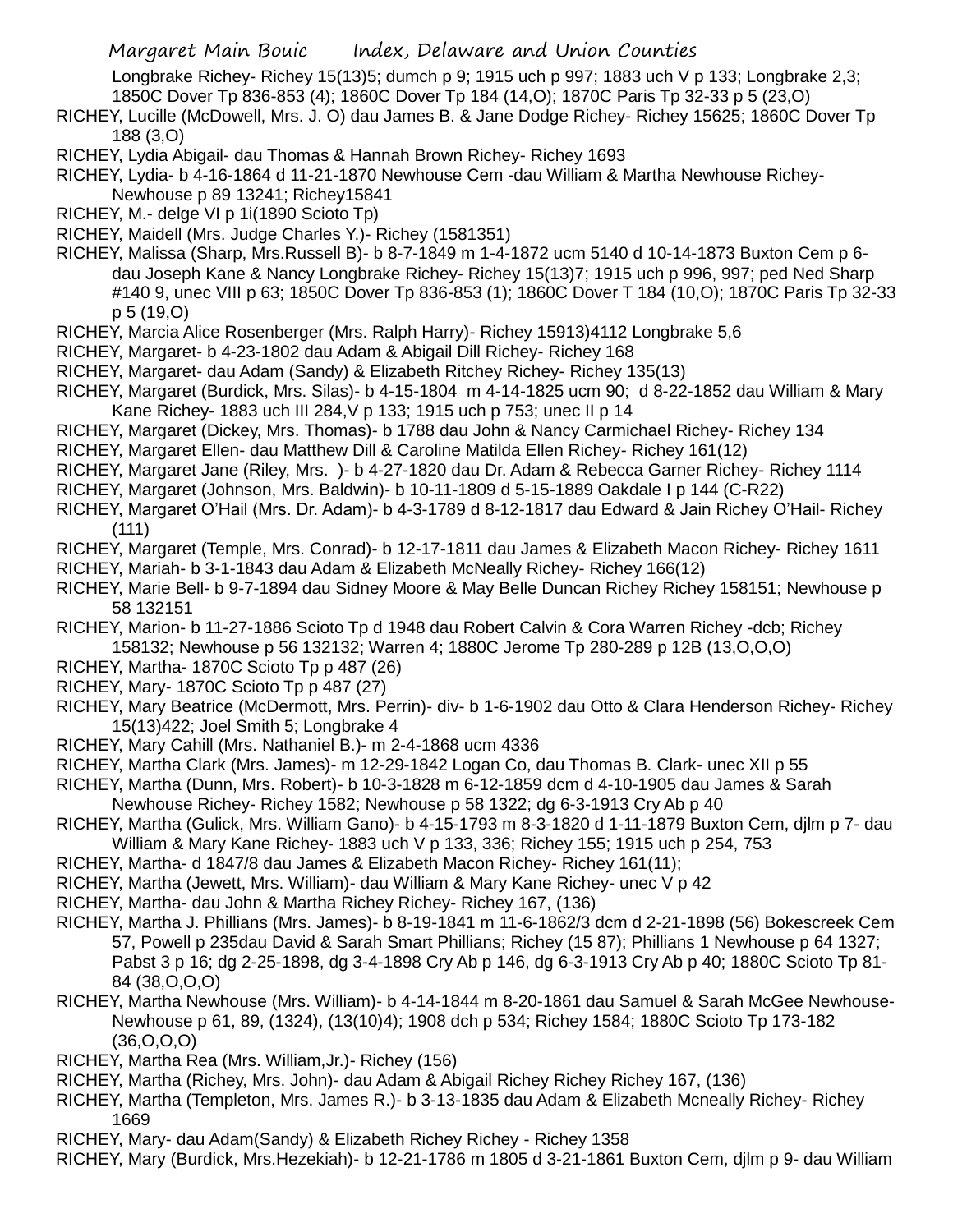Longbrake Richey- Richey 15(13)5; dumch p 9; 1915 uch p 997; 1883 uch V p 133; Longbrake 2,3; 1850C Dover Tp 836-853 (4); 1860C Dover Tp 184 (14,O); 1870C Paris Tp 32-33 p 5 (23,O)

RICHEY, Lucille (McDowell, Mrs. J. O) dau James B. & Jane Dodge Richey- Richey 15625; 1860C Dover Tp 188 (3,O)

RICHEY, Lydia Abigail- dau Thomas & Hannah Brown Richey- Richey 1693

RICHEY, Lydia- b 4-16-1864 d 11-21-1870 Newhouse Cem -dau William & Martha Newhouse Richey- Newhouse p 89 13241; Richey15841

RICHEY, M.- delge VI p 1i(1890 Scioto Tp)

RICHEY, Maidell (Mrs. Judge Charles Y.)- Richey (1581351)

RICHEY, Malissa (Sharp, Mrs.Russell B)- b 8-7-1849 m 1-4-1872 ucm 5140 d 10-14-1873 Buxton Cem p 6- dau Joseph Kane & Nancy Longbrake Richey- Richey 15(13)7; 1915 uch p 996, 997; ped Ned Sharp #140 9, unec VIII p 63; 1850C Dover Tp 836-853 (1); 1860C Dover T 184 (10,O); 1870C Paris Tp 32-33 p 5 (19,O)

RICHEY, Marcia Alice Rosenberger (Mrs. Ralph Harry)- Richey 15913)4112 Longbrake 5,6

RICHEY, Margaret- b 4-23-1802 dau Adam & Abigail Dill Richey- Richey 168

RICHEY, Margaret- dau Adam (Sandy) & Elizabeth Ritchey Richey- Richey 135(13)

RICHEY, Margaret (Burdick, Mrs. Silas)- b 4-15-1804 m 4-14-1825 ucm 90; d 8-22-1852 dau William & Mary Kane Richey- 1883 uch III 284,V p 133; 1915 uch p 753; unec II p 14

RICHEY, Margaret (Dickey, Mrs. Thomas)- b 1788 dau John & Nancy Carmichael Richey- Richey 134

RICHEY, Margaret Ellen- dau Matthew Dill & Caroline Matilda Ellen Richey- Richey 161(12)

RICHEY, Margaret Jane (Riley, Mrs. )- b 4-27-1820 dau Dr. Adam & Rebecca Garner Richey- Richey 1114

RICHEY, Margaret (Johnson, Mrs. Baldwin)- b 10-11-1809 d 5-15-1889 Oakdale I p 144 (C-R22)

RICHEY, Margaret O'Hail (Mrs. Dr. Adam)- b 4-3-1789 d 8-12-1817 dau Edward & Jain Richey O'Hail- Richey (111)

RICHEY, Margaret (Temple, Mrs. Conrad)- b 12-17-1811 dau James & Elizabeth Macon Richey- Richey 1611

RICHEY, Mariah- b 3-1-1843 dau Adam & Elizabeth McNeally Richey- Richey 166(12)

RICHEY, Marie Bell- b 9-7-1894 dau Sidney Moore & May Belle Duncan Richey Richey 158151; Newhouse p 58 132151

RICHEY, Marion- b 11-27-1886 Scioto Tp d 1948 dau Robert Calvin & Cora Warren Richey -dcb; Richey 158132; Newhouse p 56 132132; Warren 4; 1880C Jerome Tp 280-289 p 12B (13,O,O,O)

RICHEY, Martha- 1870C Scioto Tp p 487 (26)

RICHEY, Mary- 1870C Scioto Tp p 487 (27)

RICHEY, Mary Beatrice (McDermott, Mrs. Perrin)- div- b 1-6-1902 dau Otto & Clara Henderson Richey- Richey 15(13)422; Joel Smith 5; Longbrake 4

RICHEY, Mary Cahill (Mrs. Nathaniel B.)- m 2-4-1868 ucm 4336

RICHEY, Martha Clark (Mrs. James)- m 12-29-1842 Logan Co, dau Thomas B. Clark- unec XII p 55

RICHEY, Martha (Dunn, Mrs. Robert)- b 10-3-1828 m 6-12-1859 dcm d 4-10-1905 dau James & Sarah Newhouse Richey- Richey 1582; Newhouse p 58 1322; dg 6-3-1913 Cry Ab p 40

RICHEY, Martha (Gulick, Mrs. William Gano)- b 4-15-1793 m 8-3-1820 d 1-11-1879 Buxton Cem, djlm p 7- dau William & Mary Kane Richey- 1883 uch V p 133, 336; Richey 155; 1915 uch p 254, 753

RICHEY, Martha- d 1847/8 dau James & Elizabeth Macon Richey- Richey 161(11);

RICHEY, Martha (Jewett, Mrs. William)- dau William & Mary Kane Richey- unec V p 42

RICHEY, Martha- dau John & Martha Richey Richey- Richey 167, (136)

RICHEY, Martha J. Phillians (Mrs. James)- b 8-19-1841 m 11-6-1862/3 dcm d 2-21-1898 (56) Bokescreek Cem 57, Powell p 235dau David & Sarah Smart Phillians; Richey (15 87); Phillians 1 Newhouse p 64 1327; Pabst 3 p 16; dg 2-25-1898, dg 3-4-1898 Cry Ab p 146, dg 6-3-1913 Cry Ab p 40; 1880C Scioto Tp 81-84 (38,O,O,O)

RICHEY, Martha Newhouse (Mrs. William)- b 4-14-1844 m 8-20-1861 dau Samuel & Sarah McGee Newhouse- Newhouse p 61, 89, (1324), (13(10)4); 1908 dch p 534; Richey 1584; 1880C Scioto Tp 173-182 (36,O,O,O)

RICHEY, Martha Rea (Mrs. William,Jr.)- Richey (156)

RICHEY, Martha (Richey, Mrs. John)- dau Adam & Abigail Richey Richey Richey 167, (136)

RICHEY, Martha (Templeton, Mrs. James R.)- b 3-13-1835 dau Adam & Elizabeth Mcneally Richey- Richey 1669

RICHEY, Mary- dau Adam(Sandy) & Elizabeth Richey Richey - Richey 1358

RICHEY, Mary (Burdick, Mrs.Hezekiah)- b 12-21-1786 m 1805 d 3-21-1861 Buxton Cem, djlm p 9- dau William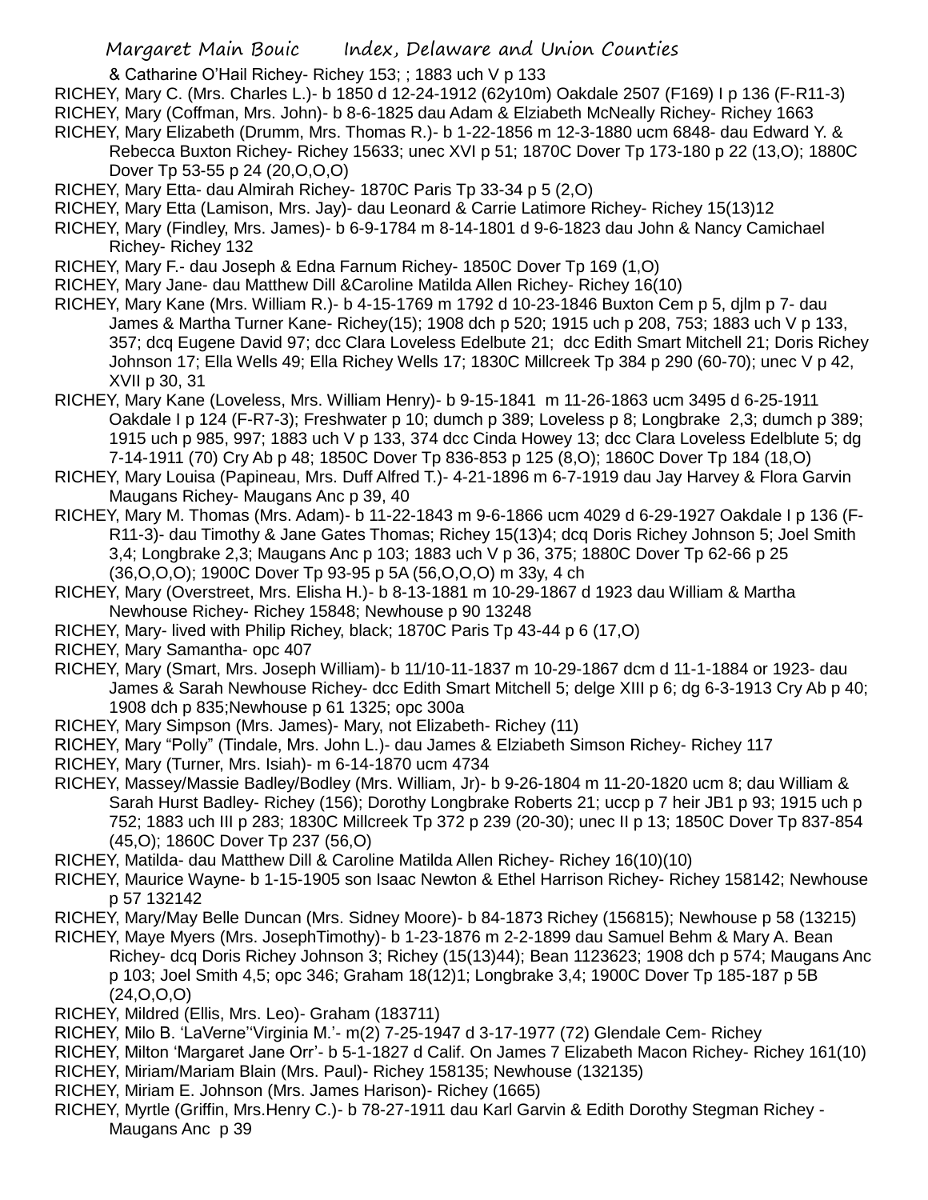& Catharine O'Hail Richey- Richey 153; ; 1883 uch V p 133

RICHEY, Mary C. (Mrs. Charles L.)- b 1850 d 12-24-1912 (62y10m) Oakdale 2507 (F169) I p 136 (F-R11-3)

RICHEY, Mary (Coffman, Mrs. John)- b 8-6-1825 dau Adam & Elziabeth McNeally Richey- Richey 1663

RICHEY, Mary Elizabeth (Drumm, Mrs. Thomas R.)- b 1-22-1856 m 12-3-1880 ucm 6848- dau Edward Y. & Rebecca Buxton Richey- Richey 15633; unec XVI p 51; 1870C Dover Tp 173-180 p 22 (13,O); 1880C Dover Tp 53-55 p 24 (20,O,O,O)

RICHEY, Mary Etta- dau Almirah Richey- 1870C Paris Tp 33-34 p 5 (2,O)

RICHEY, Mary Etta (Lamison, Mrs. Jay)- dau Leonard & Carrie Latimore Richey- Richey 15(13)12

RICHEY, Mary (Findley, Mrs. James)- b 6-9-1784 m 8-14-1801 d 9-6-1823 dau John & Nancy Camichael Richey- Richey 132

RICHEY, Mary F.- dau Joseph & Edna Farnum Richey- 1850C Dover Tp 169 (1,O)

RICHEY, Mary Jane- dau Matthew Dill &Caroline Matilda Allen Richey- Richey 16(10)

RICHEY, Mary Kane (Mrs. William R.)- b 4-15-1769 m 1792 d 10-23-1846 Buxton Cem p 5, djlm p 7- dau James & Martha Turner Kane- Richey(15); 1908 dch p 520; 1915 uch p 208, 753; 1883 uch V p 133, 357; dcq Eugene David 97; dcc Clara Loveless Edelbute 21; dcc Edith Smart Mitchell 21; Doris Richey Johnson 17; Ella Wells 49; Ella Richey Wells 17; 1830C Millcreek Tp 384 p 290 (60-70); unec V p 42, XVII p 30, 31

RICHEY, Mary Kane (Loveless, Mrs. William Henry)- b 9-15-1841 m 11-26-1863 ucm 3495 d 6-25-1911 Oakdale I p 124 (F-R7-3); Freshwater p 10; dumch p 389; Loveless p 8; Longbrake 2,3; dumch p 389; 1915 uch p 985, 997; 1883 uch V p 133, 374 dcc Cinda Howey 13; dcc Clara Loveless Edelblute 5; dg 7-14-1911 (70) Cry Ab p 48; 1850C Dover Tp 836-853 p 125 (8,O); 1860C Dover Tp 184 (18,O)

RICHEY, Mary Louisa (Papineau, Mrs. Duff Alfred T.)- 4-21-1896 m 6-7-1919 dau Jay Harvey & Flora Garvin Maugans Richey- Maugans Anc p 39, 40

RICHEY, Mary M. Thomas (Mrs. Adam)- b 11-22-1843 m 9-6-1866 ucm 4029 d 6-29-1927 Oakdale I p 136 (F-R11-3)- dau Timothy & Jane Gates Thomas; Richey 15(13)4; dcq Doris Richey Johnson 5; Joel Smith 3,4; Longbrake 2,3; Maugans Anc p 103; 1883 uch V p 36, 375; 1880C Dover Tp 62-66 p 25 (36,O,O,O); 1900C Dover Tp 93-95 p 5A (56,O,O,O) m 33y, 4 ch

RICHEY, Mary (Overstreet, Mrs. Elisha H.)- b 8-13-1881 m 10-29-1867 d 1923 dau William & Martha Newhouse Richey- Richey 15848; Newhouse p 90 13248

RICHEY, Mary- lived with Philip Richey, black; 1870C Paris Tp 43-44 p 6 (17,O)

RICHEY, Mary Samantha- opc 407

RICHEY, Mary (Smart, Mrs. Joseph William)- b 11/10-11-1837 m 10-29-1867 dcm d 11-1-1884 or 1923- dau James & Sarah Newhouse Richey- dcc Edith Smart Mitchell 5; delge XIII p 6; dg 6-3-1913 Cry Ab p 40; 1908 dch p 835;Newhouse p 61 1325; opc 300a

RICHEY, Mary Simpson (Mrs. James)- Mary, not Elizabeth- Richey (11)

RICHEY, Mary "Polly" (Tindale, Mrs. John L.)- dau James & Elziabeth Simson Richey- Richey 117

RICHEY, Mary (Turner, Mrs. Isiah)- m 6-14-1870 ucm 4734

RICHEY, Massey/Massie Badley/Bodley (Mrs. William, Jr)- b 9-26-1804 m 11-20-1820 ucm 8; dau William & Sarah Hurst Badley- Richey (156); Dorothy Longbrake Roberts 21; uccp p 7 heir JB1 p 93; 1915 uch p 752; 1883 uch III p 283; 1830C Millcreek Tp 372 p 239 (20-30); unec II p 13; 1850C Dover Tp 837-854 (45,O); 1860C Dover Tp 237 (56,O)

RICHEY, Matilda- dau Matthew Dill & Caroline Matilda Allen Richey- Richey 16(10)(10)

RICHEY, Maurice Wayne- b 1-15-1905 son Isaac Newton & Ethel Harrison Richey- Richey 158142; Newhouse p 57 132142

RICHEY, Mary/May Belle Duncan (Mrs. Sidney Moore)- b 84-1873 Richey (156815); Newhouse p 58 (13215)

RICHEY, Maye Myers (Mrs. JosephTimothy)- b 1-23-1876 m 2-2-1899 dau Samuel Behm & Mary A. Bean Richey- dcq Doris Richey Johnson 3; Richey (15(13)44); Bean 1123623; 1908 dch p 574; Maugans Anc p 103; Joel Smith 4,5; opc 346; Graham 18(12)1; Longbrake 3,4; 1900C Dover Tp 185-187 p 5B (24,O,O,O)

RICHEY, Mildred (Ellis, Mrs. Leo)- Graham (183711)

RICHEY, Milo B. 'LaVerne''Virginia M.'- m(2) 7-25-1947 d 3-17-1977 (72) Glendale Cem- Richey

RICHEY, Milton 'Margaret Jane Orr'- b 5-1-1827 d Calif. On James 7 Elizabeth Macon Richey- Richey 161(10)

RICHEY, Miriam/Mariam Blain (Mrs. Paul)- Richey 158135; Newhouse (132135)

RICHEY, Miriam E. Johnson (Mrs. James Harison)- Richey (1665)

RICHEY, Myrtle (Griffin, Mrs.Henry C.)- b 78-27-1911 dau Karl Garvin & Edith Dorothy Stegman Richey - Maugans Anc p 39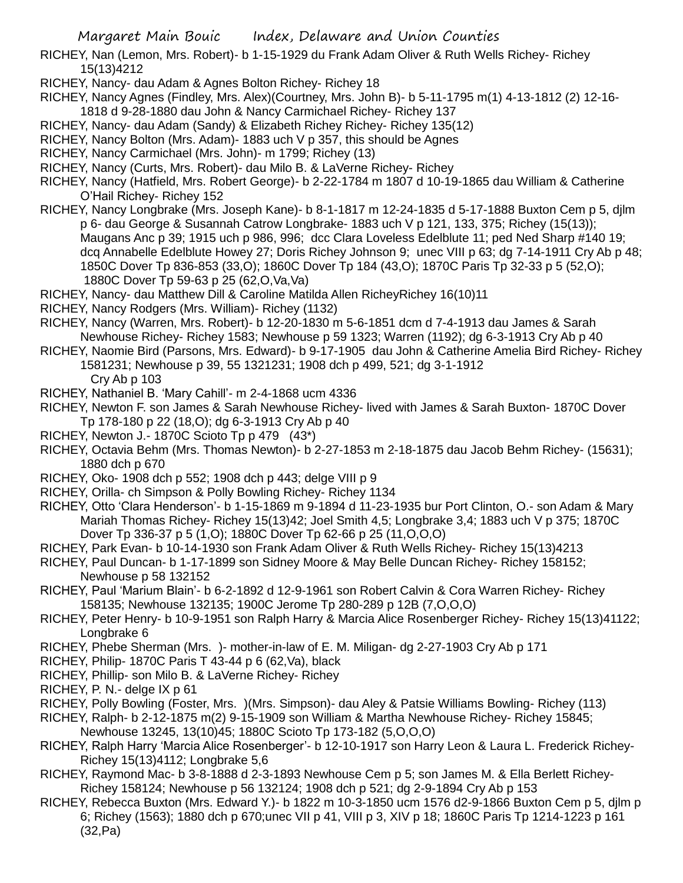RICHEY, Nan (Lemon, Mrs. Robert)- b 1-15-1929 du Frank Adam Oliver & Ruth Wells Richey- Richey 15(13)4212

RICHEY, Nancy- dau Adam & Agnes Bolton Richey- Richey 18

RICHEY, Nancy Agnes (Findley, Mrs. Alex)(Courtney, Mrs. John B)- b 5-11-1795 m(1) 4-13-1812 (2) 12-16-1818 d 9-28-1880 dau John & Nancy Carmichael Richey- Richey 137

RICHEY, Nancy- dau Adam (Sandy) & Elizabeth Richey Richey- Richey 135(12)

RICHEY, Nancy Bolton (Mrs. Adam)- 1883 uch V p 357, this should be Agnes

RICHEY, Nancy Carmichael (Mrs. John)- m 1799; Richey (13)

RICHEY, Nancy (Curts, Mrs. Robert)- dau Milo B. & LaVerne Richey- Richey

RICHEY, Nancy (Hatfield, Mrs. Robert George)- b 2-22-1784 m 1807 d 10-19-1865 dau William & Catherine O'Hail Richey- Richey 152

RICHEY, Nancy Longbrake (Mrs. Joseph Kane)- b 8-1-1817 m 12-24-1835 d 5-17-1888 Buxton Cem p 5, djlm p 6- dau George & Susannah Catrow Longbrake- 1883 uch V p 121, 133, 375; Richey (15(13)); Maugans Anc p 39; 1915 uch p 986, 996; dcc Clara Loveless Edelblute 11; ped Ned Sharp #140 19; dcq Annabelle Edelblute Howey 27; Doris Richey Johnson 9; unec VIII p 63; dg 7-14-1911 Cry Ab p 48; 1850C Dover Tp 836-853 (33,O); 1860C Dover Tp 184 (43,O); 1870C Paris Tp 32-33 p 5 (52,O); 1880C Dover Tp 59-63 p 25 (62,O,Va,Va)

RICHEY, Nancy- dau Matthew Dill & Caroline Matilda Allen RicheyRichey 16(10)11

RICHEY, Nancy Rodgers (Mrs. William)- Richey (1132)

RICHEY, Nancy (Warren, Mrs. Robert)- b 12-20-1830 m 5-6-1851 dcm d 7-4-1913 dau James & Sarah Newhouse Richey- Richey 1583; Newhouse p 59 1323; Warren (1192); dg 6-3-1913 Cry Ab p 40

RICHEY, Naomie Bird (Parsons, Mrs. Edward)- b 9-17-1905 dau John & Catherine Amelia Bird Richey- Richey 1581231; Newhouse p 39, 55 1321231; 1908 dch p 499, 521; dg 3-1-1912 Cry Ab p 103

RICHEY, Nathaniel B. 'Mary Cahill'- m 2-4-1868 ucm 4336

RICHEY, Newton F. son James & Sarah Newhouse Richey- lived with James & Sarah Buxton- 1870C Dover Tp 178-180 p 22 (18,O); dg 6-3-1913 Cry Ab p 40

RICHEY, Newton J.- 1870C Scioto Tp p 479 (43*)

RICHEY, Octavia Behm (Mrs. Thomas Newton)- b 2-27-1853 m 2-18-1875 dau Jacob Behm Richey- (15631); 1880 dch p 670

RICHEY, Oko- 1908 dch p 552; 1908 dch p 443; delge VIII p 9

RICHEY, Orilla- ch Simpson & Polly Bowling Richey- Richey 1134

RICHEY, Otto 'Clara Henderson'- b 1-15-1869 m 9-1894 d 11-23-1935 bur Port Clinton, O.- son Adam & Mary Mariah Thomas Richey- Richey 15(13)42; Joel Smith 4,5; Longbrake 3,4; 1883 uch V p 375; 1870C Dover Tp 336-37 p 5 (1,O); 1880C Dover Tp 62-66 p 25 (11,O,O,O)

RICHEY, Park Evan- b 10-14-1930 son Frank Adam Oliver & Ruth Wells Richey- Richey 15(13)4213

RICHEY, Paul Duncan- b 1-17-1899 son Sidney Moore & May Belle Duncan Richey- Richey 158152; Newhouse p 58 132152

RICHEY, Paul 'Marium Blain'- b 6-2-1892 d 12-9-1961 son Robert Calvin & Cora Warren Richey- Richey 158135; Newhouse 132135; 1900C Jerome Tp 280-289 p 12B (7,O,O,O)

RICHEY, Peter Henry- b 10-9-1951 son Ralph Harry & Marcia Alice Rosenberger Richey- Richey 15(13)41122; Longbrake 6

RICHEY, Phebe Sherman (Mrs. )- mother-in-law of E. M. Miligan- dg 2-27-1903 Cry Ab p 171

RICHEY, Philip- 1870C Paris T 43-44 p 6 (62,Va), black

RICHEY, Phillip- son Milo B. & LaVerne Richey- Richey

RICHEY, P. N.- delge IX p 61

RICHEY, Polly Bowling (Foster, Mrs. )(Mrs. Simpson)- dau Aley & Patsie Williams Bowling- Richey (113)

RICHEY, Ralph- b 2-12-1875 m(2) 9-15-1909 son William & Martha Newhouse Richey- Richey 15845; Newhouse 13245, 13(10)45; 1880C Scioto Tp 173-182 (5,O,O,O)

RICHEY, Ralph Harry 'Marcia Alice Rosenberger'- b 12-10-1917 son Harry Leon & Laura L. Frederick Richey- Richey 15(13)4112; Longbrake 5,6

RICHEY, Raymond Mac- b 3-8-1888 d 2-3-1893 Newhouse Cem p 5; son James M. & Ella Berlett Richey- Richey 158124; Newhouse p 56 132124; 1908 dch p 521; dg 2-9-1894 Cry Ab p 153

RICHEY, Rebecca Buxton (Mrs. Edward Y.)- b 1822 m 10-3-1850 ucm 1576 d2-9-1866 Buxton Cem p 5, djlm p 6; Richey (1563); 1880 dch p 670;unec VII p 41, VIII p 3, XIV p 18; 1860C Paris Tp 1214-1223 p 161 (32,Pa)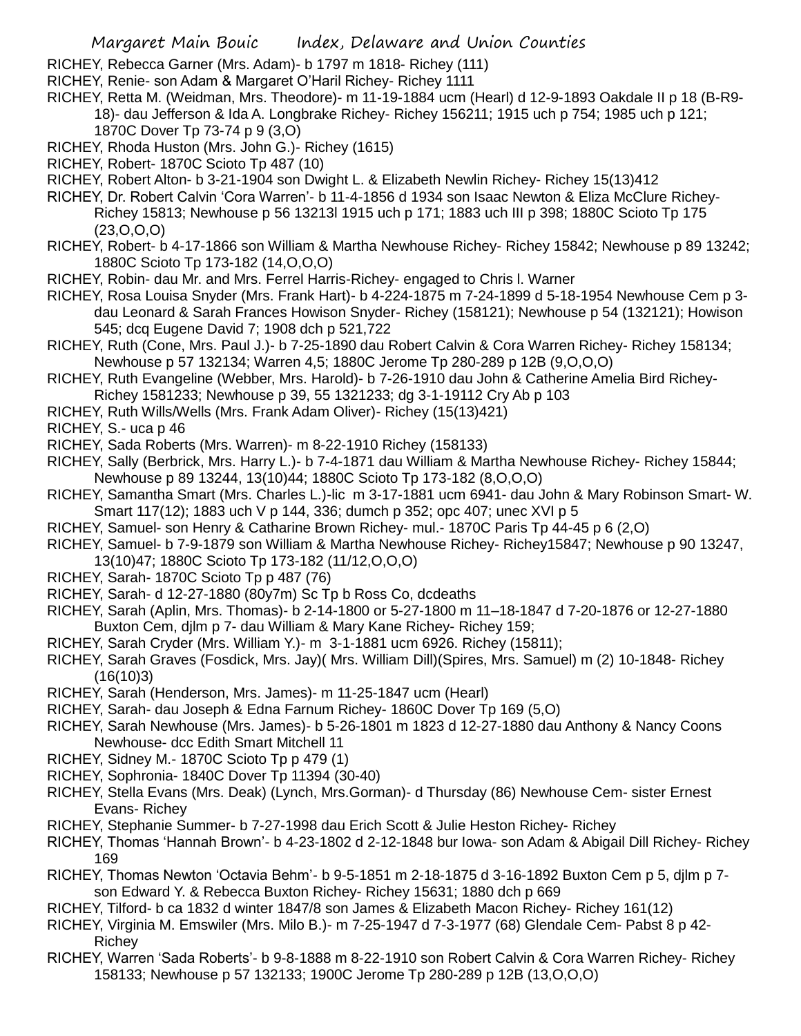RICHEY, Rebecca Garner (Mrs. Adam)- b 1797 m 1818- Richey (111)

RICHEY, Renie- son Adam & Margaret O'Haril Richey- Richey 1111

RICHEY, Retta M. (Weidman, Mrs. Theodore)- m 11-19-1884 ucm (Hearl) d 12-9-1893 Oakdale II p 18 (B-R9-18)- dau Jefferson & Ida A. Longbrake Richey- Richey 156211; 1915 uch p 754; 1985 uch p 121; 1870C Dover Tp 73-74 p 9 (3,O)

RICHEY, Rhoda Huston (Mrs. John G.)- Richey (1615)

RICHEY, Robert- 1870C Scioto Tp 487 (10)

RICHEY, Robert Alton- b 3-21-1904 son Dwight L. & Elizabeth Newlin Richey- Richey 15(13)412

RICHEY, Dr. Robert Calvin 'Cora Warren'- b 11-4-1856 d 1934 son Isaac Newton & Eliza McClure Richey- Richey 15813; Newhouse p 56 13213l 1915 uch p 171; 1883 uch III p 398; 1880C Scioto Tp 175 (23,O,O,O)

RICHEY, Robert- b 4-17-1866 son William & Martha Newhouse Richey- Richey 15842; Newhouse p 89 13242; 1880C Scioto Tp 173-182 (14,O,O,O)

RICHEY, Robin- dau Mr. and Mrs. Ferrel Harris-Richey- engaged to Chris l. Warner

RICHEY, Rosa Louisa Snyder (Mrs. Frank Hart)- b 4-224-1875 m 7-24-1899 d 5-18-1954 Newhouse Cem p 3- dau Leonard & Sarah Frances Howison Snyder- Richey (158121); Newhouse p 54 (132121); Howison 545; dcq Eugene David 7; 1908 dch p 521,722

RICHEY, Ruth (Cone, Mrs. Paul J.)- b 7-25-1890 dau Robert Calvin & Cora Warren Richey- Richey 158134; Newhouse p 57 132134; Warren 4,5; 1880C Jerome Tp 280-289 p 12B (9,O,O,O)

RICHEY, Ruth Evangeline (Webber, Mrs. Harold)- b 7-26-1910 dau John & Catherine Amelia Bird Richey- Richey 1581233; Newhouse p 39, 55 1321233; dg 3-1-19112 Cry Ab p 103

RICHEY, Ruth Wills/Wells (Mrs. Frank Adam Oliver)- Richey (15(13)421)

RICHEY, S.- uca p 46

RICHEY, Sada Roberts (Mrs. Warren)- m 8-22-1910 Richey (158133)

RICHEY, Sally (Berbrick, Mrs. Harry L.)- b 7-4-1871 dau William & Martha Newhouse Richey- Richey 15844; Newhouse p 89 13244, 13(10)44; 1880C Scioto Tp 173-182 (8,O,O,O)

RICHEY, Samantha Smart (Mrs. Charles L.)-lic m 3-17-1881 ucm 6941- dau John & Mary Robinson Smart- W. Smart 117(12); 1883 uch V p 144, 336; dumch p 352; opc 407; unec XVI p 5

RICHEY, Samuel- son Henry & Catharine Brown Richey- mul.- 1870C Paris Tp 44-45 p 6 (2,O)

RICHEY, Samuel- b 7-9-1879 son William & Martha Newhouse Richey- Richey15847; Newhouse p 90 13247, 13(10)47; 1880C Scioto Tp 173-182 (11/12,O,O,O)

RICHEY, Sarah- 1870C Scioto Tp p 487 (76)

RICHEY, Sarah- d 12-27-1880 (80y7m) Sc Tp b Ross Co, dcdeaths

RICHEY, Sarah (Aplin, Mrs. Thomas)- b 2-14-1800 or 5-27-1800 m 11–18-1847 d 7-20-1876 or 12-27-1880 Buxton Cem, djlm p 7- dau William & Mary Kane Richey- Richey 159;

RICHEY, Sarah Cryder (Mrs. William Y.)- m 3-1-1881 ucm 6926. Richey (15811);

RICHEY, Sarah Graves (Fosdick, Mrs. Jay)( Mrs. William Dill)(Spires, Mrs. Samuel) m (2) 10-1848- Richey (16(10)3)

RICHEY, Sarah (Henderson, Mrs. James)- m 11-25-1847 ucm (Hearl)

RICHEY, Sarah- dau Joseph & Edna Farnum Richey- 1860C Dover Tp 169 (5,O)

RICHEY, Sarah Newhouse (Mrs. James)- b 5-26-1801 m 1823 d 12-27-1880 dau Anthony & Nancy Coons Newhouse- dcc Edith Smart Mitchell 11

RICHEY, Sidney M.- 1870C Scioto Tp p 479 (1)

RICHEY, Sophronia- 1840C Dover Tp 11394 (30-40)

RICHEY, Stella Evans (Mrs. Deak) (Lynch, Mrs.Gorman)- d Thursday (86) Newhouse Cem- sister Ernest Evans- Richey

RICHEY, Stephanie Summer- b 7-27-1998 dau Erich Scott & Julie Heston Richey- Richey

RICHEY, Thomas 'Hannah Brown'- b 4-23-1802 d 2-12-1848 bur Iowa- son Adam & Abigail Dill Richey- Richey 169

RICHEY, Thomas Newton 'Octavia Behm'- b 9-5-1851 m 2-18-1875 d 3-16-1892 Buxton Cem p 5, djlm p 7- son Edward Y. & Rebecca Buxton Richey- Richey 15631; 1880 dch p 669

RICHEY, Tilford- b ca 1832 d winter 1847/8 son James & Elizabeth Macon Richey- Richey 161(12)

RICHEY, Virginia M. Emswiler (Mrs. Milo B.)- m 7-25-1947 d 7-3-1977 (68) Glendale Cem- Pabst 8 p 42- Richey

RICHEY, Warren 'Sada Roberts'- b 9-8-1888 m 8-22-1910 son Robert Calvin & Cora Warren Richey- Richey 158133; Newhouse p 57 132133; 1900C Jerome Tp 280-289 p 12B (13,O,O,O)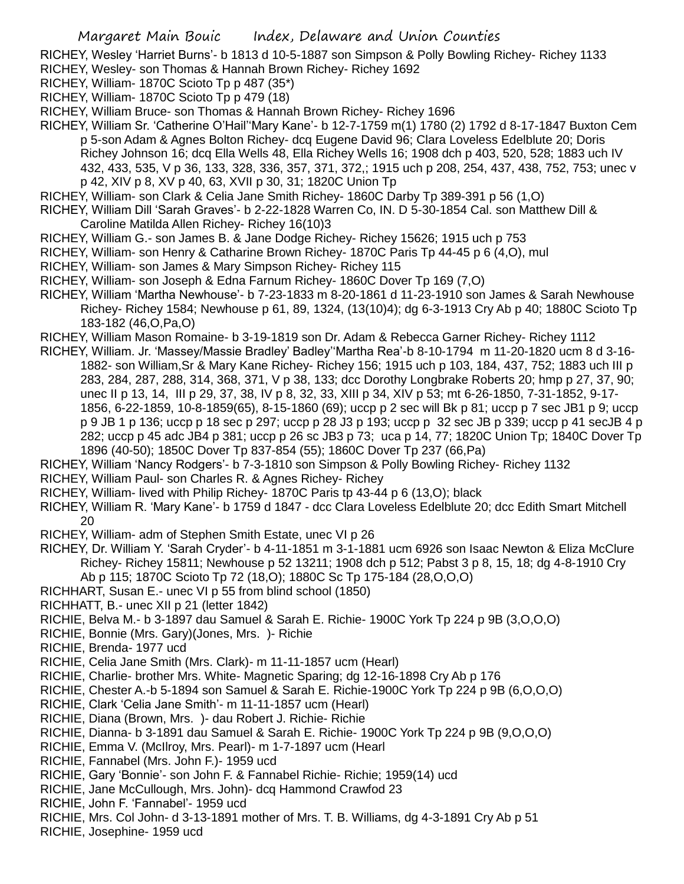RICHEY, Wesley 'Harriet Burns'- b 1813 d 10-5-1887 son Simpson & Polly Bowling Richey- Richey 1133

RICHEY, Wesley- son Thomas & Hannah Brown Richey- Richey 1692

RICHEY, William- 1870C Scioto Tp p 487 (35*)

RICHEY, William- 1870C Scioto Tp p 479 (18)

RICHEY, William Bruce- son Thomas & Hannah Brown Richey- Richey 1696

RICHEY, William Sr. 'Catherine O'Hail''Mary Kane'- b 12-7-1759 m(1) 1780 (2) 1792 d 8-17-1847 Buxton Cem p 5-son Adam & Agnes Bolton Richey- dcq Eugene David 96; Clara Loveless Edelblute 20; Doris Richey Johnson 16; dcq Ella Wells 48, Ella Richey Wells 16; 1908 dch p 403, 520, 528; 1883 uch IV 432, 433, 535, V p 36, 133, 328, 336, 357, 371, 372,; 1915 uch p 208, 254, 437, 438, 752, 753; unec v p 42, XIV p 8, XV p 40, 63, XVII p 30, 31; 1820C Union Tp

RICHEY, William- son Clark & Celia Jane Smith Richey- 1860C Darby Tp 389-391 p 56 (1,O)

RICHEY, William Dill 'Sarah Graves'- b 2-22-1828 Warren Co, IN. D 5-30-1854 Cal. son Matthew Dill & Caroline Matilda Allen Richey- Richey 16(10)3

RICHEY, William G.- son James B. & Jane Dodge Richey- Richey 15626; 1915 uch p 753

RICHEY, William- son Henry & Catharine Brown Richey- 1870C Paris Tp 44-45 p 6 (4,O), mul

RICHEY, William- son James & Mary Simpson Richey- Richey 115

RICHEY, William- son Joseph & Edna Farnum Richey- 1860C Dover Tp 169 (7,O)

RICHEY, William 'Martha Newhouse'- b 7-23-1833 m 8-20-1861 d 11-23-1910 son James & Sarah Newhouse Richey- Richey 1584; Newhouse p 61, 89, 1324, (13(10)4); dg 6-3-1913 Cry Ab p 40; 1880C Scioto Tp 183-182 (46,O,Pa,O)

RICHEY, William Mason Romaine- b 3-19-1819 son Dr. Adam & Rebecca Garner Richey- Richey 1112

RICHEY, William. Jr. 'Massey/Massie Bradley' Badley''Martha Rea'-b 8-10-1794 m 11-20-1820 ucm 8 d 3-16-1882- son William,Sr & Mary Kane Richey- Richey 156; 1915 uch p 103, 184, 437, 752; 1883 uch III p 283, 284, 287, 288, 314, 368, 371, V p 38, 133; dcc Dorothy Longbrake Roberts 20; hmp p 27, 37, 90; unec II p 13, 14, III p 29, 37, 38, IV p 8, 32, 33, XIII p 34, XIV p 53; mt 6-26-1850, 7-31-1852, 9-17-1856, 6-22-1859, 10-8-1859(65), 8-15-1860 (69); uccp p 2 sec will Bk p 81; uccp p 7 sec JB1 p 9; uccp p 9 JB 1 p 136; uccp p 18 sec p 297; uccp p 28 J3 p 193; uccp p 32 sec JB p 339; uccp p 41 secJB 4 p 282; uccp p 45 adc JB4 p 381; uccp p 26 sc JB3 p 73; uca p 14, 77; 1820C Union Tp; 1840C Dover Tp 1896 (40-50); 1850C Dover Tp 837-854 (55); 1860C Dover Tp 237 (66,Pa)

RICHEY, William 'Nancy Rodgers'- b 7-3-1810 son Simpson & Polly Bowling Richey- Richey 1132

RICHEY, William Paul- son Charles R. & Agnes Richey- Richey

RICHEY, William- lived with Philip Richey- 1870C Paris tp 43-44 p 6 (13,O); black

RICHEY, William R. 'Mary Kane'- b 1759 d 1847 - dcc Clara Loveless Edelblute 20; dcc Edith Smart Mitchell 20

RICHEY, William- adm of Stephen Smith Estate, unec VI p 26

RICHEY, Dr. William Y. 'Sarah Cryder'- b 4-11-1851 m 3-1-1881 ucm 6926 son Isaac Newton & Eliza McClure Richey- Richey 15811; Newhouse p 52 13211; 1908 dch p 512; Pabst 3 p 8, 15, 18; dg 4-8-1910 Cry Ab p 115; 1870C Scioto Tp 72 (18,O); 1880C Sc Tp 175-184 (28,O,O,O)

RICHHART, Susan E.- unec VI p 55 from blind school (1850)

RICHHATT, B.- unec XII p 21 (letter 1842)

RICHIE, Belva M.- b 3-1897 dau Samuel & Sarah E. Richie- 1900C York Tp 224 p 9B (3,O,O,O)

RICHIE, Bonnie (Mrs. Gary)(Jones, Mrs. )- Richie

RICHIE, Brenda- 1977 ucd

RICHIE, Celia Jane Smith (Mrs. Clark)- m 11-11-1857 ucm (Hearl)

RICHIE, Charlie- brother Mrs. White- Magnetic Sparing; dg 12-16-1898 Cry Ab p 176

RICHIE, Chester A.-b 5-1894 son Samuel & Sarah E. Richie-1900C York Tp 224 p 9B (6,O,O,O)

RICHIE, Clark 'Celia Jane Smith'- m 11-11-1857 ucm (Hearl)

RICHIE, Diana (Brown, Mrs. )- dau Robert J. Richie- Richie

RICHIE, Dianna- b 3-1891 dau Samuel & Sarah E. Richie- 1900C York Tp 224 p 9B (9,O,O,O)

RICHIE, Emma V. (McIlroy, Mrs. Pearl)- m 1-7-1897 ucm (Hearl

RICHIE, Fannabel (Mrs. John F.)- 1959 ucd

RICHIE, Gary 'Bonnie'- son John F. & Fannabel Richie- Richie; 1959(14) ucd

RICHIE, Jane McCullough, Mrs. John)- dcq Hammond Crawfod 23

RICHIE, John F. 'Fannabel'- 1959 ucd

RICHIE, Mrs. Col John- d 3-13-1891 mother of Mrs. T. B. Williams, dg 4-3-1891 Cry Ab p 51

RICHIE, Josephine- 1959 ucd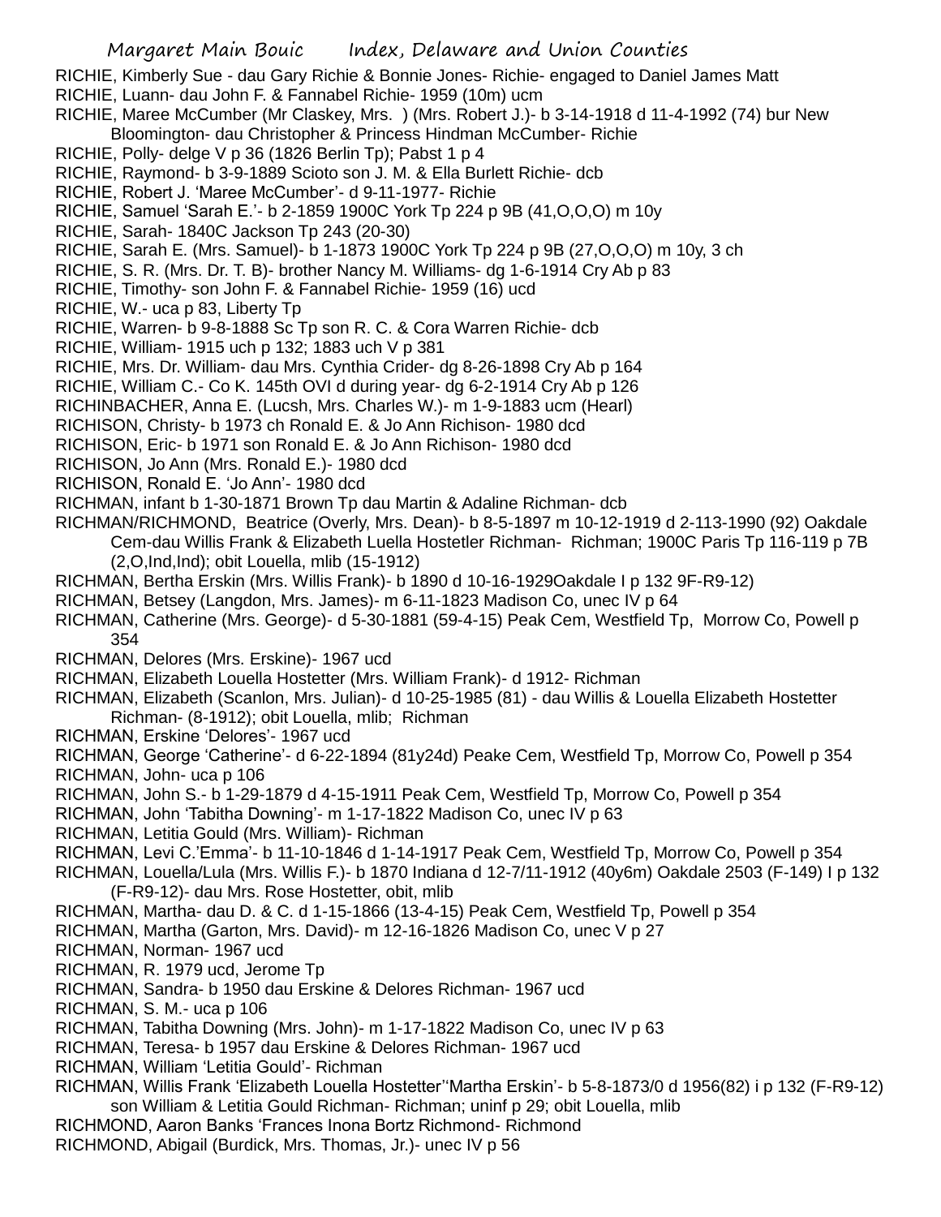RICHIE, Kimberly Sue - dau Gary Richie & Bonnie Jones- Richie- engaged to Daniel James Matt

RICHIE, Luann- dau John F. & Fannabel Richie- 1959 (10m) ucm

RICHIE, Maree McCumber (Mr Claskey, Mrs. ) (Mrs. Robert J.)- b 3-14-1918 d 11-4-1992 (74) bur New Bloomington- dau Christopher & Princess Hindman McCumber- Richie

RICHIE, Polly- delge V p 36 (1826 Berlin Tp); Pabst 1 p 4

RICHIE, Raymond- b 3-9-1889 Scioto son J. M. & Ella Burlett Richie- dcb

RICHIE, Robert J. 'Maree McCumber'- d 9-11-1977- Richie

RICHIE, Samuel 'Sarah E.'- b 2-1859 1900C York Tp 224 p 9B (41,O,O,O) m 10y

RICHIE, Sarah- 1840C Jackson Tp 243 (20-30)

RICHIE, Sarah E. (Mrs. Samuel)- b 1-1873 1900C York Tp 224 p 9B (27,O,O,O) m 10y, 3 ch

RICHIE, S. R. (Mrs. Dr. T. B)- brother Nancy M. Williams- dg 1-6-1914 Cry Ab p 83

RICHIE, Timothy- son John F. & Fannabel Richie- 1959 (16) ucd

RICHIE, W.- uca p 83, Liberty Tp

RICHIE, Warren- b 9-8-1888 Sc Tp son R. C. & Cora Warren Richie- dcb

RICHIE, William- 1915 uch p 132; 1883 uch V p 381

RICHIE, Mrs. Dr. William- dau Mrs. Cynthia Crider- dg 8-26-1898 Cry Ab p 164

RICHIE, William C.- Co K. 145th OVI d during year- dg 6-2-1914 Cry Ab p 126

RICHINBACHER, Anna E. (Lucsh, Mrs. Charles W.)- m 1-9-1883 ucm (Hearl)

RICHISON, Christy- b 1973 ch Ronald E. & Jo Ann Richison- 1980 dcd

RICHISON, Eric- b 1971 son Ronald E. & Jo Ann Richison- 1980 dcd

RICHISON, Jo Ann (Mrs. Ronald E.)- 1980 dcd

RICHISON, Ronald E. 'Jo Ann'- 1980 dcd

RICHMAN, infant b 1-30-1871 Brown Tp dau Martin & Adaline Richman- dcb

RICHMAN/RICHMOND, Beatrice (Overly, Mrs. Dean)- b 8-5-1897 m 10-12-1919 d 2-113-1990 (92) Oakdale Cem-dau Willis Frank & Elizabeth Luella Hostetler Richman- Richman; 1900C Paris Tp 116-119 p 7B (2,O,Ind,Ind); obit Louella, mlib (15-1912)

RICHMAN, Bertha Erskin (Mrs. Willis Frank)- b 1890 d 10-16-1929Oakdale I p 132 9F-R9-12)

RICHMAN, Betsey (Langdon, Mrs. James)- m 6-11-1823 Madison Co, unec IV p 64

RICHMAN, Catherine (Mrs. George)- d 5-30-1881 (59-4-15) Peak Cem, Westfield Tp, Morrow Co, Powell p 354

RICHMAN, Delores (Mrs. Erskine)- 1967 ucd

RICHMAN, Elizabeth Louella Hostetter (Mrs. William Frank)- d 1912- Richman

RICHMAN, Elizabeth (Scanlon, Mrs. Julian)- d 10-25-1985 (81) - dau Willis & Louella Elizabeth Hostetter Richman- (8-1912); obit Louella, mlib; Richman

RICHMAN, Erskine 'Delores'- 1967 ucd

RICHMAN, George 'Catherine'- d 6-22-1894 (81y24d) Peake Cem, Westfield Tp, Morrow Co, Powell p 354

RICHMAN, John- uca p 106

RICHMAN, John S.- b 1-29-1879 d 4-15-1911 Peak Cem, Westfield Tp, Morrow Co, Powell p 354

RICHMAN, John 'Tabitha Downing'- m 1-17-1822 Madison Co, unec IV p 63

RICHMAN, Letitia Gould (Mrs. William)- Richman

RICHMAN, Levi C.'Emma'- b 11-10-1846 d 1-14-1917 Peak Cem, Westfield Tp, Morrow Co, Powell p 354

RICHMAN, Louella/Lula (Mrs. Willis F.)- b 1870 Indiana d 12-7/11-1912 (40y6m) Oakdale 2503 (F-149) I p 132 (F-R9-12)- dau Mrs. Rose Hostetter, obit, mlib

RICHMAN, Martha- dau D. & C. d 1-15-1866 (13-4-15) Peak Cem, Westfield Tp, Powell p 354

RICHMAN, Martha (Garton, Mrs. David)- m 12-16-1826 Madison Co, unec V p 27

RICHMAN, Norman- 1967 ucd

RICHMAN, R. 1979 ucd, Jerome Tp

RICHMAN, Sandra- b 1950 dau Erskine & Delores Richman- 1967 ucd

RICHMAN, S. M.- uca p 106

RICHMAN, Tabitha Downing (Mrs. John)- m 1-17-1822 Madison Co, unec IV p 63

RICHMAN, Teresa- b 1957 dau Erskine & Delores Richman- 1967 ucd

RICHMAN, William 'Letitia Gould'- Richman

RICHMAN, Willis Frank 'Elizabeth Louella Hostetter''Martha Erskin'- b 5-8-1873/0 d 1956(82) i p 132 (F-R9-12) son William & Letitia Gould Richman- Richman; uninf p 29; obit Louella, mlib

RICHMOND, Aaron Banks 'Frances Inona Bortz Richmond- Richmond

RICHMOND, Abigail (Burdick, Mrs. Thomas, Jr.)- unec IV p 56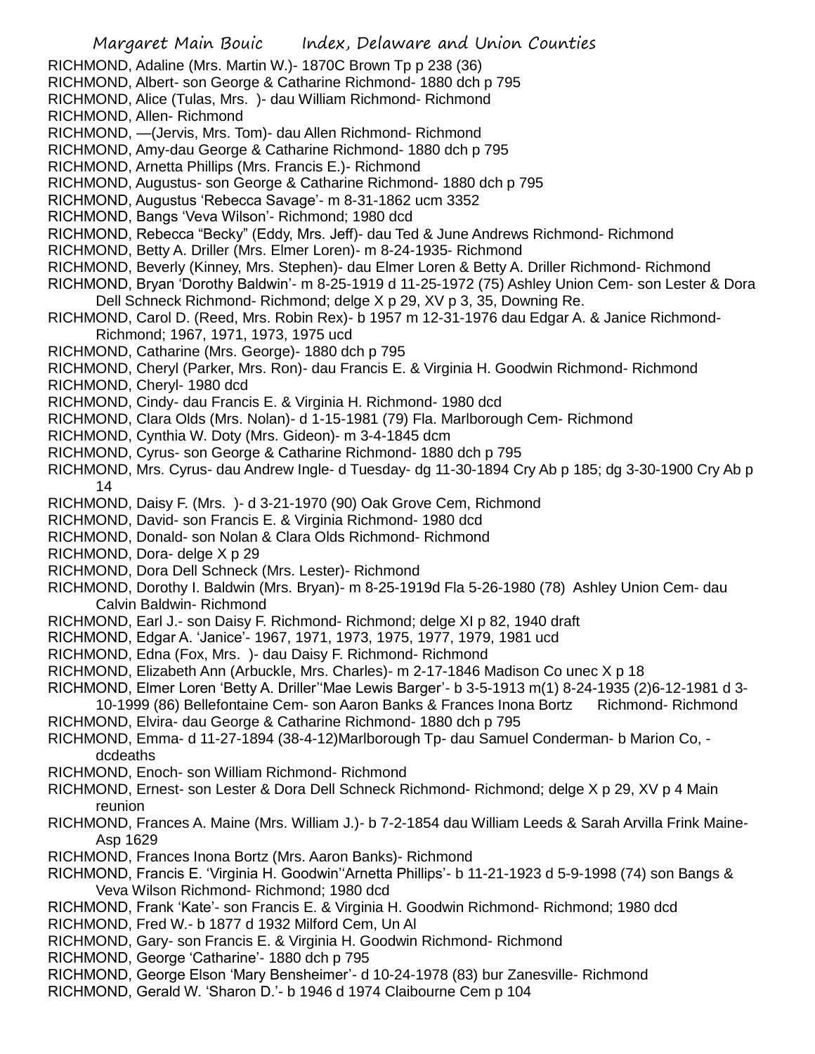RICHMOND, Adaline (Mrs. Martin W.)- 1870C Brown Tp p 238 (36)
RICHMOND, Albert- son George & Catharine Richmond- 1880 dch p 795
RICHMOND, Alice (Tulas, Mrs. )- dau William Richmond- Richmond
RICHMOND, Allen- Richmond
RICHMOND, —(Jervis, Mrs. Tom)- dau Allen Richmond- Richmond
RICHMOND, Amy-dau George & Catharine Richmond- 1880 dch p 795
RICHMOND, Arnetta Phillips (Mrs. Francis E.)- Richmond
RICHMOND, Augustus- son George & Catharine Richmond- 1880 dch p 795
RICHMOND, Augustus 'Rebecca Savage'- m 8-31-1862 ucm 3352
RICHMOND, Bangs 'Veva Wilson'- Richmond; 1980 dcd
RICHMOND, Rebecca "Becky" (Eddy, Mrs. Jeff)- dau Ted & June Andrews Richmond- Richmond
RICHMOND, Betty A. Driller (Mrs. Elmer Loren)- m 8-24-1935- Richmond
RICHMOND, Beverly (Kinney, Mrs. Stephen)- dau Elmer Loren & Betty A. Driller Richmond- Richmond
RICHMOND, Bryan 'Dorothy Baldwin'- m 8-25-1919 d 11-25-1972 (75) Ashley Union Cem- son Lester & Dora Dell Schneck Richmond- Richmond; delge X p 29, XV p 3, 35, Downing Re.
RICHMOND, Carol D. (Reed, Mrs. Robin Rex)- b 1957 m 12-31-1976 dau Edgar A. & Janice Richmond- Richmond; 1967, 1971, 1973, 1975 ucd
RICHMOND, Catharine (Mrs. George)- 1880 dch p 795
RICHMOND, Cheryl (Parker, Mrs. Ron)- dau Francis E. & Virginia H. Goodwin Richmond- Richmond
RICHMOND, Cheryl- 1980 dcd
RICHMOND, Cindy- dau Francis E. & Virginia H. Richmond- 1980 dcd
RICHMOND, Clara Olds (Mrs. Nolan)- d 1-15-1981 (79) Fla. Marlborough Cem- Richmond
RICHMOND, Cynthia W. Doty (Mrs. Gideon)- m 3-4-1845 dcm
RICHMOND, Cyrus- son George & Catharine Richmond- 1880 dch p 795
RICHMOND, Mrs. Cyrus- dau Andrew Ingle- d Tuesday- dg 11-30-1894 Cry Ab p 185; dg 3-30-1900 Cry Ab p 14
RICHMOND, Daisy F. (Mrs. )- d 3-21-1970 (90) Oak Grove Cem, Richmond
RICHMOND, David- son Francis E. & Virginia Richmond- 1980 dcd
RICHMOND, Donald- son Nolan & Clara Olds Richmond- Richmond
RICHMOND, Dora- delge X p 29
RICHMOND, Dora Dell Schneck (Mrs. Lester)- Richmond
RICHMOND, Dorothy I. Baldwin (Mrs. Bryan)- m 8-25-1919d Fla 5-26-1980 (78) Ashley Union Cem- dau Calvin Baldwin- Richmond
RICHMOND, Earl J.- son Daisy F. Richmond- Richmond; delge XI p 82, 1940 draft
RICHMOND, Edgar A. 'Janice'- 1967, 1971, 1973, 1975, 1977, 1979, 1981 ucd
RICHMOND, Edna (Fox, Mrs. )- dau Daisy F. Richmond- Richmond
RICHMOND, Elizabeth Ann (Arbuckle, Mrs. Charles)- m 2-17-1846 Madison Co unec X p 18
RICHMOND, Elmer Loren 'Betty A. Driller''Mae Lewis Barger'- b 3-5-1913 m(1) 8-24-1935 (2)6-12-1981 d 3-10-1999 (86) Bellefontaine Cem- son Aaron Banks & Frances Inona Bortz Richmond- Richmond
RICHMOND, Elvira- dau George & Catharine Richmond- 1880 dch p 795
RICHMOND, Emma- d 11-27-1894 (38-4-12)Marlborough Tp- dau Samuel Conderman- b Marion Co, -dcdeaths
RICHMOND, Enoch- son William Richmond- Richmond
RICHMOND, Ernest- son Lester & Dora Dell Schneck Richmond- Richmond; delge X p 29, XV p 4 Main reunion
RICHMOND, Frances A. Maine (Mrs. William J.)- b 7-2-1854 dau William Leeds & Sarah Arvilla Frink Maine- Asp 1629
RICHMOND, Frances Inona Bortz (Mrs. Aaron Banks)- Richmond
RICHMOND, Francis E. 'Virginia H. Goodwin''Arnetta Phillips'- b 11-21-1923 d 5-9-1998 (74) son Bangs & Veva Wilson Richmond- Richmond; 1980 dcd
RICHMOND, Frank 'Kate'- son Francis E. & Virginia H. Goodwin Richmond- Richmond; 1980 dcd
RICHMOND, Fred W.- b 1877 d 1932 Milford Cem, Un Al
RICHMOND, Gary- son Francis E. & Virginia H. Goodwin Richmond- Richmond
RICHMOND, George 'Catharine'- 1880 dch p 795
RICHMOND, George Elson 'Mary Bensheimer'- d 10-24-1978 (83) bur Zanesville- Richmond
RICHMOND, Gerald W. 'Sharon D.'- b 1946 d 1974 Claibourne Cem p 104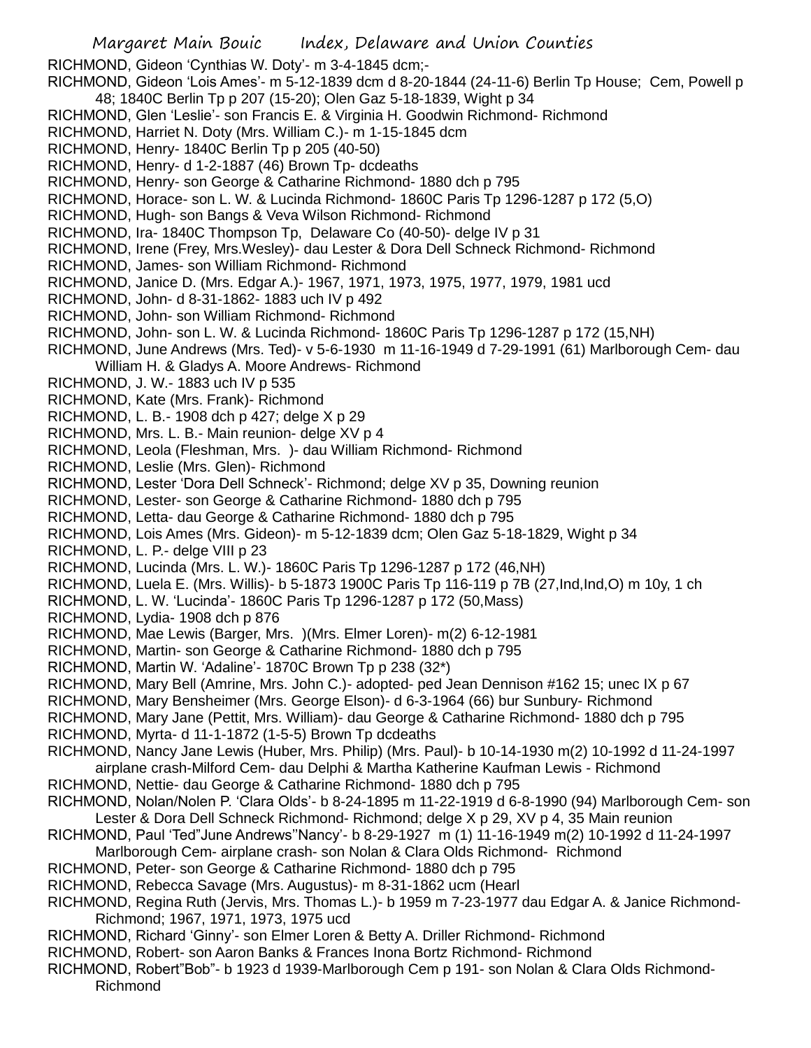RICHMOND, Gideon 'Cynthias W. Doty'- m 3-4-1845 dcm;-
RICHMOND, Gideon 'Lois Ames'- m 5-12-1839 dcm d 8-20-1844 (24-11-6) Berlin Tp House; Cem, Powell p 48; 1840C Berlin Tp p 207 (15-20); Olen Gaz 5-18-1839, Wight p 34
RICHMOND, Glen 'Leslie'- son Francis E. & Virginia H. Goodwin Richmond- Richmond
RICHMOND, Harriet N. Doty (Mrs. William C.)- m 1-15-1845 dcm
RICHMOND, Henry- 1840C Berlin Tp p 205 (40-50)
RICHMOND, Henry- d 1-2-1887 (46) Brown Tp- dcdeaths
RICHMOND, Henry- son George & Catharine Richmond- 1880 dch p 795
RICHMOND, Horace- son L. W. & Lucinda Richmond- 1860C Paris Tp 1296-1287 p 172 (5,O)
RICHMOND, Hugh- son Bangs & Veva Wilson Richmond- Richmond
RICHMOND, Ira- 1840C Thompson Tp, Delaware Co (40-50)- delge IV p 31
RICHMOND, Irene (Frey, Mrs.Wesley)- dau Lester & Dora Dell Schneck Richmond- Richmond
RICHMOND, James- son William Richmond- Richmond
RICHMOND, Janice D. (Mrs. Edgar A.)- 1967, 1971, 1973, 1975, 1977, 1979, 1981 ucd
RICHMOND, John- d 8-31-1862- 1883 uch IV p 492
RICHMOND, John- son William Richmond- Richmond
RICHMOND, John- son L. W. & Lucinda Richmond- 1860C Paris Tp 1296-1287 p 172 (15,NH)
RICHMOND, June Andrews (Mrs. Ted)- v 5-6-1930 m 11-16-1949 d 7-29-1991 (61) Marlborough Cem- dau William H. & Gladys A. Moore Andrews- Richmond
RICHMOND, J. W.- 1883 uch IV p 535
RICHMOND, Kate (Mrs. Frank)- Richmond
RICHMOND, L. B.- 1908 dch p 427; delge X p 29
RICHMOND, Mrs. L. B.- Main reunion- delge XV p 4
RICHMOND, Leola (Fleshman, Mrs. )- dau William Richmond- Richmond
RICHMOND, Leslie (Mrs. Glen)- Richmond
RICHMOND, Lester 'Dora Dell Schneck'- Richmond; delge XV p 35, Downing reunion
RICHMOND, Lester- son George & Catharine Richmond- 1880 dch p 795
RICHMOND, Letta- dau George & Catharine Richmond- 1880 dch p 795
RICHMOND, Lois Ames (Mrs. Gideon)- m 5-12-1839 dcm; Olen Gaz 5-18-1829, Wight p 34
RICHMOND, L. P.- delge VIII p 23
RICHMOND, Lucinda (Mrs. L. W.)- 1860C Paris Tp 1296-1287 p 172 (46,NH)
RICHMOND, Luela E. (Mrs. Willis)- b 5-1873 1900C Paris Tp 116-119 p 7B (27,Ind,Ind,O) m 10y, 1 ch
RICHMOND, L. W. 'Lucinda'- 1860C Paris Tp 1296-1287 p 172 (50,Mass)
RICHMOND, Lydia- 1908 dch p 876
RICHMOND, Mae Lewis (Barger, Mrs. )(Mrs. Elmer Loren)- m(2) 6-12-1981
RICHMOND, Martin- son George & Catharine Richmond- 1880 dch p 795
RICHMOND, Martin W. 'Adaline'- 1870C Brown Tp p 238 (32*)
RICHMOND, Mary Bell (Amrine, Mrs. John C.)- adopted- ped Jean Dennison #162 15; unec IX p 67
RICHMOND, Mary Bensheimer (Mrs. George Elson)- d 6-3-1964 (66) bur Sunbury- Richmond
RICHMOND, Mary Jane (Pettit, Mrs. William)- dau George & Catharine Richmond- 1880 dch p 795
RICHMOND, Myrta- d 11-1-1872 (1-5-5) Brown Tp dcdeaths
RICHMOND, Nancy Jane Lewis (Huber, Mrs. Philip) (Mrs. Paul)- b 10-14-1930 m(2) 10-1992 d 11-24-1997 airplane crash-Milford Cem- dau Delphi & Martha Katherine Kaufman Lewis - Richmond
RICHMOND, Nettie- dau George & Catharine Richmond- 1880 dch p 795
RICHMOND, Nolan/Nolen P. 'Clara Olds'- b 8-24-1895 m 11-22-1919 d 6-8-1990 (94) Marlborough Cem- son Lester & Dora Dell Schneck Richmond- Richmond; delge X p 29, XV p 4, 35 Main reunion
RICHMOND, Paul 'Ted"June Andrews"Nancy'- b 8-29-1927 m (1) 11-16-1949 m(2) 10-1992 d 11-24-1997 Marlborough Cem- airplane crash- son Nolan & Clara Olds Richmond- Richmond
RICHMOND, Peter- son George & Catharine Richmond- 1880 dch p 795
RICHMOND, Rebecca Savage (Mrs. Augustus)- m 8-31-1862 ucm (Hearl
RICHMOND, Regina Ruth (Jervis, Mrs. Thomas L.)- b 1959 m 7-23-1977 dau Edgar A. & Janice Richmond- Richmond; 1967, 1971, 1973, 1975 ucd
RICHMOND, Richard 'Ginny'- son Elmer Loren & Betty A. Driller Richmond- Richmond
RICHMOND, Robert- son Aaron Banks & Frances Inona Bortz Richmond- Richmond
RICHMOND, Robert"Bob"- b 1923 d 1939-Marlborough Cem p 191- son Nolan & Clara Olds Richmond- Richmond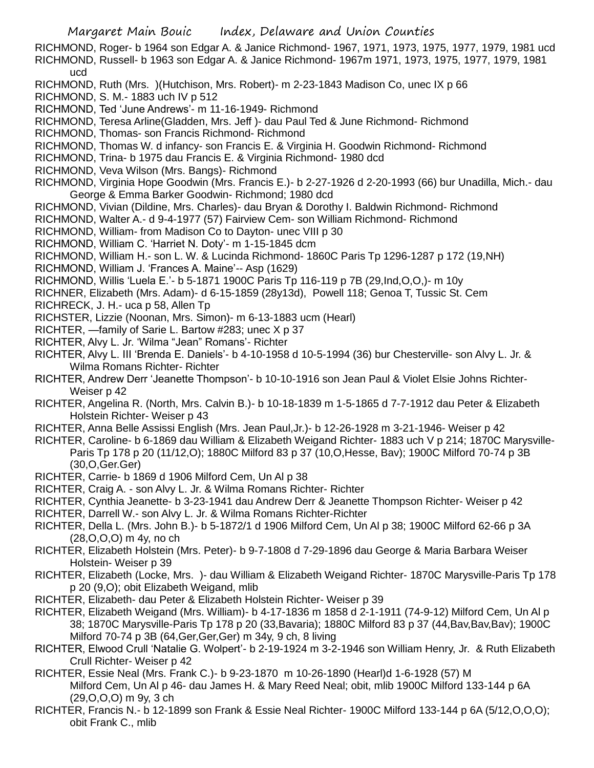RICHMOND, Roger- b 1964 son Edgar A. & Janice Richmond- 1967, 1971, 1973, 1975, 1977, 1979, 1981 ucd

RICHMOND, Russell- b 1963 son Edgar A. & Janice Richmond- 1967m 1971, 1973, 1975, 1977, 1979, 1981 ucd

RICHMOND, Ruth (Mrs. )(Hutchison, Mrs. Robert)- m 2-23-1843 Madison Co, unec IX p 66

RICHMOND, S. M.- 1883 uch IV p 512

RICHMOND, Ted 'June Andrews'- m 11-16-1949- Richmond

RICHMOND, Teresa Arline(Gladden, Mrs. Jeff )- dau Paul Ted & June Richmond- Richmond

RICHMOND, Thomas- son Francis Richmond- Richmond

RICHMOND, Thomas W. d infancy- son Francis E. & Virginia H. Goodwin Richmond- Richmond

RICHMOND, Trina- b 1975 dau Francis E. & Virginia Richmond- 1980 dcd

RICHMOND, Veva Wilson (Mrs. Bangs)- Richmond

RICHMOND, Virginia Hope Goodwin (Mrs. Francis E.)- b 2-27-1926 d 2-20-1993 (66) bur Unadilla, Mich.- dau George & Emma Barker Goodwin- Richmond; 1980 dcd

RICHMOND, Vivian (Dildine, Mrs. Charles)- dau Bryan & Dorothy I. Baldwin Richmond- Richmond

RICHMOND, Walter A.- d 9-4-1977 (57) Fairview Cem- son William Richmond- Richmond

RICHMOND, William- from Madison Co to Dayton- unec VIII p 30

RICHMOND, William C. 'Harriet N. Doty'- m 1-15-1845 dcm

RICHMOND, William H.- son L. W. & Lucinda Richmond- 1860C Paris Tp 1296-1287 p 172 (19,NH)

RICHMOND, William J. 'Frances A. Maine'-- Asp (1629)

RICHMOND, Willis 'Luela E.'- b 5-1871 1900C Paris Tp 116-119 p 7B (29,Ind,O,O,)- m 10y

RICHNER, Elizabeth (Mrs. Adam)- d 6-15-1859 (28y13d), Powell 118; Genoa T, Tussic St. Cem

RICHRECK, J. H.- uca p 58, Allen Tp

RICHSTER, Lizzie (Noonan, Mrs. Simon)- m 6-13-1883 ucm (Hearl)

RICHTER, —family of Sarie L. Bartow #283; unec X p 37

RICHTER, Alvy L. Jr. 'Wilma "Jean" Romans'- Richter

RICHTER, Alvy L. III 'Brenda E. Daniels'- b 4-10-1958 d 10-5-1994 (36) bur Chesterville- son Alvy L. Jr. & Wilma Romans Richter- Richter

RICHTER, Andrew Derr 'Jeanette Thompson'- b 10-10-1916 son Jean Paul & Violet Elsie Johns Richter- Weiser p 42

RICHTER, Angelina R. (North, Mrs. Calvin B.)- b 10-18-1839 m 1-5-1865 d 7-7-1912 dau Peter & Elizabeth Holstein Richter- Weiser p 43

RICHTER, Anna Belle Assissi English (Mrs. Jean Paul,Jr.)- b 12-26-1928 m 3-21-1946- Weiser p 42

RICHTER, Caroline- b 6-1869 dau William & Elizabeth Weigand Richter- 1883 uch V p 214; 1870C Marysville-Paris Tp 178 p 20 (11/12,O); 1880C Milford 83 p 37 (10,O,Hesse, Bav); 1900C Milford 70-74 p 3B (30,O,Ger.Ger)

RICHTER, Carrie- b 1869 d 1906 Milford Cem, Un Al p 38

RICHTER, Craig A. - son Alvy L. Jr. & Wilma Romans Richter- Richter

RICHTER, Cynthia Jeanette- b 3-23-1941 dau Andrew Derr & Jeanette Thompson Richter- Weiser p 42

RICHTER, Darrell W.- son Alvy L. Jr. & Wilma Romans Richter-Richter

RICHTER, Della L. (Mrs. John B.)- b 5-1872/1 d 1906 Milford Cem, Un Al p 38; 1900C Milford 62-66 p 3A (28,O,O,O) m 4y, no ch

RICHTER, Elizabeth Holstein (Mrs. Peter)- b 9-7-1808 d 7-29-1896 dau George & Maria Barbara Weiser Holstein- Weiser p 39

RICHTER, Elizabeth (Locke, Mrs. )- dau William & Elizabeth Weigand Richter- 1870C Marysville-Paris Tp 178 p 20 (9,O); obit Elizabeth Weigand, mlib

RICHTER, Elizabeth- dau Peter & Elizabeth Holstein Richter- Weiser p 39

RICHTER, Elizabeth Weigand (Mrs. William)- b 4-17-1836 m 1858 d 2-1-1911 (74-9-12) Milford Cem, Un Al p 38; 1870C Marysville-Paris Tp 178 p 20 (33,Bavaria); 1880C Milford 83 p 37 (44,Bav,Bav,Bav); 1900C Milford 70-74 p 3B (64,Ger,Ger,Ger) m 34y, 9 ch, 8 living

RICHTER, Elwood Crull 'Natalie G. Wolpert'- b 2-19-1924 m 3-2-1946 son William Henry, Jr. & Ruth Elizabeth Crull Richter- Weiser p 42

RICHTER, Essie Neal (Mrs. Frank C.)- b 9-23-1870 m 10-26-1890 (Hearl)d 1-6-1928 (57) M Milford Cem, Un Al p 46- dau James H. & Mary Reed Neal; obit, mlib 1900C Milford 133-144 p 6A (29,O,O,O) m 9y, 3 ch

RICHTER, Francis N.- b 12-1899 son Frank & Essie Neal Richter- 1900C Milford 133-144 p 6A (5/12,O,O,O); obit Frank C., mlib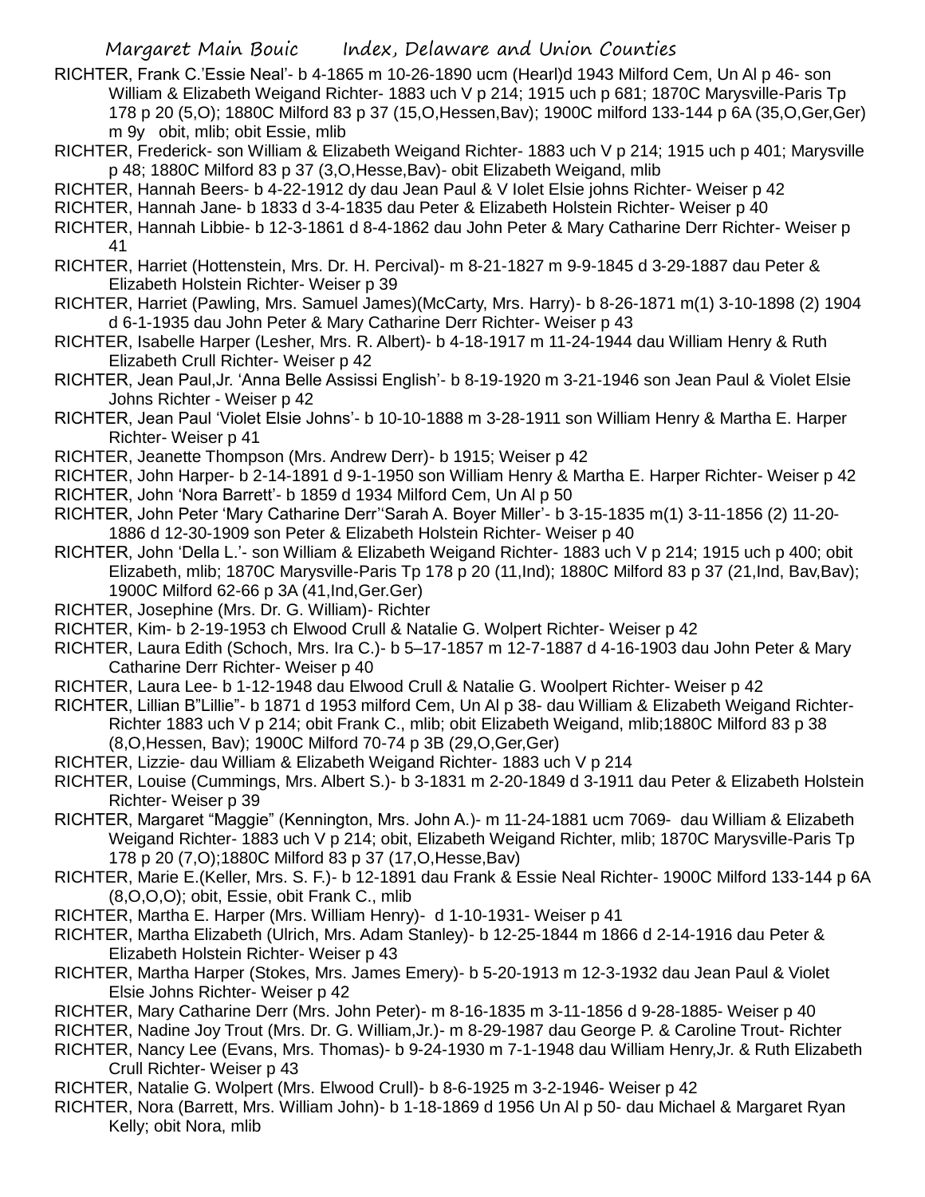RICHTER, Frank C.'Essie Neal'- b 4-1865 m 10-26-1890 ucm (Hearl)d 1943 Milford Cem, Un Al p 46- son William & Elizabeth Weigand Richter- 1883 uch V p 214; 1915 uch p 681; 1870C Marysville-Paris Tp 178 p 20 (5,O); 1880C Milford 83 p 37 (15,O,Hessen,Bav); 1900C milford 133-144 p 6A (35,O,Ger,Ger) m 9y obit, mlib; obit Essie, mlib

RICHTER, Frederick- son William & Elizabeth Weigand Richter- 1883 uch V p 214; 1915 uch p 401; Marysville p 48; 1880C Milford 83 p 37 (3,O,Hesse,Bav)- obit Elizabeth Weigand, mlib

RICHTER, Hannah Beers- b 4-22-1912 dy dau Jean Paul & V Iolet Elsie johns Richter- Weiser p 42

RICHTER, Hannah Jane- b 1833 d 3-4-1835 dau Peter & Elizabeth Holstein Richter- Weiser p 40

RICHTER, Hannah Libbie- b 12-3-1861 d 8-4-1862 dau John Peter & Mary Catharine Derr Richter- Weiser p 41

RICHTER, Harriet (Hottenstein, Mrs. Dr. H. Percival)- m 8-21-1827 m 9-9-1845 d 3-29-1887 dau Peter & Elizabeth Holstein Richter- Weiser p 39

RICHTER, Harriet (Pawling, Mrs. Samuel James)(McCarty, Mrs. Harry)- b 8-26-1871 m(1) 3-10-1898 (2) 1904 d 6-1-1935 dau John Peter & Mary Catharine Derr Richter- Weiser p 43

RICHTER, Isabelle Harper (Lesher, Mrs. R. Albert)- b 4-18-1917 m 11-24-1944 dau William Henry & Ruth Elizabeth Crull Richter- Weiser p 42

RICHTER, Jean Paul,Jr. 'Anna Belle Assissi English'- b 8-19-1920 m 3-21-1946 son Jean Paul & Violet Elsie Johns Richter - Weiser p 42

RICHTER, Jean Paul 'Violet Elsie Johns'- b 10-10-1888 m 3-28-1911 son William Henry & Martha E. Harper Richter- Weiser p 41

RICHTER, Jeanette Thompson (Mrs. Andrew Derr)- b 1915; Weiser p 42

RICHTER, John Harper- b 2-14-1891 d 9-1-1950 son William Henry & Martha E. Harper Richter- Weiser p 42

RICHTER, John 'Nora Barrett'- b 1859 d 1934 Milford Cem, Un Al p 50

RICHTER, John Peter 'Mary Catharine Derr''Sarah A. Boyer Miller'- b 3-15-1835 m(1) 3-11-1856 (2) 11-20-1886 d 12-30-1909 son Peter & Elizabeth Holstein Richter- Weiser p 40

RICHTER, John 'Della L.'- son William & Elizabeth Weigand Richter- 1883 uch V p 214; 1915 uch p 400; obit Elizabeth, mlib; 1870C Marysville-Paris Tp 178 p 20 (11,Ind); 1880C Milford 83 p 37 (21,Ind, Bav,Bav); 1900C Milford 62-66 p 3A (41,Ind,Ger.Ger)

RICHTER, Josephine (Mrs. Dr. G. William)- Richter

RICHTER, Kim- b 2-19-1953 ch Elwood Crull & Natalie G. Wolpert Richter- Weiser p 42

RICHTER, Laura Edith (Schoch, Mrs. Ira C.)- b 5–17-1857 m 12-7-1887 d 4-16-1903 dau John Peter & Mary Catharine Derr Richter- Weiser p 40

RICHTER, Laura Lee- b 1-12-1948 dau Elwood Crull & Natalie G. Woolpert Richter- Weiser p 42

RICHTER, Lillian B"Lillie"- b 1871 d 1953 milford Cem, Un Al p 38- dau William & Elizabeth Weigand Richter- Richter 1883 uch V p 214; obit Frank C., mlib; obit Elizabeth Weigand, mlib;1880C Milford 83 p 38 (8,O,Hessen, Bav); 1900C Milford 70-74 p 3B (29,O,Ger,Ger)

RICHTER, Lizzie- dau William & Elizabeth Weigand Richter- 1883 uch V p 214

RICHTER, Louise (Cummings, Mrs. Albert S.)- b 3-1831 m 2-20-1849 d 3-1911 dau Peter & Elizabeth Holstein Richter- Weiser p 39

RICHTER, Margaret "Maggie" (Kennington, Mrs. John A.)- m 11-24-1881 ucm 7069- dau William & Elizabeth Weigand Richter- 1883 uch V p 214; obit, Elizabeth Weigand Richter, mlib; 1870C Marysville-Paris Tp 178 p 20 (7,O);1880C Milford 83 p 37 (17,O,Hesse,Bav)

RICHTER, Marie E.(Keller, Mrs. S. F.)- b 12-1891 dau Frank & Essie Neal Richter- 1900C Milford 133-144 p 6A (8,O,O,O); obit, Essie, obit Frank C., mlib

RICHTER, Martha E. Harper (Mrs. William Henry)- d 1-10-1931- Weiser p 41

RICHTER, Martha Elizabeth (Ulrich, Mrs. Adam Stanley)- b 12-25-1844 m 1866 d 2-14-1916 dau Peter & Elizabeth Holstein Richter- Weiser p 43

RICHTER, Martha Harper (Stokes, Mrs. James Emery)- b 5-20-1913 m 12-3-1932 dau Jean Paul & Violet Elsie Johns Richter- Weiser p 42

RICHTER, Mary Catharine Derr (Mrs. John Peter)- m 8-16-1835 m 3-11-1856 d 9-28-1885- Weiser p 40

RICHTER, Nadine Joy Trout (Mrs. Dr. G. William,Jr.)- m 8-29-1987 dau George P. & Caroline Trout- Richter

RICHTER, Nancy Lee (Evans, Mrs. Thomas)- b 9-24-1930 m 7-1-1948 dau William Henry,Jr. & Ruth Elizabeth Crull Richter- Weiser p 43

RICHTER, Natalie G. Wolpert (Mrs. Elwood Crull)- b 8-6-1925 m 3-2-1946- Weiser p 42

RICHTER, Nora (Barrett, Mrs. William John)- b 1-18-1869 d 1956 Un Al p 50- dau Michael & Margaret Ryan Kelly; obit Nora, mlib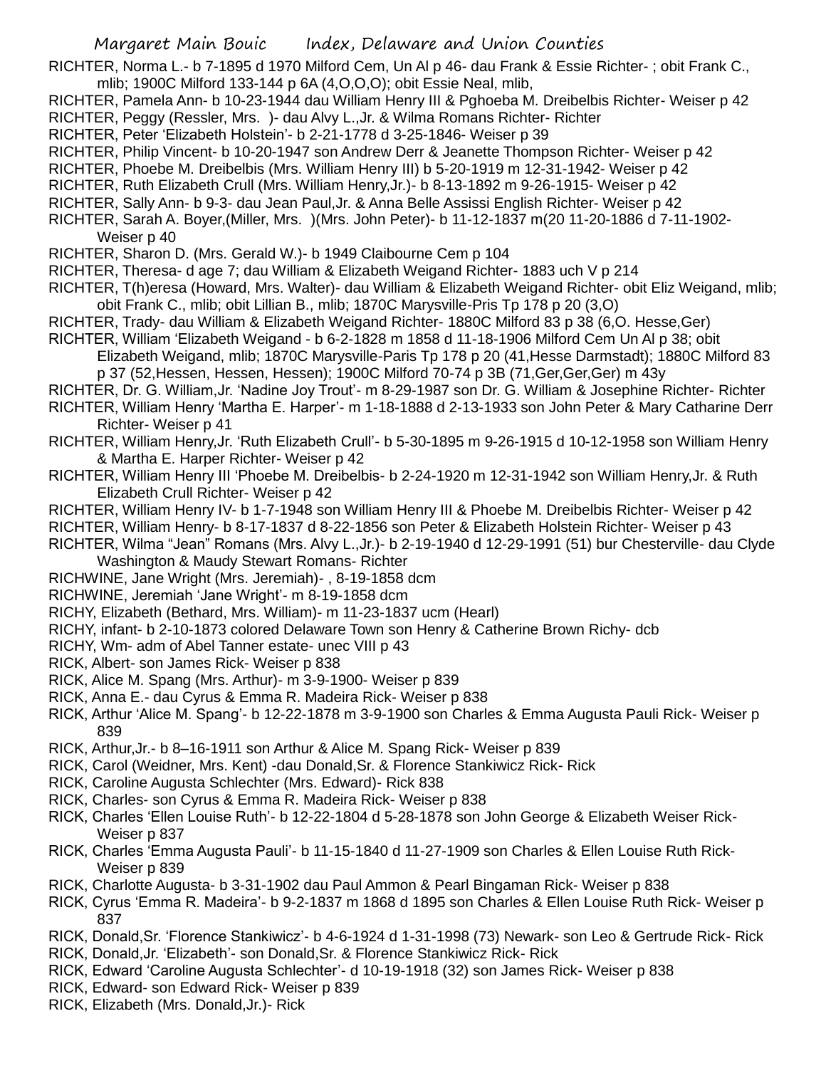RICHTER, Norma L.- b 7-1895 d 1970 Milford Cem, Un Al p 46- dau Frank & Essie Richter- ; obit Frank C., mlib; 1900C Milford 133-144 p 6A (4,O,O,O); obit Essie Neal, mlib,

RICHTER, Pamela Ann- b 10-23-1944 dau William Henry III & Pghoeba M. Dreibelbis Richter- Weiser p 42

RICHTER, Peggy (Ressler, Mrs. )- dau Alvy L.,Jr. & Wilma Romans Richter- Richter

RICHTER, Peter 'Elizabeth Holstein'- b 2-21-1778 d 3-25-1846- Weiser p 39

RICHTER, Philip Vincent- b 10-20-1947 son Andrew Derr & Jeanette Thompson Richter- Weiser p 42

RICHTER, Phoebe M. Dreibelbis (Mrs. William Henry III) b 5-20-1919 m 12-31-1942- Weiser p 42

RICHTER, Ruth Elizabeth Crull (Mrs. William Henry,Jr.)- b 8-13-1892 m 9-26-1915- Weiser p 42

RICHTER, Sally Ann- b 9-3- dau Jean Paul,Jr. & Anna Belle Assissi English Richter- Weiser p 42

RICHTER, Sarah A. Boyer,(Miller, Mrs. )(Mrs. John Peter)- b 11-12-1837 m(20 11-20-1886 d 7-11-1902- Weiser p 40

RICHTER, Sharon D. (Mrs. Gerald W.)- b 1949 Claibourne Cem p 104

RICHTER, Theresa- d age 7; dau William & Elizabeth Weigand Richter- 1883 uch V p 214

RICHTER, T(h)eresa (Howard, Mrs. Walter)- dau William & Elizabeth Weigand Richter- obit Eliz Weigand, mlib; obit Frank C., mlib; obit Lillian B., mlib; 1870C Marysville-Pris Tp 178 p 20 (3,O)

RICHTER, Trady- dau William & Elizabeth Weigand Richter- 1880C Milford 83 p 38 (6,O. Hesse,Ger)

RICHTER, William 'Elizabeth Weigand - b 6-2-1828 m 1858 d 11-18-1906 Milford Cem Un Al p 38; obit Elizabeth Weigand, mlib; 1870C Marysville-Paris Tp 178 p 20 (41,Hesse Darmstadt); 1880C Milford 83 p 37 (52,Hessen, Hessen, Hessen); 1900C Milford 70-74 p 3B (71,Ger,Ger,Ger) m 43y

RICHTER, Dr. G. William,Jr. 'Nadine Joy Trout'- m 8-29-1987 son Dr. G. William & Josephine Richter- Richter

RICHTER, William Henry 'Martha E. Harper'- m 1-18-1888 d 2-13-1933 son John Peter & Mary Catharine Derr Richter- Weiser p 41

RICHTER, William Henry,Jr. 'Ruth Elizabeth Crull'- b 5-30-1895 m 9-26-1915 d 10-12-1958 son William Henry & Martha E. Harper Richter- Weiser p 42

RICHTER, William Henry III 'Phoebe M. Dreibelbis- b 2-24-1920 m 12-31-1942 son William Henry,Jr. & Ruth Elizabeth Crull Richter- Weiser p 42

RICHTER, William Henry IV- b 1-7-1948 son William Henry III & Phoebe M. Dreibelbis Richter- Weiser p 42

RICHTER, William Henry- b 8-17-1837 d 8-22-1856 son Peter & Elizabeth Holstein Richter- Weiser p 43

RICHTER, Wilma "Jean" Romans (Mrs. Alvy L.,Jr.)- b 2-19-1940 d 12-29-1991 (51) bur Chesterville- dau Clyde Washington & Maudy Stewart Romans- Richter

RICHWINE, Jane Wright (Mrs. Jeremiah)- , 8-19-1858 dcm

RICHWINE, Jeremiah 'Jane Wright'- m 8-19-1858 dcm

RICHY, Elizabeth (Bethard, Mrs. William)- m 11-23-1837 ucm (Hearl)

RICHY, infant- b 2-10-1873 colored Delaware Town son Henry & Catherine Brown Richy- dcb

RICHY, Wm- adm of Abel Tanner estate- unec VIII p 43

RICK, Albert- son James Rick- Weiser p 838

RICK, Alice M. Spang (Mrs. Arthur)- m 3-9-1900- Weiser p 839

RICK, Anna E.- dau Cyrus & Emma R. Madeira Rick- Weiser p 838

RICK, Arthur 'Alice M. Spang'- b 12-22-1878 m 3-9-1900 son Charles & Emma Augusta Pauli Rick- Weiser p 839

RICK, Arthur,Jr.- b 8–16-1911 son Arthur & Alice M. Spang Rick- Weiser p 839

RICK, Carol (Weidner, Mrs. Kent) -dau Donald,Sr. & Florence Stankiwicz Rick- Rick

RICK, Caroline Augusta Schlechter (Mrs. Edward)- Rick 838

RICK, Charles- son Cyrus & Emma R. Madeira Rick- Weiser p 838

RICK, Charles 'Ellen Louise Ruth'- b 12-22-1804 d 5-28-1878 son John George & Elizabeth Weiser Rick- Weiser p 837

RICK, Charles 'Emma Augusta Pauli'- b 11-15-1840 d 11-27-1909 son Charles & Ellen Louise Ruth Rick- Weiser p 839

RICK, Charlotte Augusta- b 3-31-1902 dau Paul Ammon & Pearl Bingaman Rick- Weiser p 838

RICK, Cyrus 'Emma R. Madeira'- b 9-2-1837 m 1868 d 1895 son Charles & Ellen Louise Ruth Rick- Weiser p 837

RICK, Donald,Sr. 'Florence Stankiwicz'- b 4-6-1924 d 1-31-1998 (73) Newark- son Leo & Gertrude Rick- Rick

RICK, Donald,Jr. 'Elizabeth'- son Donald,Sr. & Florence Stankiwicz Rick- Rick

RICK, Edward 'Caroline Augusta Schlechter'- d 10-19-1918 (32) son James Rick- Weiser p 838

RICK, Edward- son Edward Rick- Weiser p 839

RICK, Elizabeth (Mrs. Donald,Jr.)- Rick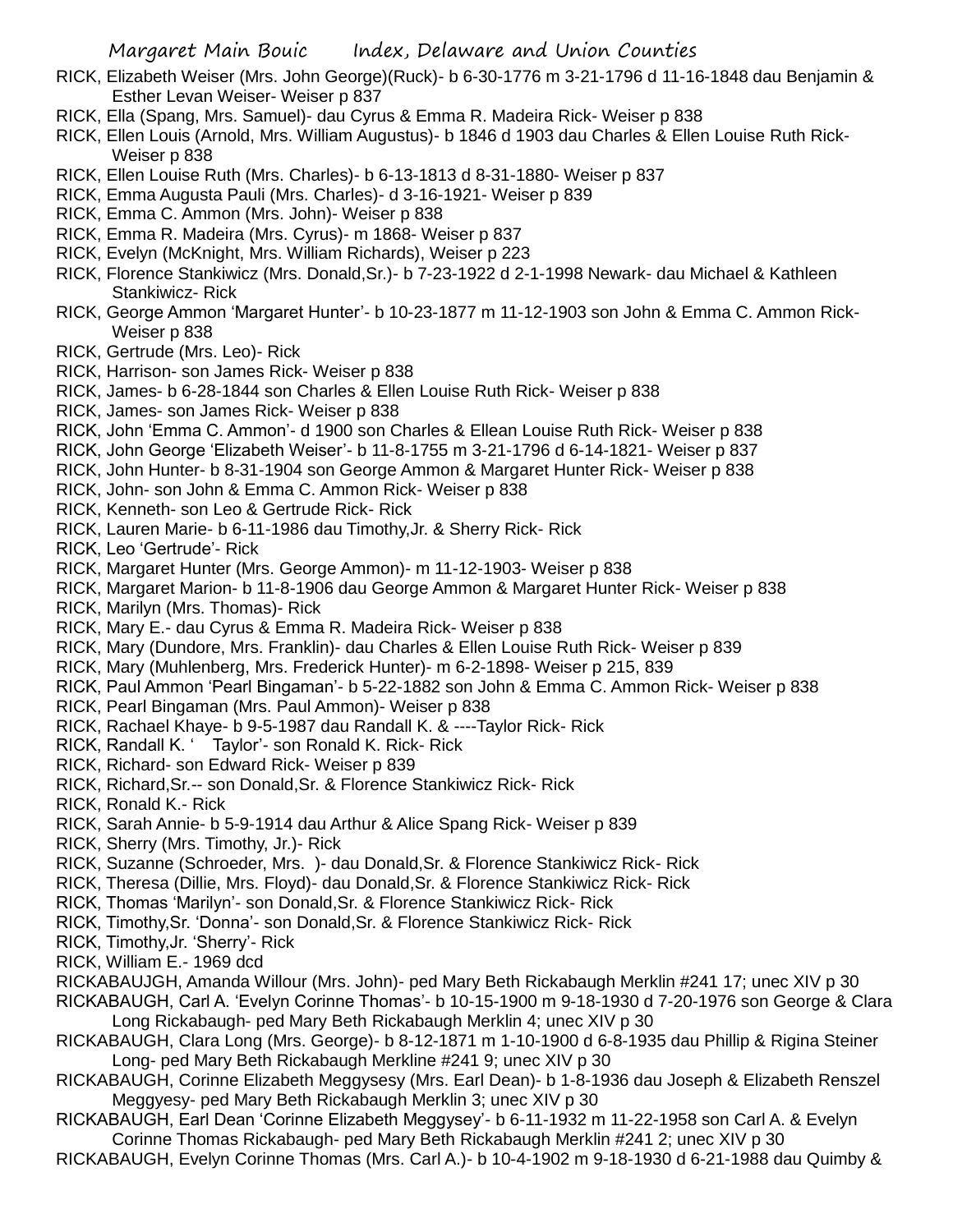RICK, Elizabeth Weiser (Mrs. John George)(Ruck)- b 6-30-1776 m 3-21-1796 d 11-16-1848 dau Benjamin & Esther Levan Weiser- Weiser p 837

RICK, Ella (Spang, Mrs. Samuel)- dau Cyrus & Emma R. Madeira Rick- Weiser p 838

RICK, Ellen Louis (Arnold, Mrs. William Augustus)- b 1846 d 1903 dau Charles & Ellen Louise Ruth Rick- Weiser p 838

RICK, Ellen Louise Ruth (Mrs. Charles)- b 6-13-1813 d 8-31-1880- Weiser p 837

RICK, Emma Augusta Pauli (Mrs. Charles)- d 3-16-1921- Weiser p 839

RICK, Emma C. Ammon (Mrs. John)- Weiser p 838

RICK, Emma R. Madeira (Mrs. Cyrus)- m 1868- Weiser p 837

RICK, Evelyn (McKnight, Mrs. William Richards), Weiser p 223

RICK, Florence Stankiwicz (Mrs. Donald,Sr.)- b 7-23-1922 d 2-1-1998 Newark- dau Michael & Kathleen Stankiwicz- Rick

RICK, George Ammon 'Margaret Hunter'- b 10-23-1877 m 11-12-1903 son John & Emma C. Ammon Rick- Weiser p 838

RICK, Gertrude (Mrs. Leo)- Rick

RICK, Harrison- son James Rick- Weiser p 838

RICK, James- b 6-28-1844 son Charles & Ellen Louise Ruth Rick- Weiser p 838

RICK, James- son James Rick- Weiser p 838

RICK, John 'Emma C. Ammon'- d 1900 son Charles & Ellean Louise Ruth Rick- Weiser p 838

RICK, John George 'Elizabeth Weiser'- b 11-8-1755 m 3-21-1796 d 6-14-1821- Weiser p 837

RICK, John Hunter- b 8-31-1904 son George Ammon & Margaret Hunter Rick- Weiser p 838

RICK, John- son John & Emma C. Ammon Rick- Weiser p 838

RICK, Kenneth- son Leo & Gertrude Rick- Rick

RICK, Lauren Marie- b 6-11-1986 dau Timothy,Jr. & Sherry Rick- Rick

RICK, Leo 'Gertrude'- Rick

RICK, Margaret Hunter (Mrs. George Ammon)- m 11-12-1903- Weiser p 838

RICK, Margaret Marion- b 11-8-1906 dau George Ammon & Margaret Hunter Rick- Weiser p 838

RICK, Marilyn (Mrs. Thomas)- Rick

RICK, Mary E.- dau Cyrus & Emma R. Madeira Rick- Weiser p 838

RICK, Mary (Dundore, Mrs. Franklin)- dau Charles & Ellen Louise Ruth Rick- Weiser p 839

RICK, Mary (Muhlenberg, Mrs. Frederick Hunter)- m 6-2-1898- Weiser p 215, 839

RICK, Paul Ammon 'Pearl Bingaman'- b 5-22-1882 son John & Emma C. Ammon Rick- Weiser p 838

RICK, Pearl Bingaman (Mrs. Paul Ammon)- Weiser p 838

RICK, Rachael Khaye- b 9-5-1987 dau Randall K. & ----Taylor Rick- Rick

RICK, Randall K. ' Taylor'- son Ronald K. Rick- Rick

RICK, Richard- son Edward Rick- Weiser p 839

RICK, Richard,Sr.-- son Donald,Sr. & Florence Stankiwicz Rick- Rick

RICK, Ronald K.- Rick

RICK, Sarah Annie- b 5-9-1914 dau Arthur & Alice Spang Rick- Weiser p 839

RICK, Sherry (Mrs. Timothy, Jr.)- Rick

RICK, Suzanne (Schroeder, Mrs. )- dau Donald,Sr. & Florence Stankiwicz Rick- Rick

RICK, Theresa (Dillie, Mrs. Floyd)- dau Donald,Sr. & Florence Stankiwicz Rick- Rick

RICK, Thomas 'Marilyn'- son Donald,Sr. & Florence Stankiwicz Rick- Rick

RICK, Timothy,Sr. 'Donna'- son Donald,Sr. & Florence Stankiwicz Rick- Rick

RICK, Timothy,Jr. 'Sherry'- Rick

RICK, William E.- 1969 dcd

RICKABAUJGH, Amanda Willour (Mrs. John)- ped Mary Beth Rickabaugh Merklin #241 17; unec XIV p 30

RICKABAUGH, Carl A. 'Evelyn Corinne Thomas'- b 10-15-1900 m 9-18-1930 d 7-20-1976 son George & Clara Long Rickabaugh- ped Mary Beth Rickabaugh Merklin 4; unec XIV p 30

RICKABAUGH, Clara Long (Mrs. George)- b 8-12-1871 m 1-10-1900 d 6-8-1935 dau Phillip & Rigina Steiner Long- ped Mary Beth Rickabaugh Merkline #241 9; unec XIV p 30

RICKABAUGH, Corinne Elizabeth Meggysesy (Mrs. Earl Dean)- b 1-8-1936 dau Joseph & Elizabeth Renszel Meggyesy- ped Mary Beth Rickabaugh Merklin 3; unec XIV p 30

RICKABAUGH, Earl Dean 'Corinne Elizabeth Meggysey'- b 6-11-1932 m 11-22-1958 son Carl A. & Evelyn Corinne Thomas Rickabaugh- ped Mary Beth Rickabaugh Merklin #241 2; unec XIV p 30

RICKABAUGH, Evelyn Corinne Thomas (Mrs. Carl A.)- b 10-4-1902 m 9-18-1930 d 6-21-1988 dau Quimby &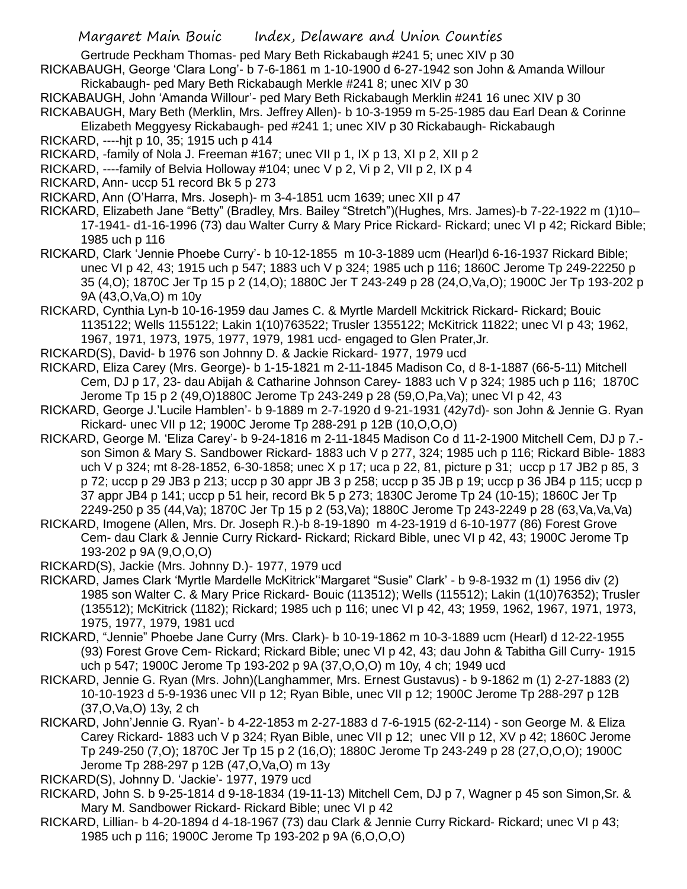Gertrude Peckham Thomas- ped Mary Beth Rickabaugh #241 5; unec XIV p 30

RICKABAUGH, George 'Clara Long'- b 7-6-1861 m 1-10-1900 d 6-27-1942 son John & Amanda Willour Rickabaugh- ped Mary Beth Rickabaugh Merkle #241 8; unec XIV p 30

RICKABAUGH, John 'Amanda Willour'- ped Mary Beth Rickabaugh Merklin #241 16 unec XIV p 30

RICKABAUGH, Mary Beth (Merklin, Mrs. Jeffrey Allen)- b 10-3-1959 m 5-25-1985 dau Earl Dean & Corinne Elizabeth Meggyesy Rickabaugh- ped #241 1; unec XIV p 30 Rickabaugh- Rickabaugh

RICKARD, ----hjt p 10, 35; 1915 uch p 414

RICKARD, -family of Nola J. Freeman #167; unec VII p 1, IX p 13, XI p 2, XII p 2

RICKARD, ----family of Belvia Holloway #104; unec V p 2, Vi p 2, VII p 2, IX p 4

RICKARD, Ann- uccp 51 record Bk 5 p 273

RICKARD, Ann (O'Harra, Mrs. Joseph)- m 3-4-1851 ucm 1639; unec XII p 47

RICKARD, Elizabeth Jane "Betty" (Bradley, Mrs. Bailey "Stretch")(Hughes, Mrs. James)-b 7-22-1922 m (1)10–17-1941- d1-16-1996 (73) dau Walter Curry & Mary Price Rickard- Rickard; unec VI p 42; Rickard Bible; 1985 uch p 116

RICKARD, Clark 'Jennie Phoebe Curry'- b 10-12-1855 m 10-3-1889 ucm (Hearl)d 6-16-1937 Rickard Bible; unec VI p 42, 43; 1915 uch p 547; 1883 uch V p 324; 1985 uch p 116; 1860C Jerome Tp 249-22250 p 35 (4,O); 1870C Jer Tp 15 p 2 (14,O); 1880C Jer T 243-249 p 28 (24,O,Va,O); 1900C Jer Tp 193-202 p 9A (43,O,Va,O) m 10y

RICKARD, Cynthia Lyn-b 10-16-1959 dau James C. & Myrtle Mardell Mckitrick Rickard- Rickard; Bouic 1135122; Wells 1155122; Lakin 1(10)763522; Trusler 1355122; McKitrick 11822; unec VI p 43; 1962, 1967, 1971, 1973, 1975, 1977, 1979, 1981 ucd- engaged to Glen Prater,Jr.

RICKARD(S), David- b 1976 son Johnny D. & Jackie Rickard- 1977, 1979 ucd

RICKARD, Eliza Carey (Mrs. George)- b 1-15-1821 m 2-11-1845 Madison Co, d 8-1-1887 (66-5-11) Mitchell Cem, DJ p 17, 23- dau Abijah & Catharine Johnson Carey- 1883 uch V p 324; 1985 uch p 116; 1870C Jerome Tp 15 p 2 (49,O)1880C Jerome Tp 243-249 p 28 (59,O,Pa,Va); unec VI p 42, 43

RICKARD, George J.'Lucile Hamblen'- b 9-1889 m 2-7-1920 d 9-21-1931 (42y7d)- son John & Jennie G. Ryan Rickard- unec VII p 12; 1900C Jerome Tp 288-291 p 12B (10,O,O,O)

RICKARD, George M. 'Eliza Carey'- b 9-24-1816 m 2-11-1845 Madison Co d 11-2-1900 Mitchell Cem, DJ p 7.- son Simon & Mary S. Sandbower Rickard- 1883 uch V p 277, 324; 1985 uch p 116; Rickard Bible- 1883 uch V p 324; mt 8-28-1852, 6-30-1858; unec X p 17; uca p 22, 81, picture p 31; uccp p 17 JB2 p 85, 3 p 72; uccp p 29 JB3 p 213; uccp p 30 appr JB 3 p 258; uccp p 35 JB p 19; uccp p 36 JB4 p 115; uccp p 37 appr JB4 p 141; uccp p 51 heir, record Bk 5 p 273; 1830C Jerome Tp 24 (10-15); 1860C Jer Tp 2249-250 p 35 (44,Va); 1870C Jer Tp 15 p 2 (53,Va); 1880C Jerome Tp 243-2249 p 28 (63,Va,Va,Va)

RICKARD, Imogene (Allen, Mrs. Dr. Joseph R.)-b 8-19-1890 m 4-23-1919 d 6-10-1977 (86) Forest Grove Cem- dau Clark & Jennie Curry Rickard- Rickard; Rickard Bible, unec VI p 42, 43; 1900C Jerome Tp 193-202 p 9A (9,O,O,O)

RICKARD(S), Jackie (Mrs. Johnny D.)- 1977, 1979 ucd

RICKARD, James Clark 'Myrtle Mardelle McKitrick''Margaret "Susie" Clark' - b 9-8-1932 m (1) 1956 div (2) 1985 son Walter C. & Mary Price Rickard- Bouic (113512); Wells (115512); Lakin (1(10)76352); Trusler (135512); McKitrick (1182); Rickard; 1985 uch p 116; unec VI p 42, 43; 1959, 1962, 1967, 1971, 1973, 1975, 1977, 1979, 1981 ucd

RICKARD, "Jennie" Phoebe Jane Curry (Mrs. Clark)- b 10-19-1862 m 10-3-1889 ucm (Hearl) d 12-22-1955 (93) Forest Grove Cem- Rickard; Rickard Bible; unec VI p 42, 43; dau John & Tabitha Gill Curry- 1915 uch p 547; 1900C Jerome Tp 193-202 p 9A (37,O,O,O) m 10y, 4 ch; 1949 ucd

RICKARD, Jennie G. Ryan (Mrs. John)(Langhammer, Mrs. Ernest Gustavus) - b 9-1862 m (1) 2-27-1883 (2) 10-10-1923 d 5-9-1936 unec VII p 12; Ryan Bible, unec VII p 12; 1900C Jerome Tp 288-297 p 12B (37,O,Va,O) 13y, 2 ch

RICKARD, John'Jennie G. Ryan'- b 4-22-1853 m 2-27-1883 d 7-6-1915 (62-2-114) - son George M. & Eliza Carey Rickard- 1883 uch V p 324; Ryan Bible, unec VII p 12; unec VII p 12, XV p 42; 1860C Jerome Tp 249-250 (7,O); 1870C Jer Tp 15 p 2 (16,O); 1880C Jerome Tp 243-249 p 28 (27,O,O,O); 1900C Jerome Tp 288-297 p 12B (47,O,Va,O) m 13y

RICKARD(S), Johnny D. 'Jackie'- 1977, 1979 ucd

RICKARD, John S. b 9-25-1814 d 9-18-1834 (19-11-13) Mitchell Cem, DJ p 7, Wagner p 45 son Simon,Sr. & Mary M. Sandbower Rickard- Rickard Bible; unec VI p 42

RICKARD, Lillian- b 4-20-1894 d 4-18-1967 (73) dau Clark & Jennie Curry Rickard- Rickard; unec VI p 43; 1985 uch p 116; 1900C Jerome Tp 193-202 p 9A (6,O,O,O)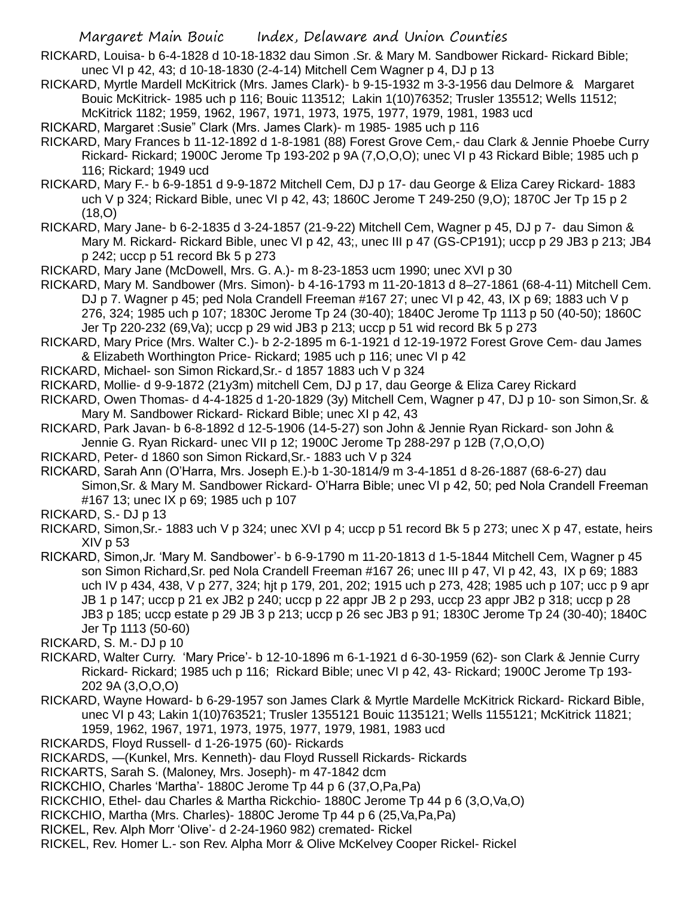RICKARD, Louisa- b 6-4-1828 d 10-18-1832 dau Simon .Sr. & Mary M. Sandbower Rickard- Rickard Bible; unec VI p 42, 43; d 10-18-1830 (2-4-14) Mitchell Cem Wagner p 4, DJ p 13

RICKARD, Myrtle Mardell McKitrick (Mrs. James Clark)- b 9-15-1932 m 3-3-1956 dau Delmore & Margaret Bouic McKitrick- 1985 uch p 116; Bouic 113512; Lakin 1(10)76352; Trusler 135512; Wells 11512; McKitrick 1182; 1959, 1962, 1967, 1971, 1973, 1975, 1977, 1979, 1981, 1983 ucd

RICKARD, Margaret :Susie" Clark (Mrs. James Clark)- m 1985- 1985 uch p 116

RICKARD, Mary Frances b 11-12-1892 d 1-8-1981 (88) Forest Grove Cem,- dau Clark & Jennie Phoebe Curry Rickard- Rickard; 1900C Jerome Tp 193-202 p 9A (7,O,O,O); unec VI p 43 Rickard Bible; 1985 uch p 116; Rickard; 1949 ucd

RICKARD, Mary F.- b 6-9-1851 d 9-9-1872 Mitchell Cem, DJ p 17- dau George & Eliza Carey Rickard- 1883 uch V p 324; Rickard Bible, unec VI p 42, 43; 1860C Jerome T 249-250 (9,O); 1870C Jer Tp 15 p 2 (18,O)

RICKARD, Mary Jane- b 6-2-1835 d 3-24-1857 (21-9-22) Mitchell Cem, Wagner p 45, DJ p 7- dau Simon & Mary M. Rickard- Rickard Bible, unec VI p 42, 43;, unec III p 47 (GS-CP191); uccp p 29 JB3 p 213; JB4 p 242; uccp p 51 record Bk 5 p 273

RICKARD, Mary Jane (McDowell, Mrs. G. A.)- m 8-23-1853 ucm 1990; unec XVI p 30

RICKARD, Mary M. Sandbower (Mrs. Simon)- b 4-16-1793 m 11-20-1813 d 8–27-1861 (68-4-11) Mitchell Cem. DJ p 7. Wagner p 45; ped Nola Crandell Freeman #167 27; unec VI p 42, 43, IX p 69; 1883 uch V p 276, 324; 1985 uch p 107; 1830C Jerome Tp 24 (30-40); 1840C Jerome Tp 1113 p 50 (40-50); 1860C Jer Tp 220-232 (69,Va); uccp p 29 wid JB3 p 213; uccp p 51 wid record Bk 5 p 273

RICKARD, Mary Price (Mrs. Walter C.)- b 2-2-1895 m 6-1-1921 d 12-19-1972 Forest Grove Cem- dau James & Elizabeth Worthington Price- Rickard; 1985 uch p 116; unec VI p 42

RICKARD, Michael- son Simon Rickard,Sr.- d 1857 1883 uch V p 324

RICKARD, Mollie- d 9-9-1872 (21y3m) mitchell Cem, DJ p 17, dau George & Eliza Carey Rickard

RICKARD, Owen Thomas- d 4-4-1825 d 1-20-1829 (3y) Mitchell Cem, Wagner p 47, DJ p 10- son Simon,Sr. & Mary M. Sandbower Rickard- Rickard Bible; unec XI p 42, 43

RICKARD, Park Javan- b 6-8-1892 d 12-5-1906 (14-5-27) son John & Jennie Ryan Rickard- son John & Jennie G. Ryan Rickard- unec VII p 12; 1900C Jerome Tp 288-297 p 12B (7,O,O,O)

RICKARD, Peter- d 1860 son Simon Rickard,Sr.- 1883 uch V p 324

RICKARD, Sarah Ann (O'Harra, Mrs. Joseph E.)-b 1-30-1814/9 m 3-4-1851 d 8-26-1887 (68-6-27) dau Simon,Sr. & Mary M. Sandbower Rickard- O'Harra Bible; unec VI p 42, 50; ped Nola Crandell Freeman #167 13; unec IX p 69; 1985 uch p 107

RICKARD, S.- DJ p 13

RICKARD, Simon,Sr.- 1883 uch V p 324; unec XVI p 4; uccp p 51 record Bk 5 p 273; unec X p 47, estate, heirs XIV p 53

RICKARD, Simon,Jr. 'Mary M. Sandbower'- b 6-9-1790 m 11-20-1813 d 1-5-1844 Mitchell Cem, Wagner p 45 son Simon Richard,Sr. ped Nola Crandell Freeman #167 26; unec III p 47, VI p 42, 43, IX p 69; 1883 uch IV p 434, 438, V p 277, 324; hjt p 179, 201, 202; 1915 uch p 273, 428; 1985 uch p 107; ucc p 9 apr JB 1 p 147; uccp p 21 ex JB2 p 240; uccp p 22 appr JB 2 p 293, uccp 23 appr JB2 p 318; uccp p 28 JB3 p 185; uccp estate p 29 JB 3 p 213; uccp p 26 sec JB3 p 91; 1830C Jerome Tp 24 (30-40); 1840C Jer Tp 1113 (50-60)

RICKARD, S. M.- DJ p 10

RICKARD, Walter Curry. 'Mary Price'- b 12-10-1896 m 6-1-1921 d 6-30-1959 (62)- son Clark & Jennie Curry Rickard- Rickard; 1985 uch p 116; Rickard Bible; unec VI p 42, 43- Rickard; 1900C Jerome Tp 193-202 9A (3,O,O,O)

RICKARD, Wayne Howard- b 6-29-1957 son James Clark & Myrtle Mardelle McKitrick Rickard- Rickard Bible, unec VI p 43; Lakin 1(10)763521; Trusler 1355121 Bouic 1135121; Wells 1155121; McKitrick 11821; 1959, 1962, 1967, 1971, 1973, 1975, 1977, 1979, 1981, 1983 ucd

RICKARDS, Floyd Russell- d 1-26-1975 (60)- Rickards

RICKARDS, —(Kunkel, Mrs. Kenneth)- dau Floyd Russell Rickards- Rickards

RICKARTS, Sarah S. (Maloney, Mrs. Joseph)- m 47-1842 dcm

RICKCHIO, Charles 'Martha'- 1880C Jerome Tp 44 p 6 (37,O,Pa,Pa)

RICKCHIO, Ethel- dau Charles & Martha Rickchio- 1880C Jerome Tp 44 p 6 (3,O,Va,O)

RICKCHIO, Martha (Mrs. Charles)- 1880C Jerome Tp 44 p 6 (25,Va,Pa,Pa)

RICKEL, Rev. Alph Morr 'Olive'- d 2-24-1960 982) cremated- Rickel

RICKEL, Rev. Homer L.- son Rev. Alpha Morr & Olive McKelvey Cooper Rickel- Rickel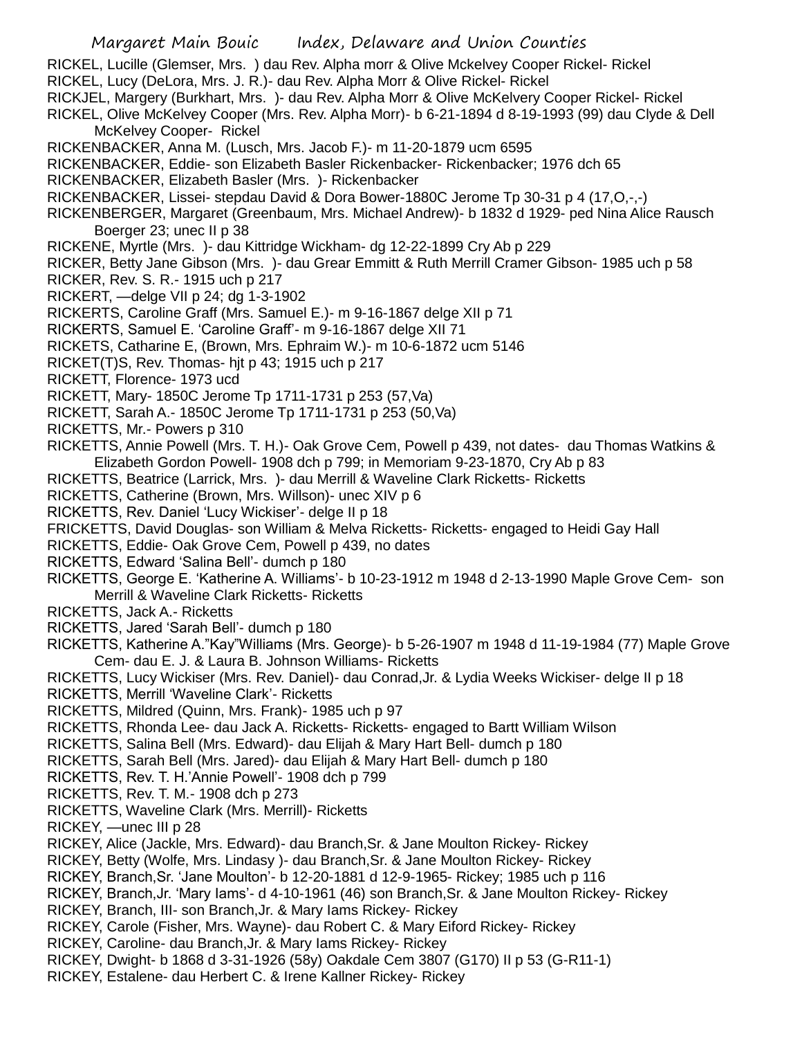RICKEL, Lucille (Glemser, Mrs. ) dau Rev. Alpha morr & Olive Mckelvey Cooper Rickel- Rickel
RICKEL, Lucy (DeLora, Mrs. J. R.)- dau Rev. Alpha Morr & Olive Rickel- Rickel
RICKJEL, Margery (Burkhart, Mrs. )- dau Rev. Alpha Morr & Olive McKelvery Cooper Rickel- Rickel
RICKEL, Olive McKelvey Cooper (Mrs. Rev. Alpha Morr)- b 6-21-1894 d 8-19-1993 (99) dau Clyde & Dell McKelvey Cooper- Rickel
RICKENBACKER, Anna M. (Lusch, Mrs. Jacob F.)- m 11-20-1879 ucm 6595
RICKENBACKER, Eddie- son Elizabeth Basler Rickenbacker- Rickenbacker; 1976 dch 65
RICKENBACKER, Elizabeth Basler (Mrs. )- Rickenbacker
RICKENBACKER, Lissei- stepdau David & Dora Bower-1880C Jerome Tp 30-31 p 4 (17,O,-,-)
RICKENBERGER, Margaret (Greenbaum, Mrs. Michael Andrew)- b 1832 d 1929- ped Nina Alice Rausch Boerger 23; unec II p 38
RICKENE, Myrtle (Mrs. )- dau Kittridge Wickham- dg 12-22-1899 Cry Ab p 229
RICKER, Betty Jane Gibson (Mrs. )- dau Grear Emmitt & Ruth Merrill Cramer Gibson- 1985 uch p 58
RICKER, Rev. S. R.- 1915 uch p 217
RICKERT, —delge VII p 24; dg 1-3-1902
RICKERTS, Caroline Graff (Mrs. Samuel E.)- m 9-16-1867 delge XII p 71
RICKERTS, Samuel E. 'Caroline Graff'- m 9-16-1867 delge XII 71
RICKETS, Catharine E, (Brown, Mrs. Ephraim W.)- m 10-6-1872 ucm 5146
RICKET(T)S, Rev. Thomas- hjt p 43; 1915 uch p 217
RICKETT, Florence- 1973 ucd
RICKETT, Mary- 1850C Jerome Tp 1711-1731 p 253 (57,Va)
RICKETT, Sarah A.- 1850C Jerome Tp 1711-1731 p 253 (50,Va)
RICKETTS, Mr.- Powers p 310
RICKETTS, Annie Powell (Mrs. T. H.)- Oak Grove Cem, Powell p 439, not dates- dau Thomas Watkins & Elizabeth Gordon Powell- 1908 dch p 799; in Memoriam 9-23-1870, Cry Ab p 83
RICKETTS, Beatrice (Larrick, Mrs. )- dau Merrill & Waveline Clark Ricketts- Ricketts
RICKETTS, Catherine (Brown, Mrs. Willson)- unec XIV p 6
RICKETTS, Rev. Daniel 'Lucy Wickiser'- delge II p 18
FRICKETTS, David Douglas- son William & Melva Ricketts- Ricketts- engaged to Heidi Gay Hall
RICKETTS, Eddie- Oak Grove Cem, Powell p 439, no dates
RICKETTS, Edward 'Salina Bell'- dumch p 180
RICKETTS, George E. 'Katherine A. Williams'- b 10-23-1912 m 1948 d 2-13-1990 Maple Grove Cem- son Merrill & Waveline Clark Ricketts- Ricketts
RICKETTS, Jack A.- Ricketts
RICKETTS, Jared 'Sarah Bell'- dumch p 180
RICKETTS, Katherine A."Kay"Williams (Mrs. George)- b 5-26-1907 m 1948 d 11-19-1984 (77) Maple Grove Cem- dau E. J. & Laura B. Johnson Williams- Ricketts
RICKETTS, Lucy Wickiser (Mrs. Rev. Daniel)- dau Conrad,Jr. & Lydia Weeks Wickiser- delge II p 18
RICKETTS, Merrill 'Waveline Clark'- Ricketts
RICKETTS, Mildred (Quinn, Mrs. Frank)- 1985 uch p 97
RICKETTS, Rhonda Lee- dau Jack A. Ricketts- Ricketts- engaged to Bartt William Wilson
RICKETTS, Salina Bell (Mrs. Edward)- dau Elijah & Mary Hart Bell- dumch p 180
RICKETTS, Sarah Bell (Mrs. Jared)- dau Elijah & Mary Hart Bell- dumch p 180
RICKETTS, Rev. T. H.'Annie Powell'- 1908 dch p 799
RICKETTS, Rev. T. M.- 1908 dch p 273
RICKETTS, Waveline Clark (Mrs. Merrill)- Ricketts
RICKEY, —unec III p 28
RICKEY, Alice (Jackle, Mrs. Edward)- dau Branch,Sr. & Jane Moulton Rickey- Rickey
RICKEY, Betty (Wolfe, Mrs. Lindasy )- dau Branch,Sr. & Jane Moulton Rickey- Rickey
RICKEY, Branch,Sr. 'Jane Moulton'- b 12-20-1881 d 12-9-1965- Rickey; 1985 uch p 116
RICKEY, Branch,Jr. 'Mary Iams'- d 4-10-1961 (46) son Branch,Sr. & Jane Moulton Rickey- Rickey
RICKEY, Branch, III- son Branch,Jr. & Mary Iams Rickey- Rickey
RICKEY, Carole (Fisher, Mrs. Wayne)- dau Robert C. & Mary Eiford Rickey- Rickey
RICKEY, Caroline- dau Branch,Jr. & Mary Iams Rickey- Rickey
RICKEY, Dwight- b 1868 d 3-31-1926 (58y) Oakdale Cem 3807 (G170) II p 53 (G-R11-1)
RICKEY, Estalene- dau Herbert C. & Irene Kallner Rickey- Rickey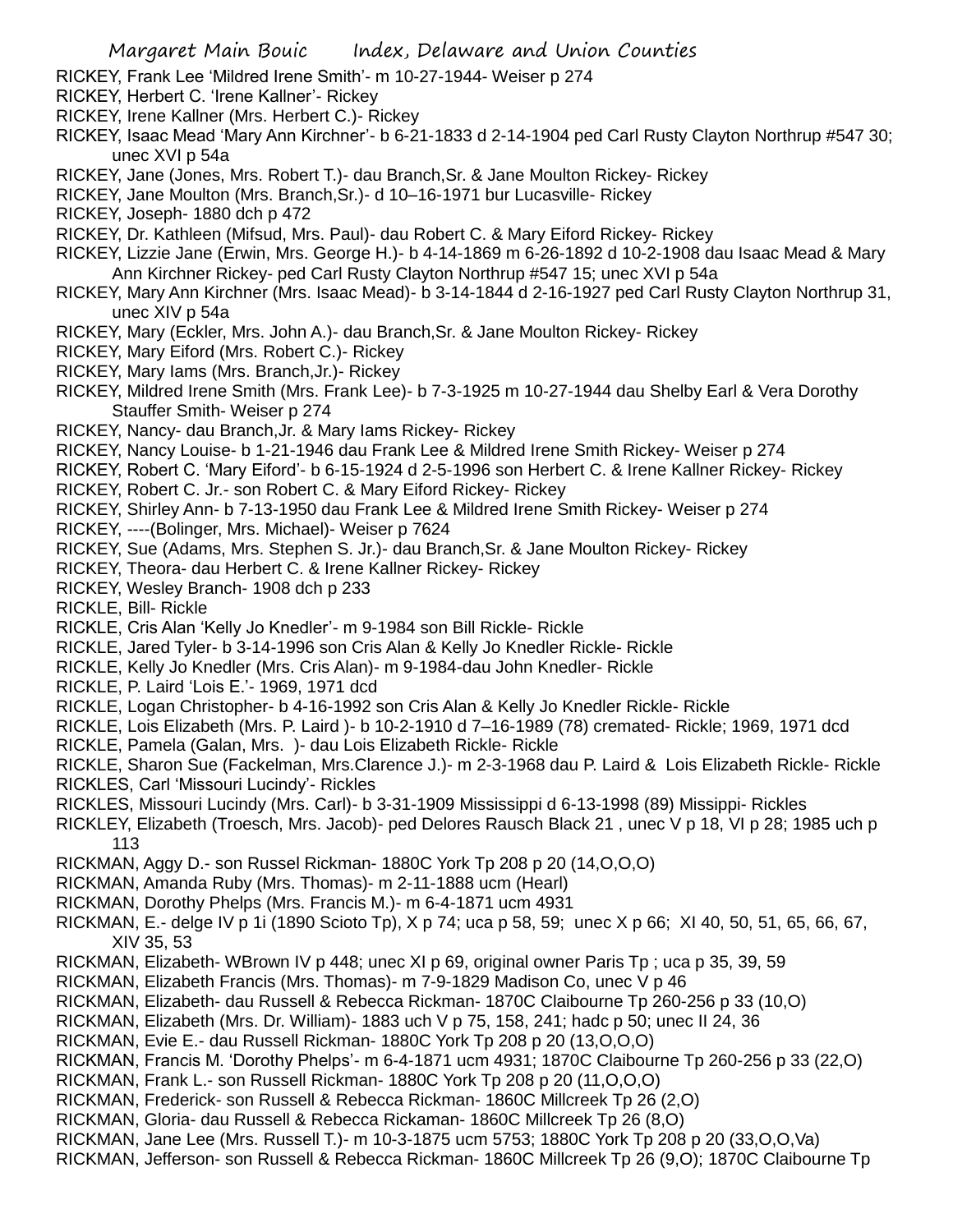RICKEY, Frank Lee 'Mildred Irene Smith'- m 10-27-1944- Weiser p 274
RICKEY, Herbert C. 'Irene Kallner'- Rickey
RICKEY, Irene Kallner (Mrs. Herbert C.)- Rickey
RICKEY, Isaac Mead 'Mary Ann Kirchner'- b 6-21-1833 d 2-14-1904 ped Carl Rusty Clayton Northrup #547 30; unec XVI p 54a
RICKEY, Jane (Jones, Mrs. Robert T.)- dau Branch,Sr. & Jane Moulton Rickey- Rickey
RICKEY, Jane Moulton (Mrs. Branch,Sr.)- d 10–16-1971 bur Lucasville- Rickey
RICKEY, Joseph- 1880 dch p 472
RICKEY, Dr. Kathleen (Mifsud, Mrs. Paul)- dau Robert C. & Mary Eiford Rickey- Rickey
RICKEY, Lizzie Jane (Erwin, Mrs. George H.)- b 4-14-1869 m 6-26-1892 d 10-2-1908 dau Isaac Mead & Mary Ann Kirchner Rickey- ped Carl Rusty Clayton Northrup #547 15; unec XVI p 54a
RICKEY, Mary Ann Kirchner (Mrs. Isaac Mead)- b 3-14-1844 d 2-16-1927 ped Carl Rusty Clayton Northrup 31, unec XIV p 54a
RICKEY, Mary (Eckler, Mrs. John A.)- dau Branch,Sr. & Jane Moulton Rickey- Rickey
RICKEY, Mary Eiford (Mrs. Robert C.)- Rickey
RICKEY, Mary Iams (Mrs. Branch,Jr.)- Rickey
RICKEY, Mildred Irene Smith (Mrs. Frank Lee)- b 7-3-1925 m 10-27-1944 dau Shelby Earl & Vera Dorothy Stauffer Smith- Weiser p 274
RICKEY, Nancy- dau Branch,Jr. & Mary Iams Rickey- Rickey
RICKEY, Nancy Louise- b 1-21-1946 dau Frank Lee & Mildred Irene Smith Rickey- Weiser p 274
RICKEY, Robert C. 'Mary Eiford'- b 6-15-1924 d 2-5-1996 son Herbert C. & Irene Kallner Rickey- Rickey
RICKEY, Robert C. Jr.- son Robert C. & Mary Eiford Rickey- Rickey
RICKEY, Shirley Ann- b 7-13-1950 dau Frank Lee & Mildred Irene Smith Rickey- Weiser p 274
RICKEY, ----(Bolinger, Mrs. Michael)- Weiser p 7624
RICKEY, Sue (Adams, Mrs. Stephen S. Jr.)- dau Branch,Sr. & Jane Moulton Rickey- Rickey
RICKEY, Theora- dau Herbert C. & Irene Kallner Rickey- Rickey
RICKEY, Wesley Branch- 1908 dch p 233
RICKLE, Bill- Rickle
RICKLE, Cris Alan 'Kelly Jo Knedler'- m 9-1984 son Bill Rickle- Rickle
RICKLE, Jared Tyler- b 3-14-1996 son Cris Alan & Kelly Jo Knedler Rickle- Rickle
RICKLE, Kelly Jo Knedler (Mrs. Cris Alan)- m 9-1984-dau John Knedler- Rickle
RICKLE, P. Laird 'Lois E.'- 1969, 1971 dcd
RICKLE, Logan Christopher- b 4-16-1992 son Cris Alan & Kelly Jo Knedler Rickle- Rickle
RICKLE, Lois Elizabeth (Mrs. P. Laird )- b 10-2-1910 d 7–16-1989 (78) cremated- Rickle; 1969, 1971 dcd
RICKLE, Pamela (Galan, Mrs. )- dau Lois Elizabeth Rickle- Rickle
RICKLE, Sharon Sue (Fackelman, Mrs.Clarence J.)- m 2-3-1968 dau P. Laird & Lois Elizabeth Rickle- Rickle
RICKLES, Carl 'Missouri Lucindy'- Rickles
RICKLES, Missouri Lucindy (Mrs. Carl)- b 3-31-1909 Mississippi d 6-13-1998 (89) Missipi- Rickles
RICKLEY, Elizabeth (Troesch, Mrs. Jacob)- ped Delores Rausch Black 21 , unec V p 18, VI p 28; 1985 uch p 113
RICKMAN, Aggy D.- son Russel Rickman- 1880C York Tp 208 p 20 (14,O,O,O)
RICKMAN, Amanda Ruby (Mrs. Thomas)- m 2-11-1888 ucm (Hearl)
RICKMAN, Dorothy Phelps (Mrs. Francis M.)- m 6-4-1871 ucm 4931
RICKMAN, E.- delge IV p 1i (1890 Scioto Tp), X p 74; uca p 58, 59; unec X p 66; XI 40, 50, 51, 65, 66, 67, XIV 35, 53
RICKMAN, Elizabeth- WBrown IV p 448; unec XI p 69, original owner Paris Tp ; uca p 35, 39, 59
RICKMAN, Elizabeth Francis (Mrs. Thomas)- m 7-9-1829 Madison Co, unec V p 46
RICKMAN, Elizabeth- dau Russell & Rebecca Rickman- 1870C Claibourne Tp 260-256 p 33 (10,O)
RICKMAN, Elizabeth (Mrs. Dr. William)- 1883 uch V p 75, 158, 241; hadc p 50; unec II 24, 36
RICKMAN, Francis M. 'Dorothy Phelps'- m 6-4-1871 ucm 4931; 1870C Claibourne Tp 260-256 p 33 (22,O)
RICKMAN, Frank L.- son Russell Rickman- 1880C York Tp 208 p 20 (11,O,O,O)
RICKMAN, Frederick- son Russell & Rebecca Rickman- 1860C Millcreek Tp 26 (2,O)
RICKMAN, Gloria- dau Russell & Rebecca Rickaman- 1860C Millcreek Tp 26 (8,O)
RICKMAN, Jane Lee (Mrs. Russell T.)- m 10-3-1875 ucm 5753; 1880C York Tp 208 p 20 (33,O,O,Va)
RICKMAN, Jefferson- son Russell & Rebecca Rickman- 1860C Millcreek Tp 26 (9,O); 1870C Claibourne Tp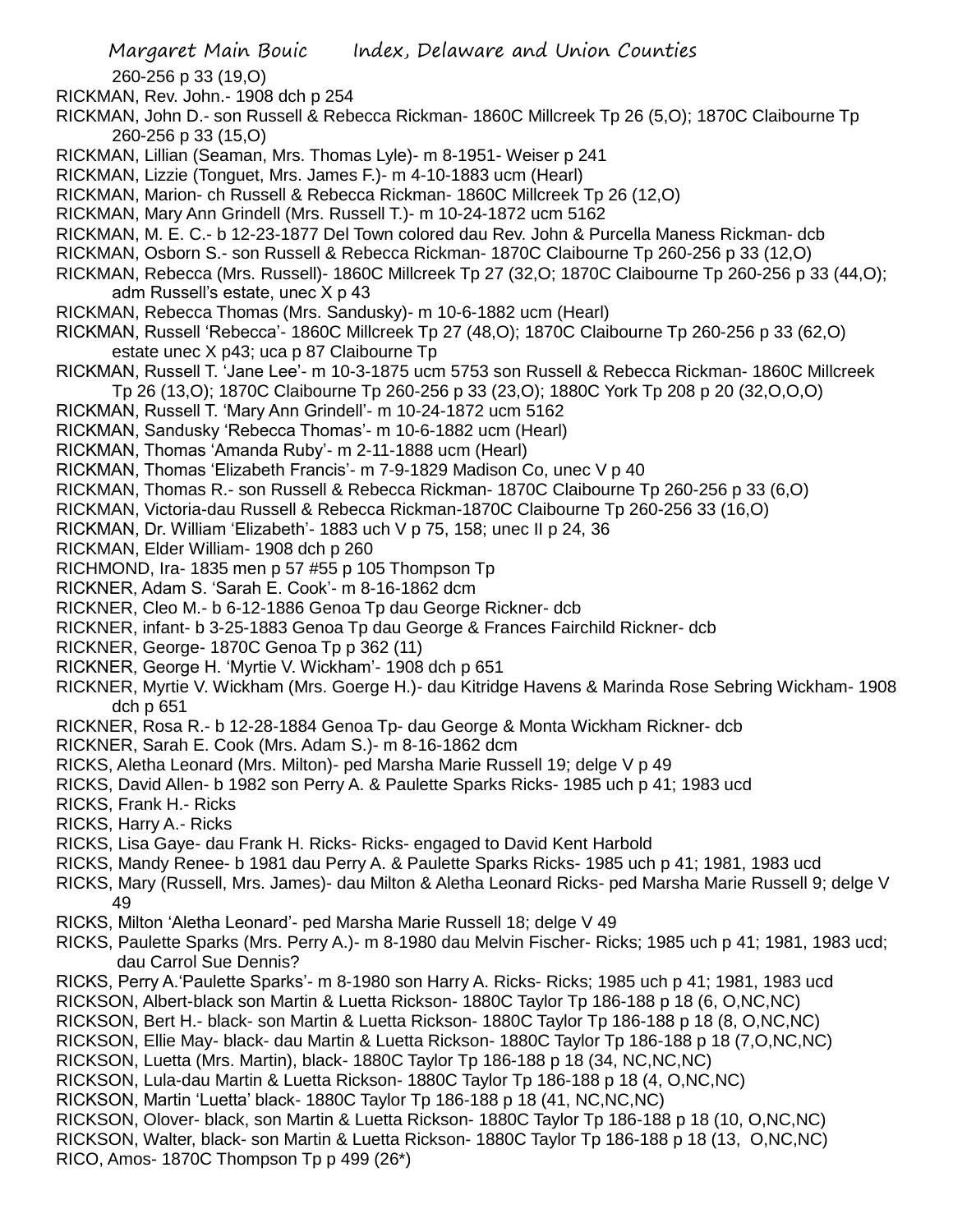260-256 p 33 (19,O)

RICKMAN, Rev. John.- 1908 dch p 254

RICKMAN, John D.- son Russell & Rebecca Rickman- 1860C Millcreek Tp 26 (5,O); 1870C Claibourne Tp 260-256 p 33 (15,O)

RICKMAN, Lillian (Seaman, Mrs. Thomas Lyle)- m 8-1951- Weiser p 241

RICKMAN, Lizzie (Tonguet, Mrs. James F.)- m 4-10-1883 ucm (Hearl)

RICKMAN, Marion- ch Russell & Rebecca Rickman- 1860C Millcreek Tp 26 (12,O)

RICKMAN, Mary Ann Grindell (Mrs. Russell T.)- m 10-24-1872 ucm 5162

RICKMAN, M. E. C.- b 12-23-1877 Del Town colored dau Rev. John & Purcella Maness Rickman- dcb

RICKMAN, Osborn S.- son Russell & Rebecca Rickman- 1870C Claibourne Tp 260-256 p 33 (12,O)

RICKMAN, Rebecca (Mrs. Russell)- 1860C Millcreek Tp 27 (32,O; 1870C Claibourne Tp 260-256 p 33 (44,O); adm Russell's estate, unec X p 43

RICKMAN, Rebecca Thomas (Mrs. Sandusky)- m 10-6-1882 ucm (Hearl)

RICKMAN, Russell 'Rebecca'- 1860C Millcreek Tp 27 (48,O); 1870C Claibourne Tp 260-256 p 33 (62,O) estate unec X p43; uca p 87 Claibourne Tp

RICKMAN, Russell T. 'Jane Lee'- m 10-3-1875 ucm 5753 son Russell & Rebecca Rickman- 1860C Millcreek Tp 26 (13,O); 1870C Claibourne Tp 260-256 p 33 (23,O); 1880C York Tp 208 p 20 (32,O,O,O)

RICKMAN, Russell T. 'Mary Ann Grindell'- m 10-24-1872 ucm 5162

RICKMAN, Sandusky 'Rebecca Thomas'- m 10-6-1882 ucm (Hearl)

RICKMAN, Thomas 'Amanda Ruby'- m 2-11-1888 ucm (Hearl)

RICKMAN, Thomas 'Elizabeth Francis'- m 7-9-1829 Madison Co, unec V p 40

RICKMAN, Thomas R.- son Russell & Rebecca Rickman- 1870C Claibourne Tp 260-256 p 33 (6,O)

RICKMAN, Victoria-dau Russell & Rebecca Rickman-1870C Claibourne Tp 260-256 33 (16,O)

RICKMAN, Dr. William 'Elizabeth'- 1883 uch V p 75, 158; unec II p 24, 36

RICKMAN, Elder William- 1908 dch p 260

RICHMOND, Ira- 1835 men p 57 #55 p 105 Thompson Tp

RICKNER, Adam S. 'Sarah E. Cook'- m 8-16-1862 dcm

RICKNER, Cleo M.- b 6-12-1886 Genoa Tp dau George Rickner- dcb

RICKNER, infant- b 3-25-1883 Genoa Tp dau George & Frances Fairchild Rickner- dcb

RICKNER, George- 1870C Genoa Tp p 362 (11)

RICKNER, George H. 'Myrtie V. Wickham'- 1908 dch p 651

RICKNER, Myrtie V. Wickham (Mrs. Goerge H.)- dau Kitridge Havens & Marinda Rose Sebring Wickham- 1908 dch p 651

RICKNER, Rosa R.- b 12-28-1884 Genoa Tp- dau George & Monta Wickham Rickner- dcb

RICKNER, Sarah E. Cook (Mrs. Adam S.)- m 8-16-1862 dcm

RICKS, Aletha Leonard (Mrs. Milton)- ped Marsha Marie Russell 19; delge V p 49

RICKS, David Allen- b 1982 son Perry A. & Paulette Sparks Ricks- 1985 uch p 41; 1983 ucd

RICKS, Frank H.- Ricks

RICKS, Harry A.- Ricks

RICKS, Lisa Gaye- dau Frank H. Ricks- Ricks- engaged to David Kent Harbold

RICKS, Mandy Renee- b 1981 dau Perry A. & Paulette Sparks Ricks- 1985 uch p 41; 1981, 1983 ucd

RICKS, Mary (Russell, Mrs. James)- dau Milton & Aletha Leonard Ricks- ped Marsha Marie Russell 9; delge V 49

RICKS, Milton 'Aletha Leonard'- ped Marsha Marie Russell 18; delge V 49

RICKS, Paulette Sparks (Mrs. Perry A.)- m 8-1980 dau Melvin Fischer- Ricks; 1985 uch p 41; 1981, 1983 ucd; dau Carrol Sue Dennis?

RICKS, Perry A.'Paulette Sparks'- m 8-1980 son Harry A. Ricks- Ricks; 1985 uch p 41; 1981, 1983 ucd

RICKSON, Albert-black son Martin & Luetta Rickson- 1880C Taylor Tp 186-188 p 18 (6, O,NC,NC)

RICKSON, Bert H.- black- son Martin & Luetta Rickson- 1880C Taylor Tp 186-188 p 18 (8, O,NC,NC)

RICKSON, Ellie May- black- dau Martin & Luetta Rickson- 1880C Taylor Tp 186-188 p 18 (7,O,NC,NC)

RICKSON, Luetta (Mrs. Martin), black- 1880C Taylor Tp 186-188 p 18 (34, NC,NC,NC)

RICKSON, Lula-dau Martin & Luetta Rickson- 1880C Taylor Tp 186-188 p 18 (4, O,NC,NC)

RICKSON, Martin 'Luetta' black- 1880C Taylor Tp 186-188 p 18 (41, NC,NC,NC)

RICKSON, Olover- black, son Martin & Luetta Rickson- 1880C Taylor Tp 186-188 p 18 (10, O,NC,NC)

RICKSON, Walter, black- son Martin & Luetta Rickson- 1880C Taylor Tp 186-188 p 18 (13, O,NC,NC)

RICO, Amos- 1870C Thompson Tp p 499 (26*)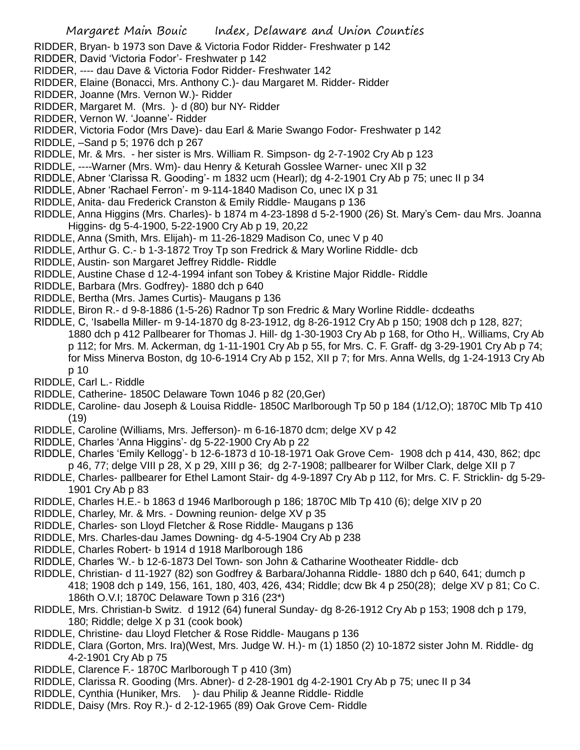RIDDER, Bryan- b 1973 son Dave & Victoria Fodor Ridder- Freshwater p 142
RIDDER, David 'Victoria Fodor'- Freshwater p 142
RIDDER, ---- dau Dave & Victoria Fodor Ridder- Freshwater 142
RIDDER, Elaine (Bonacci, Mrs. Anthony C.)- dau Margaret M. Ridder- Ridder
RIDDER, Joanne (Mrs. Vernon W.)- Ridder
RIDDER, Margaret M. (Mrs. )- d (80) bur NY- Ridder
RIDDER, Vernon W. 'Joanne'- Ridder
RIDDER, Victoria Fodor (Mrs Dave)- dau Earl & Marie Swango Fodor- Freshwater p 142
RIDDLE, –Sand p 5; 1976 dch p 267
RIDDLE, Mr. & Mrs. - her sister is Mrs. William R. Simpson- dg 2-7-1902 Cry Ab p 123
RIDDLE, ----Warner (Mrs. Wm)- dau Henry & Keturah Gosslee Warner- unec XII p 32
RIDDLE, Abner 'Clarissa R. Gooding'- m 1832 ucm (Hearl); dg 4-2-1901 Cry Ab p 75; unec II p 34
RIDDLE, Abner 'Rachael Ferron'- m 9-114-1840 Madison Co, unec IX p 31
RIDDLE, Anita- dau Frederick Cranston & Emily Riddle- Maugans p 136
RIDDLE, Anna Higgins (Mrs. Charles)- b 1874 m 4-23-1898 d 5-2-1900 (26) St. Mary's Cem- dau Mrs. Joanna Higgins- dg 5-4-1900, 5-22-1900 Cry Ab p 19, 20,22
RIDDLE, Anna (Smith, Mrs. Elijah)- m 11-26-1829 Madison Co, unec V p 40
RIDDLE, Arthur G. C.- b 1-3-1872 Troy Tp son Fredrick & Mary Worline Riddle- dcb
RIDDLE, Austin- son Margaret Jeffrey Riddle- Riddle
RIDDLE, Austine Chase d 12-4-1994 infant son Tobey & Kristine Major Riddle- Riddle
RIDDLE, Barbara (Mrs. Godfrey)- 1880 dch p 640
RIDDLE, Bertha (Mrs. James Curtis)- Maugans p 136
RIDDLE, Biron R.- d 9-8-1886 (1-5-26) Radnor Tp son Fredric & Mary Worline Riddle- dcdeaths
RIDDLE, C, 'Isabella Miller- m 9-14-1870 dg 8-23-1912, dg 8-26-1912 Cry Ab p 150; 1908 dch p 128, 827; 1880 dch p 412 Pallbearer for Thomas J. Hill- dg 1-30-1903 Cry Ab p 168, for Otho H,. Williams, Cry Ab p 112; for Mrs. M. Ackerman, dg 1-11-1901 Cry Ab p 55, for Mrs. C. F. Graff- dg 3-29-1901 Cry Ab p 74; for Miss Minerva Boston, dg 10-6-1914 Cry Ab p 152, XII p 7; for Mrs. Anna Wells, dg 1-24-1913 Cry Ab p 10
RIDDLE, Carl L.- Riddle
RIDDLE, Catherine- 1850C Delaware Town 1046 p 82 (20,Ger)
RIDDLE, Caroline- dau Joseph & Louisa Riddle- 1850C Marlborough Tp 50 p 184 (1/12,O); 1870C Mlb Tp 410 (19)
RIDDLE, Caroline (Williams, Mrs. Jefferson)- m 6-16-1870 dcm; delge XV p 42
RIDDLE, Charles 'Anna Higgins'- dg 5-22-1900 Cry Ab p 22
RIDDLE, Charles 'Emily Kellogg'- b 12-6-1873 d 10-18-1971 Oak Grove Cem- 1908 dch p 414, 430, 862; dpc p 46, 77; delge VIII p 28, X p 29, XIII p 36; dg 2-7-1908; pallbearer for Wilber Clark, delge XII p 7
RIDDLE, Charles- pallbearer for Ethel Lamont Stair- dg 4-9-1897 Cry Ab p 112, for Mrs. C. F. Stricklin- dg 5-29-1901 Cry Ab p 83
RIDDLE, Charles H.E.- b 1863 d 1946 Marlborough p 186; 1870C Mlb Tp 410 (6); delge XIV p 20
RIDDLE, Charley, Mr. & Mrs. - Downing reunion- delge XV p 35
RIDDLE, Charles- son Lloyd Fletcher & Rose Riddle- Maugans p 136
RIDDLE, Mrs. Charles-dau James Downing- dg 4-5-1904 Cry Ab p 238
RIDDLE, Charles Robert- b 1914 d 1918 Marlborough 186
RIDDLE, Charles 'W.- b 12-6-1873 Del Town- son John & Catharine Wootheater Riddle- dcb
RIDDLE, Christian- d 11-1927 (82) son Godfrey & Barbara/Johanna Riddle- 1880 dch p 640, 641; dumch p 418; 1908 dch p 149, 156, 161, 180, 403, 426, 434; Riddle; dcw Bk 4 p 250(28); delge XV p 81; Co C. 186th O.V.I; 1870C Delaware Town p 316 (23*)
RIDDLE, Mrs. Christian-b Switz. d 1912 (64) funeral Sunday- dg 8-26-1912 Cry Ab p 153; 1908 dch p 179, 180; Riddle; delge X p 31 (cook book)
RIDDLE, Christine- dau Lloyd Fletcher & Rose Riddle- Maugans p 136
RIDDLE, Clara (Gorton, Mrs. Ira)(West, Mrs. Judge W. H.)- m (1) 1850 (2) 10-1872 sister John M. Riddle- dg 4-2-1901 Cry Ab p 75
RIDDLE, Clarence F.- 1870C Marlborough T p 410 (3m)
RIDDLE, Clarissa R. Gooding (Mrs. Abner)- d 2-28-1901 dg 4-2-1901 Cry Ab p 75; unec II p 34
RIDDLE, Cynthia (Huniker, Mrs. )- dau Philip & Jeanne Riddle- Riddle
RIDDLE, Daisy (Mrs. Roy R.)- d 2-12-1965 (89) Oak Grove Cem- Riddle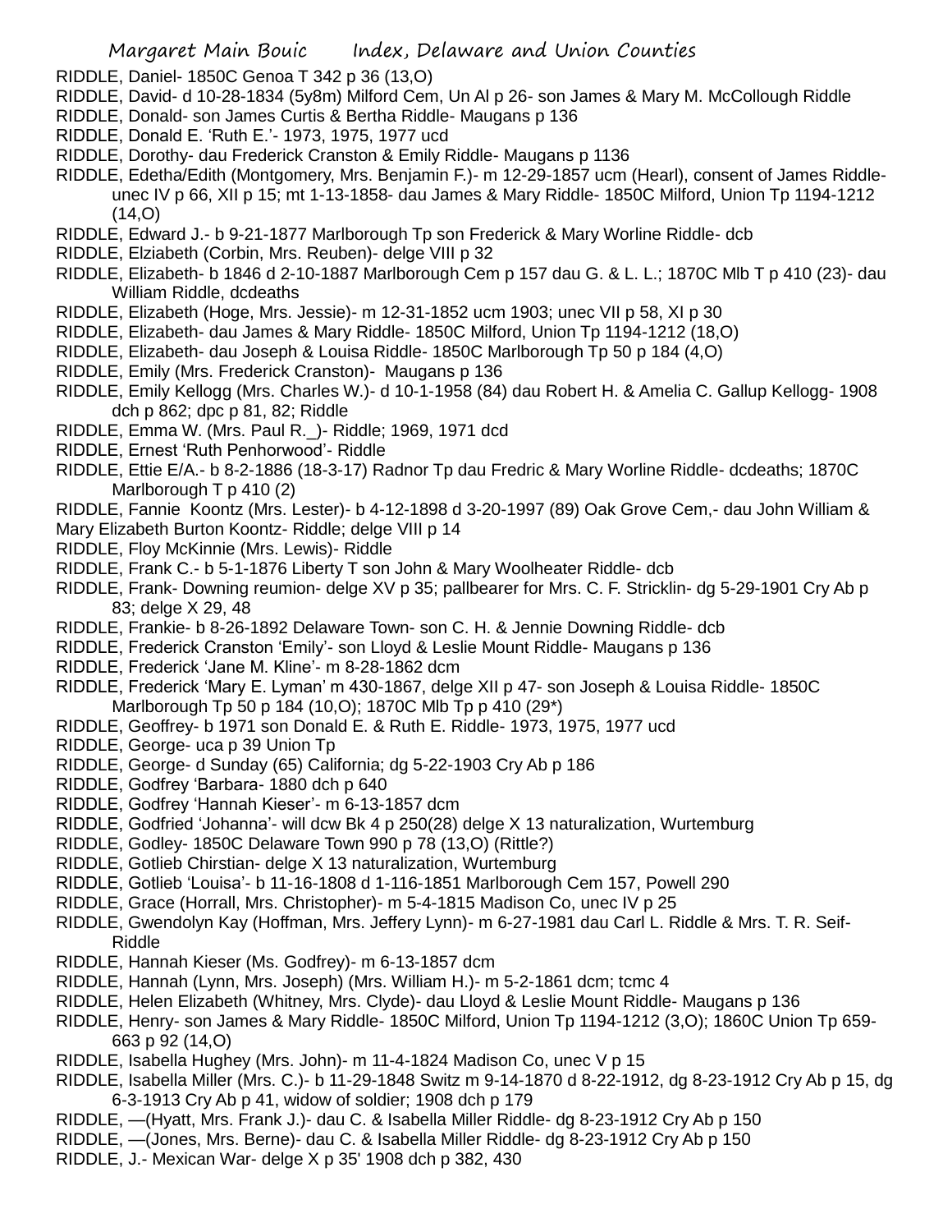RIDDLE, Daniel- 1850C Genoa T 342 p 36 (13,O)

RIDDLE, David- d 10-28-1834 (5y8m) Milford Cem, Un Al p 26- son James & Mary M. McCollough Riddle

RIDDLE, Donald- son James Curtis & Bertha Riddle- Maugans p 136

RIDDLE, Donald E. 'Ruth E.'- 1973, 1975, 1977 ucd

RIDDLE, Dorothy- dau Frederick Cranston & Emily Riddle- Maugans p 1136

RIDDLE, Edetha/Edith (Montgomery, Mrs. Benjamin F.)- m 12-29-1857 ucm (Hearl), consent of James Riddle- unec IV p 66, XII p 15; mt 1-13-1858- dau James & Mary Riddle- 1850C Milford, Union Tp 1194-1212 (14,O)

RIDDLE, Edward J.- b 9-21-1877 Marlborough Tp son Frederick & Mary Worline Riddle- dcb

RIDDLE, Elziabeth (Corbin, Mrs. Reuben)- delge VIII p 32

RIDDLE, Elizabeth- b 1846 d 2-10-1887 Marlborough Cem p 157 dau G. & L. L.; 1870C Mlb T p 410 (23)- dau William Riddle, dcdeaths

RIDDLE, Elizabeth (Hoge, Mrs. Jessie)- m 12-31-1852 ucm 1903; unec VII p 58, XI p 30

RIDDLE, Elizabeth- dau James & Mary Riddle- 1850C Milford, Union Tp 1194-1212 (18,O)

RIDDLE, Elizabeth- dau Joseph & Louisa Riddle- 1850C Marlborough Tp 50 p 184 (4,O)

RIDDLE, Emily (Mrs. Frederick Cranston)- Maugans p 136

RIDDLE, Emily Kellogg (Mrs. Charles W.)- d 10-1-1958 (84) dau Robert H. & Amelia C. Gallup Kellogg- 1908 dch p 862; dpc p 81, 82; Riddle

RIDDLE, Emma W. (Mrs. Paul R._)- Riddle; 1969, 1971 dcd

RIDDLE, Ernest 'Ruth Penhorwood'- Riddle

RIDDLE, Ettie E/A.- b 8-2-1886 (18-3-17) Radnor Tp dau Fredric & Mary Worline Riddle- dcdeaths; 1870C Marlborough T p 410 (2)

RIDDLE, Fannie Koontz (Mrs. Lester)- b 4-12-1898 d 3-20-1997 (89) Oak Grove Cem,- dau John William & Mary Elizabeth Burton Koontz- Riddle; delge VIII p 14

RIDDLE, Floy McKinnie (Mrs. Lewis)- Riddle

RIDDLE, Frank C.- b 5-1-1876 Liberty T son John & Mary Woolheater Riddle- dcb

RIDDLE, Frank- Downing reumion- delge XV p 35; pallbearer for Mrs. C. F. Stricklin- dg 5-29-1901 Cry Ab p 83; delge X 29, 48

RIDDLE, Frankie- b 8-26-1892 Delaware Town- son C. H. & Jennie Downing Riddle- dcb

RIDDLE, Frederick Cranston 'Emily'- son Lloyd & Leslie Mount Riddle- Maugans p 136

RIDDLE, Frederick 'Jane M. Kline'- m 8-28-1862 dcm

RIDDLE, Frederick 'Mary E. Lyman' m 430-1867, delge XII p 47- son Joseph & Louisa Riddle- 1850C Marlborough Tp 50 p 184 (10,O); 1870C Mlb Tp p 410 (29*)

RIDDLE, Geoffrey- b 1971 son Donald E. & Ruth E. Riddle- 1973, 1975, 1977 ucd

RIDDLE, George- uca p 39 Union Tp

RIDDLE, George- d Sunday (65) California; dg 5-22-1903 Cry Ab p 186

RIDDLE, Godfrey 'Barbara- 1880 dch p 640

RIDDLE, Godfrey 'Hannah Kieser'- m 6-13-1857 dcm

RIDDLE, Godfried 'Johanna'- will dcw Bk 4 p 250(28) delge X 13 naturalization, Wurtemburg

RIDDLE, Godley- 1850C Delaware Town 990 p 78 (13,O) (Rittle?)

RIDDLE, Gotlieb Chirstian- delge X 13 naturalization, Wurtemburg

RIDDLE, Gotlieb 'Louisa'- b 11-16-1808 d 1-116-1851 Marlborough Cem 157, Powell 290

RIDDLE, Grace (Horrall, Mrs. Christopher)- m 5-4-1815 Madison Co, unec IV p 25

RIDDLE, Gwendolyn Kay (Hoffman, Mrs. Jeffery Lynn)- m 6-27-1981 dau Carl L. Riddle & Mrs. T. R. Seif- Riddle

RIDDLE, Hannah Kieser (Ms. Godfrey)- m 6-13-1857 dcm

RIDDLE, Hannah (Lynn, Mrs. Joseph) (Mrs. William H.)- m 5-2-1861 dcm; tcmc 4

RIDDLE, Helen Elizabeth (Whitney, Mrs. Clyde)- dau Lloyd & Leslie Mount Riddle- Maugans p 136

RIDDLE, Henry- son James & Mary Riddle- 1850C Milford, Union Tp 1194-1212 (3,O); 1860C Union Tp 659-663 p 92 (14,O)

RIDDLE, Isabella Hughey (Mrs. John)- m 11-4-1824 Madison Co, unec V p 15

RIDDLE, Isabella Miller (Mrs. C.)- b 11-29-1848 Switz m 9-14-1870 d 8-22-1912, dg 8-23-1912 Cry Ab p 15, dg 6-3-1913 Cry Ab p 41, widow of soldier; 1908 dch p 179

RIDDLE, —(Hyatt, Mrs. Frank J.)- dau C. & Isabella Miller Riddle- dg 8-23-1912 Cry Ab p 150

RIDDLE, —(Jones, Mrs. Berne)- dau C. & Isabella Miller Riddle- dg 8-23-1912 Cry Ab p 150

RIDDLE, J.- Mexican War- delge X p 35' 1908 dch p 382, 430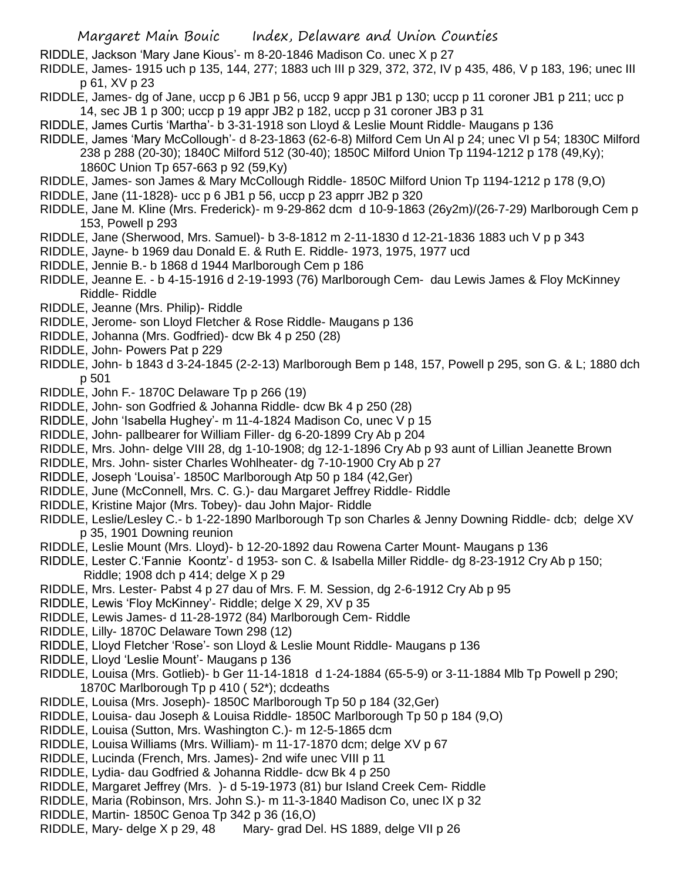RIDDLE, Jackson 'Mary Jane Kious'- m 8-20-1846 Madison Co. unec X p 27

RIDDLE, James- 1915 uch p 135, 144, 277; 1883 uch III p 329, 372, 372, IV p 435, 486, V p 183, 196; unec III p 61, XV p 23

RIDDLE, James- dg of Jane, uccp p 6 JB1 p 56, uccp 9 appr JB1 p 130; uccp p 11 coroner JB1 p 211; ucc p 14, sec JB 1 p 300; uccp p 19 appr JB2 p 182, uccp p 31 coroner JB3 p 31

RIDDLE, James Curtis 'Martha'- b 3-31-1918 son Lloyd & Leslie Mount Riddle- Maugans p 136

RIDDLE, James 'Mary McCollough'- d 8-23-1863 (62-6-8) Milford Cem Un Al p 24; unec VI p 54; 1830C Milford 238 p 288 (20-30); 1840C Milford 512 (30-40); 1850C Milford Union Tp 1194-1212 p 178 (49,Ky); 1860C Union Tp 657-663 p 92 (59,Ky)

RIDDLE, James- son James & Mary McCollough Riddle- 1850C Milford Union Tp 1194-1212 p 178 (9,O)

RIDDLE, Jane (11-1828)- ucc p 6 JB1 p 56, uccp p 23 apprr JB2 p 320

RIDDLE, Jane M. Kline (Mrs. Frederick)- m 9-29-862 dcm d 10-9-1863 (26y2m)/(26-7-29) Marlborough Cem p 153, Powell p 293

RIDDLE, Jane (Sherwood, Mrs. Samuel)- b 3-8-1812 m 2-11-1830 d 12-21-1836 1883 uch V p p 343

RIDDLE, Jayne- b 1969 dau Donald E. & Ruth E. Riddle- 1973, 1975, 1977 ucd

RIDDLE, Jennie B.- b 1868 d 1944 Marlborough Cem p 186

RIDDLE, Jeanne E. - b 4-15-1916 d 2-19-1993 (76) Marlborough Cem- dau Lewis James & Floy McKinney Riddle- Riddle

RIDDLE, Jeanne (Mrs. Philip)- Riddle

RIDDLE, Jerome- son Lloyd Fletcher & Rose Riddle- Maugans p 136

RIDDLE, Johanna (Mrs. Godfried)- dcw Bk 4 p 250 (28)

RIDDLE, John- Powers Pat p 229

RIDDLE, John- b 1843 d 3-24-1845 (2-2-13) Marlborough Bem p 148, 157, Powell p 295, son G. & L; 1880 dch p 501

RIDDLE, John F.- 1870C Delaware Tp p 266 (19)

RIDDLE, John- son Godfried & Johanna Riddle- dcw Bk 4 p 250 (28)

RIDDLE, John 'Isabella Hughey'- m 11-4-1824 Madison Co, unec V p 15

RIDDLE, John- pallbearer for William Filler- dg 6-20-1899 Cry Ab p 204

RIDDLE, Mrs. John- delge VIII 28, dg 1-10-1908; dg 12-1-1896 Cry Ab p 93 aunt of Lillian Jeanette Brown

RIDDLE, Mrs. John- sister Charles Wohlheater- dg 7-10-1900 Cry Ab p 27

RIDDLE, Joseph 'Louisa'- 1850C Marlborough Atp 50 p 184 (42,Ger)

RIDDLE, June (McConnell, Mrs. C. G.)- dau Margaret Jeffrey Riddle- Riddle

RIDDLE, Kristine Major (Mrs. Tobey)- dau John Major- Riddle

RIDDLE, Leslie/Lesley C.- b 1-22-1890 Marlborough Tp son Charles & Jenny Downing Riddle- dcb; delge XV p 35, 1901 Downing reunion

RIDDLE, Leslie Mount (Mrs. Lloyd)- b 12-20-1892 dau Rowena Carter Mount- Maugans p 136

RIDDLE, Lester C.'Fannie Koontz'- d 1953- son C. & Isabella Miller Riddle- dg 8-23-1912 Cry Ab p 150; Riddle; 1908 dch p 414; delge X p 29

RIDDLE, Mrs. Lester- Pabst 4 p 27 dau of Mrs. F. M. Session, dg 2-6-1912 Cry Ab p 95

RIDDLE, Lewis 'Floy McKinney'- Riddle; delge X 29, XV p 35

RIDDLE, Lewis James- d 11-28-1972 (84) Marlborough Cem- Riddle

RIDDLE, Lilly- 1870C Delaware Town 298 (12)

RIDDLE, Lloyd Fletcher 'Rose'- son Lloyd & Leslie Mount Riddle- Maugans p 136

RIDDLE, Lloyd 'Leslie Mount'- Maugans p 136

RIDDLE, Louisa (Mrs. Gotlieb)- b Ger 11-14-1818 d 1-24-1884 (65-5-9) or 3-11-1884 Mlb Tp Powell p 290; 1870C Marlborough Tp p 410 ( 52*); dcdeaths

RIDDLE, Louisa (Mrs. Joseph)- 1850C Marlborough Tp 50 p 184 (32,Ger)

RIDDLE, Louisa- dau Joseph & Louisa Riddle- 1850C Marlborough Tp 50 p 184 (9,O)

RIDDLE, Louisa (Sutton, Mrs. Washington C.)- m 12-5-1865 dcm

RIDDLE, Louisa Williams (Mrs. William)- m 11-17-1870 dcm; delge XV p 67

RIDDLE, Lucinda (French, Mrs. James)- 2nd wife unec VIII p 11

RIDDLE, Lydia- dau Godfried & Johanna Riddle- dcw Bk 4 p 250

RIDDLE, Margaret Jeffrey (Mrs. )- d 5-19-1973 (81) bur Island Creek Cem- Riddle

RIDDLE, Maria (Robinson, Mrs. John S.)- m 11-3-1840 Madison Co, unec IX p 32

RIDDLE, Martin- 1850C Genoa Tp 342 p 36 (16,O)

RIDDLE, Mary- delge X p 29, 48 Mary- grad Del. HS 1889, delge VII p 26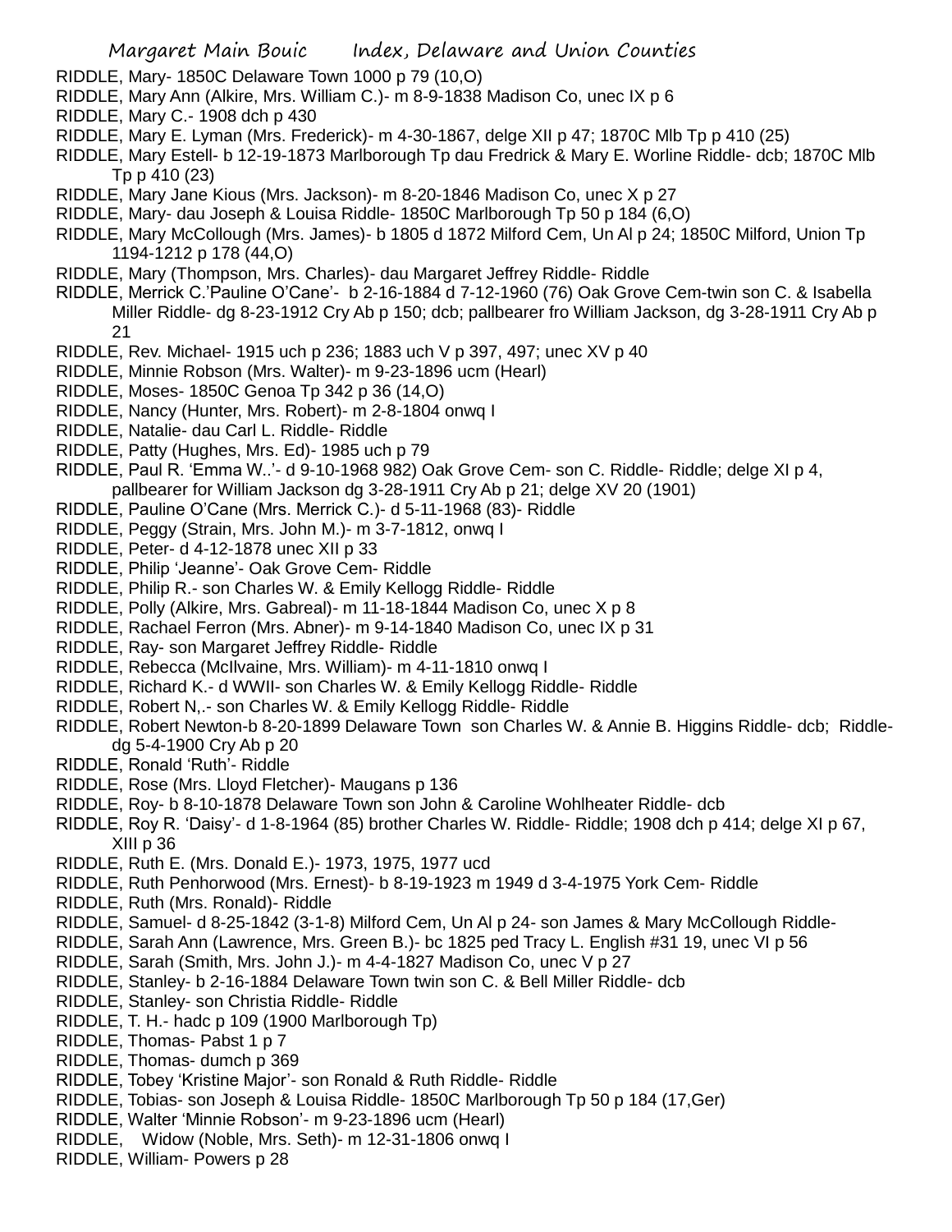RIDDLE, Mary- 1850C Delaware Town 1000 p 79 (10,O)
RIDDLE, Mary Ann (Alkire, Mrs. William C.)- m 8-9-1838 Madison Co, unec IX p 6
RIDDLE, Mary C.- 1908 dch p 430
RIDDLE, Mary E. Lyman (Mrs. Frederick)- m 4-30-1867, delge XII p 47; 1870C Mlb Tp p 410 (25)
RIDDLE, Mary Estell- b 12-19-1873 Marlborough Tp dau Fredrick & Mary E. Worline Riddle- dcb; 1870C Mlb Tp p 410 (23)
RIDDLE, Mary Jane Kious (Mrs. Jackson)- m 8-20-1846 Madison Co, unec X p 27
RIDDLE, Mary- dau Joseph & Louisa Riddle- 1850C Marlborough Tp 50 p 184 (6,O)
RIDDLE, Mary McCollough (Mrs. James)- b 1805 d 1872 Milford Cem, Un Al p 24; 1850C Milford, Union Tp 1194-1212 p 178 (44,O)
RIDDLE, Mary (Thompson, Mrs. Charles)- dau Margaret Jeffrey Riddle- Riddle
RIDDLE, Merrick C.'Pauline O'Cane'- b 2-16-1884 d 7-12-1960 (76) Oak Grove Cem-twin son C. & Isabella Miller Riddle- dg 8-23-1912 Cry Ab p 150; dcb; pallbearer fro William Jackson, dg 3-28-1911 Cry Ab p 21
RIDDLE, Rev. Michael- 1915 uch p 236; 1883 uch V p 397, 497; unec XV p 40
RIDDLE, Minnie Robson (Mrs. Walter)- m 9-23-1896 ucm (Hearl)
RIDDLE, Moses- 1850C Genoa Tp 342 p 36 (14,O)
RIDDLE, Nancy (Hunter, Mrs. Robert)- m 2-8-1804 onwq I
RIDDLE, Natalie- dau Carl L. Riddle- Riddle
RIDDLE, Patty (Hughes, Mrs. Ed)- 1985 uch p 79
RIDDLE, Paul R. 'Emma W..'- d 9-10-1968 982) Oak Grove Cem- son C. Riddle- Riddle; delge XI p 4, pallbearer for William Jackson dg 3-28-1911 Cry Ab p 21; delge XV 20 (1901)
RIDDLE, Pauline O'Cane (Mrs. Merrick C.)- d 5-11-1968 (83)- Riddle
RIDDLE, Peggy (Strain, Mrs. John M.)- m 3-7-1812, onwq I
RIDDLE, Peter- d 4-12-1878 unec XII p 33
RIDDLE, Philip 'Jeanne'- Oak Grove Cem- Riddle
RIDDLE, Philip R.- son Charles W. & Emily Kellogg Riddle- Riddle
RIDDLE, Polly (Alkire, Mrs. Gabreal)- m 11-18-1844 Madison Co, unec X p 8
RIDDLE, Rachael Ferron (Mrs. Abner)- m 9-14-1840 Madison Co, unec IX p 31
RIDDLE, Ray- son Margaret Jeffrey Riddle- Riddle
RIDDLE, Rebecca (McIlvaine, Mrs. William)- m 4-11-1810 onwq I
RIDDLE, Richard K.- d WWII- son Charles W. & Emily Kellogg Riddle- Riddle
RIDDLE, Robert N,.- son Charles W. & Emily Kellogg Riddle- Riddle
RIDDLE, Robert Newton-b 8-20-1899 Delaware Town son Charles W. & Annie B. Higgins Riddle- dcb; Riddle- dg 5-4-1900 Cry Ab p 20
RIDDLE, Ronald 'Ruth'- Riddle
RIDDLE, Rose (Mrs. Lloyd Fletcher)- Maugans p 136
RIDDLE, Roy- b 8-10-1878 Delaware Town son John & Caroline Wohlheater Riddle- dcb
RIDDLE, Roy R. 'Daisy'- d 1-8-1964 (85) brother Charles W. Riddle- Riddle; 1908 dch p 414; delge XI p 67, XIII p 36
RIDDLE, Ruth E. (Mrs. Donald E.)- 1973, 1975, 1977 ucd
RIDDLE, Ruth Penhorwood (Mrs. Ernest)- b 8-19-1923 m 1949 d 3-4-1975 York Cem- Riddle
RIDDLE, Ruth (Mrs. Ronald)- Riddle
RIDDLE, Samuel- d 8-25-1842 (3-1-8) Milford Cem, Un Al p 24- son James & Mary McCollough Riddle-
RIDDLE, Sarah Ann (Lawrence, Mrs. Green B.)- bc 1825 ped Tracy L. English #31 19, unec VI p 56
RIDDLE, Sarah (Smith, Mrs. John J.)- m 4-4-1827 Madison Co, unec V p 27
RIDDLE, Stanley- b 2-16-1884 Delaware Town twin son C. & Bell Miller Riddle- dcb
RIDDLE, Stanley- son Christia Riddle- Riddle
RIDDLE, T. H.- hadc p 109 (1900 Marlborough Tp)
RIDDLE, Thomas- Pabst 1 p 7
RIDDLE, Thomas- dumch p 369
RIDDLE, Tobey 'Kristine Major'- son Ronald & Ruth Riddle- Riddle
RIDDLE, Tobias- son Joseph & Louisa Riddle- 1850C Marlborough Tp 50 p 184 (17,Ger)
RIDDLE, Walter 'Minnie Robson'- m 9-23-1896 ucm (Hearl)
RIDDLE, Widow (Noble, Mrs. Seth)- m 12-31-1806 onwq I
RIDDLE, William- Powers p 28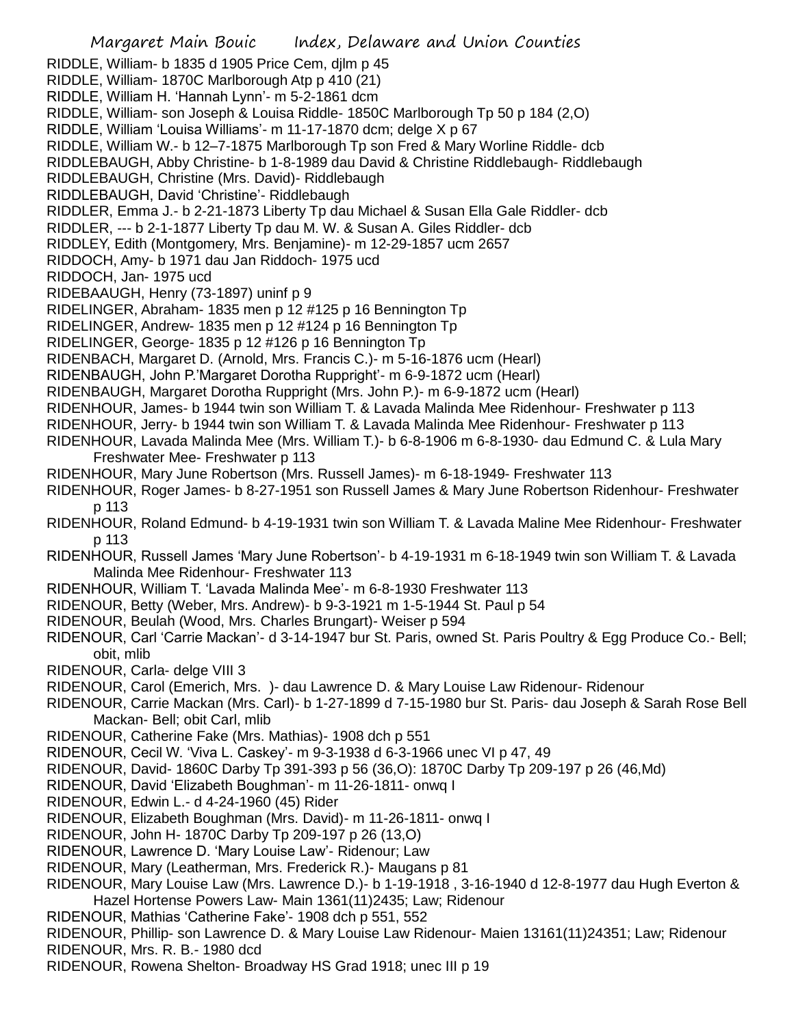RIDDLE, William- b 1835 d 1905 Price Cem, djlm p 45
RIDDLE, William- 1870C Marlborough Atp p 410 (21)
RIDDLE, William H. 'Hannah Lynn'- m 5-2-1861 dcm
RIDDLE, William- son Joseph & Louisa Riddle- 1850C Marlborough Tp 50 p 184 (2,O)
RIDDLE, William 'Louisa Williams'- m 11-17-1870 dcm; delge X p 67
RIDDLE, William W.- b 12–7-1875 Marlborough Tp son Fred & Mary Worline Riddle- dcb
RIDDLEBAUGH, Abby Christine- b 1-8-1989 dau David & Christine Riddlebaugh- Riddlebaugh
RIDDLEBAUGH, Christine (Mrs. David)- Riddlebaugh
RIDDLEBAUGH, David 'Christine'- Riddlebaugh
RIDDLER, Emma J.- b 2-21-1873 Liberty Tp dau Michael & Susan Ella Gale Riddler- dcb
RIDDLER, --- b 2-1-1877 Liberty Tp dau M. W. & Susan A. Giles Riddler- dcb
RIDDLEY, Edith (Montgomery, Mrs. Benjamine)- m 12-29-1857 ucm 2657
RIDDOCH, Amy- b 1971 dau Jan Riddoch- 1975 ucd
RIDDOCH, Jan- 1975 ucd
RIDEBAAUGH, Henry (73-1897) uninf p 9
RIDELINGER, Abraham- 1835 men p 12 #125 p 16 Bennington Tp
RIDELINGER, Andrew- 1835 men p 12 #124 p 16 Bennington Tp
RIDELINGER, George- 1835 p 12 #126 p 16 Bennington Tp
RIDENBACH, Margaret D. (Arnold, Mrs. Francis C.)- m 5-16-1876 ucm (Hearl)
RIDENBAUGH, John P.'Margaret Dorotha Ruppright'- m 6-9-1872 ucm (Hearl)
RIDENBAUGH, Margaret Dorotha Ruppright (Mrs. John P.)- m 6-9-1872 ucm (Hearl)
RIDENHOUR, James- b 1944 twin son William T. & Lavada Malinda Mee Ridenhour- Freshwater p 113
RIDENHOUR, Jerry- b 1944 twin son William T. & Lavada Malinda Mee Ridenhour- Freshwater p 113
RIDENHOUR, Lavada Malinda Mee (Mrs. William T.)- b 6-8-1906 m 6-8-1930- dau Edmund C. & Lula Mary Freshwater Mee- Freshwater p 113
RIDENHOUR, Mary June Robertson (Mrs. Russell James)- m 6-18-1949- Freshwater 113
RIDENHOUR, Roger James- b 8-27-1951 son Russell James & Mary June Robertson Ridenhour- Freshwater p 113
RIDENHOUR, Roland Edmund- b 4-19-1931 twin son William T. & Lavada Maline Mee Ridenhour- Freshwater p 113
RIDENHOUR, Russell James 'Mary June Robertson'- b 4-19-1931 m 6-18-1949 twin son William T. & Lavada Malinda Mee Ridenhour- Freshwater 113
RIDENHOUR, William T. 'Lavada Malinda Mee'- m 6-8-1930 Freshwater 113
RIDENOUR, Betty (Weber, Mrs. Andrew)- b 9-3-1921 m 1-5-1944 St. Paul p 54
RIDENOUR, Beulah (Wood, Mrs. Charles Brungart)- Weiser p 594
RIDENOUR, Carl 'Carrie Mackan'- d 3-14-1947 bur St. Paris, owned St. Paris Poultry & Egg Produce Co.- Bell; obit, mlib
RIDENOUR, Carla- delge VIII 3
RIDENOUR, Carol (Emerich, Mrs. )- dau Lawrence D. & Mary Louise Law Ridenour- Ridenour
RIDENOUR, Carrie Mackan (Mrs. Carl)- b 1-27-1899 d 7-15-1980 bur St. Paris- dau Joseph & Sarah Rose Bell Mackan- Bell; obit Carl, mlib
RIDENOUR, Catherine Fake (Mrs. Mathias)- 1908 dch p 551
RIDENOUR, Cecil W. 'Viva L. Caskey'- m 9-3-1938 d 6-3-1966 unec VI p 47, 49
RIDENOUR, David- 1860C Darby Tp 391-393 p 56 (36,O): 1870C Darby Tp 209-197 p 26 (46,Md)
RIDENOUR, David 'Elizabeth Boughman'- m 11-26-1811- onwq I
RIDENOUR, Edwin L.- d 4-24-1960 (45) Rider
RIDENOUR, Elizabeth Boughman (Mrs. David)- m 11-26-1811- onwq I
RIDENOUR, John H- 1870C Darby Tp 209-197 p 26 (13,O)
RIDENOUR, Lawrence D. 'Mary Louise Law'- Ridenour; Law
RIDENOUR, Mary (Leatherman, Mrs. Frederick R.)- Maugans p 81
RIDENOUR, Mary Louise Law (Mrs. Lawrence D.)- b 1-19-1918 , 3-16-1940 d 12-8-1977 dau Hugh Everton & Hazel Hortense Powers Law- Main 1361(11)2435; Law; Ridenour
RIDENOUR, Mathias 'Catherine Fake'- 1908 dch p 551, 552
RIDENOUR, Phillip- son Lawrence D. & Mary Louise Law Ridenour- Maien 13161(11)24351; Law; Ridenour
RIDENOUR, Mrs. R. B.- 1980 dcd
RIDENOUR, Rowena Shelton- Broadway HS Grad 1918; unec III p 19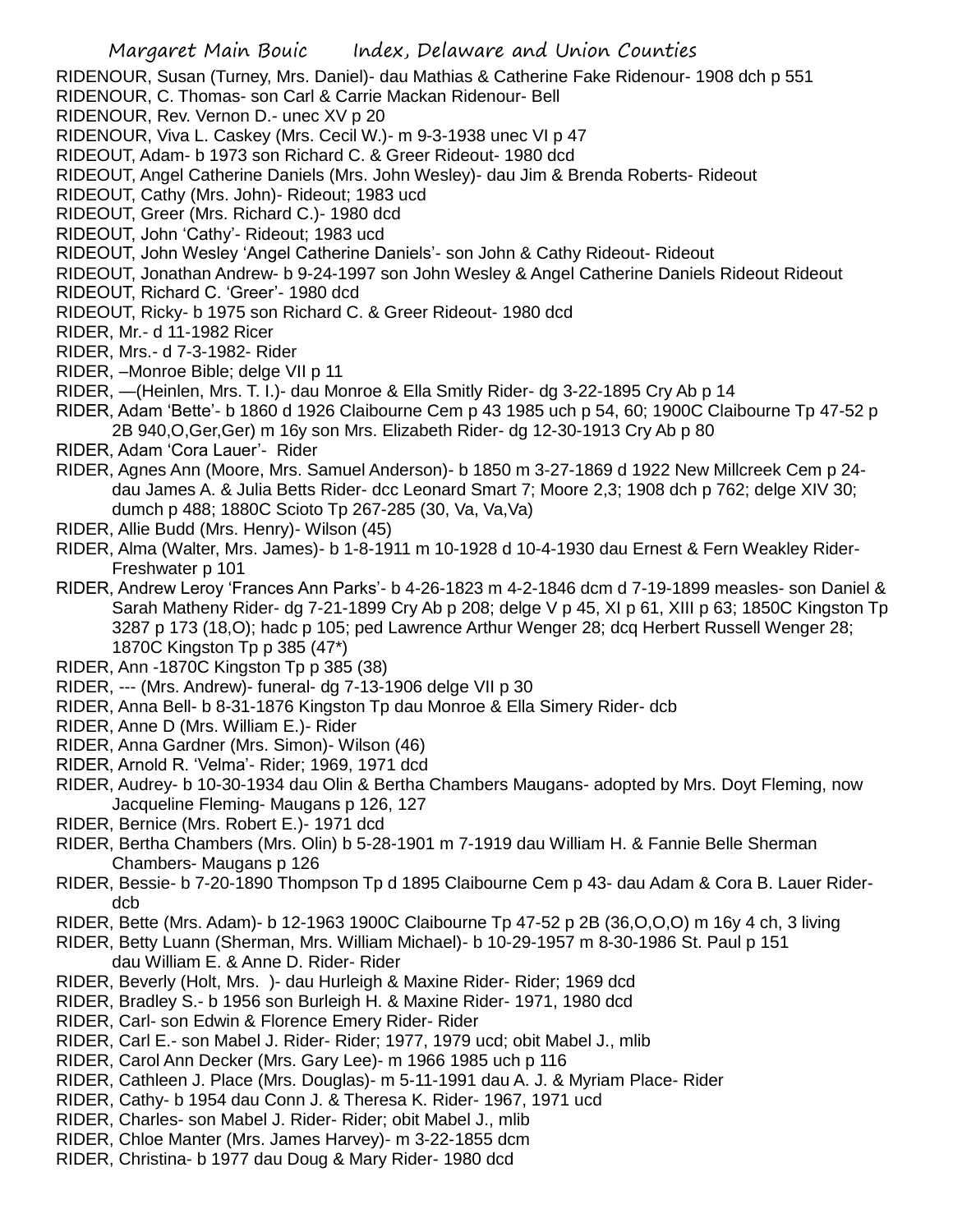RIDENOUR, Susan (Turney, Mrs. Daniel)- dau Mathias & Catherine Fake Ridenour- 1908 dch p 551

RIDENOUR, C. Thomas- son Carl & Carrie Mackan Ridenour- Bell

RIDENOUR, Rev. Vernon D.- unec XV p 20

RIDENOUR, Viva L. Caskey (Mrs. Cecil W.)- m 9-3-1938 unec VI p 47

RIDEOUT, Adam- b 1973 son Richard C. & Greer Rideout- 1980 dcd

RIDEOUT, Angel Catherine Daniels (Mrs. John Wesley)- dau Jim & Brenda Roberts- Rideout

RIDEOUT, Cathy (Mrs. John)- Rideout; 1983 ucd

RIDEOUT, Greer (Mrs. Richard C.)- 1980 dcd

RIDEOUT, John 'Cathy'- Rideout; 1983 ucd

RIDEOUT, John Wesley 'Angel Catherine Daniels'- son John & Cathy Rideout- Rideout

RIDEOUT, Jonathan Andrew- b 9-24-1997 son John Wesley & Angel Catherine Daniels Rideout Rideout

RIDEOUT, Richard C. 'Greer'- 1980 dcd

RIDEOUT, Ricky- b 1975 son Richard C. & Greer Rideout- 1980 dcd

RIDER, Mr.- d 11-1982 Ricer

RIDER, Mrs.- d 7-3-1982- Rider

RIDER, –Monroe Bible; delge VII p 11

RIDER, —(Heinlen, Mrs. T. I.)- dau Monroe & Ella Smitly Rider- dg 3-22-1895 Cry Ab p 14

RIDER, Adam 'Bette'- b 1860 d 1926 Claibourne Cem p 43 1985 uch p 54, 60; 1900C Claibourne Tp 47-52 p 2B 940,O,Ger,Ger) m 16y son Mrs. Elizabeth Rider- dg 12-30-1913 Cry Ab p 80

RIDER, Adam 'Cora Lauer'- Rider

RIDER, Agnes Ann (Moore, Mrs. Samuel Anderson)- b 1850 m 3-27-1869 d 1922 New Millcreek Cem p 24- dau James A. & Julia Betts Rider- dcc Leonard Smart 7; Moore 2,3; 1908 dch p 762; delge XIV 30; dumch p 488; 1880C Scioto Tp 267-285 (30, Va, Va,Va)

RIDER, Allie Budd (Mrs. Henry)- Wilson (45)

RIDER, Alma (Walter, Mrs. James)- b 1-8-1911 m 10-1928 d 10-4-1930 dau Ernest & Fern Weakley Rider- Freshwater p 101

RIDER, Andrew Leroy 'Frances Ann Parks'- b 4-26-1823 m 4-2-1846 dcm d 7-19-1899 measles- son Daniel & Sarah Matheny Rider- dg 7-21-1899 Cry Ab p 208; delge V p 45, XI p 61, XIII p 63; 1850C Kingston Tp 3287 p 173 (18,O); hadc p 105; ped Lawrence Arthur Wenger 28; dcq Herbert Russell Wenger 28; 1870C Kingston Tp p 385 (47*)

RIDER, Ann -1870C Kingston Tp p 385 (38)

RIDER, --- (Mrs. Andrew)- funeral- dg 7-13-1906 delge VII p 30

RIDER, Anna Bell- b 8-31-1876 Kingston Tp dau Monroe & Ella Simery Rider- dcb

RIDER, Anne D (Mrs. William E.)- Rider

RIDER, Anna Gardner (Mrs. Simon)- Wilson (46)

RIDER, Arnold R. 'Velma'- Rider; 1969, 1971 dcd

RIDER, Audrey- b 10-30-1934 dau Olin & Bertha Chambers Maugans- adopted by Mrs. Doyt Fleming, now Jacqueline Fleming- Maugans p 126, 127

RIDER, Bernice (Mrs. Robert E.)- 1971 dcd

RIDER, Bertha Chambers (Mrs. Olin) b 5-28-1901 m 7-1919 dau William H. & Fannie Belle Sherman Chambers- Maugans p 126

RIDER, Bessie- b 7-20-1890 Thompson Tp d 1895 Claibourne Cem p 43- dau Adam & Cora B. Lauer Rider- dcb

RIDER, Bette (Mrs. Adam)- b 12-1963 1900C Claibourne Tp 47-52 p 2B (36,O,O,O) m 16y 4 ch, 3 living

RIDER, Betty Luann (Sherman, Mrs. William Michael)- b 10-29-1957 m 8-30-1986 St. Paul p 151 dau William E. & Anne D. Rider- Rider

RIDER, Beverly (Holt, Mrs. )- dau Hurleigh & Maxine Rider- Rider; 1969 dcd

RIDER, Bradley S.- b 1956 son Burleigh H. & Maxine Rider- 1971, 1980 dcd

RIDER, Carl- son Edwin & Florence Emery Rider- Rider

RIDER, Carl E.- son Mabel J. Rider- Rider; 1977, 1979 ucd; obit Mabel J., mlib

RIDER, Carol Ann Decker (Mrs. Gary Lee)- m 1966 1985 uch p 116

RIDER, Cathleen J. Place (Mrs. Douglas)- m 5-11-1991 dau A. J. & Myriam Place- Rider

RIDER, Cathy- b 1954 dau Conn J. & Theresa K. Rider- 1967, 1971 ucd

RIDER, Charles- son Mabel J. Rider- Rider; obit Mabel J., mlib

RIDER, Chloe Manter (Mrs. James Harvey)- m 3-22-1855 dcm

RIDER, Christina- b 1977 dau Doug & Mary Rider- 1980 dcd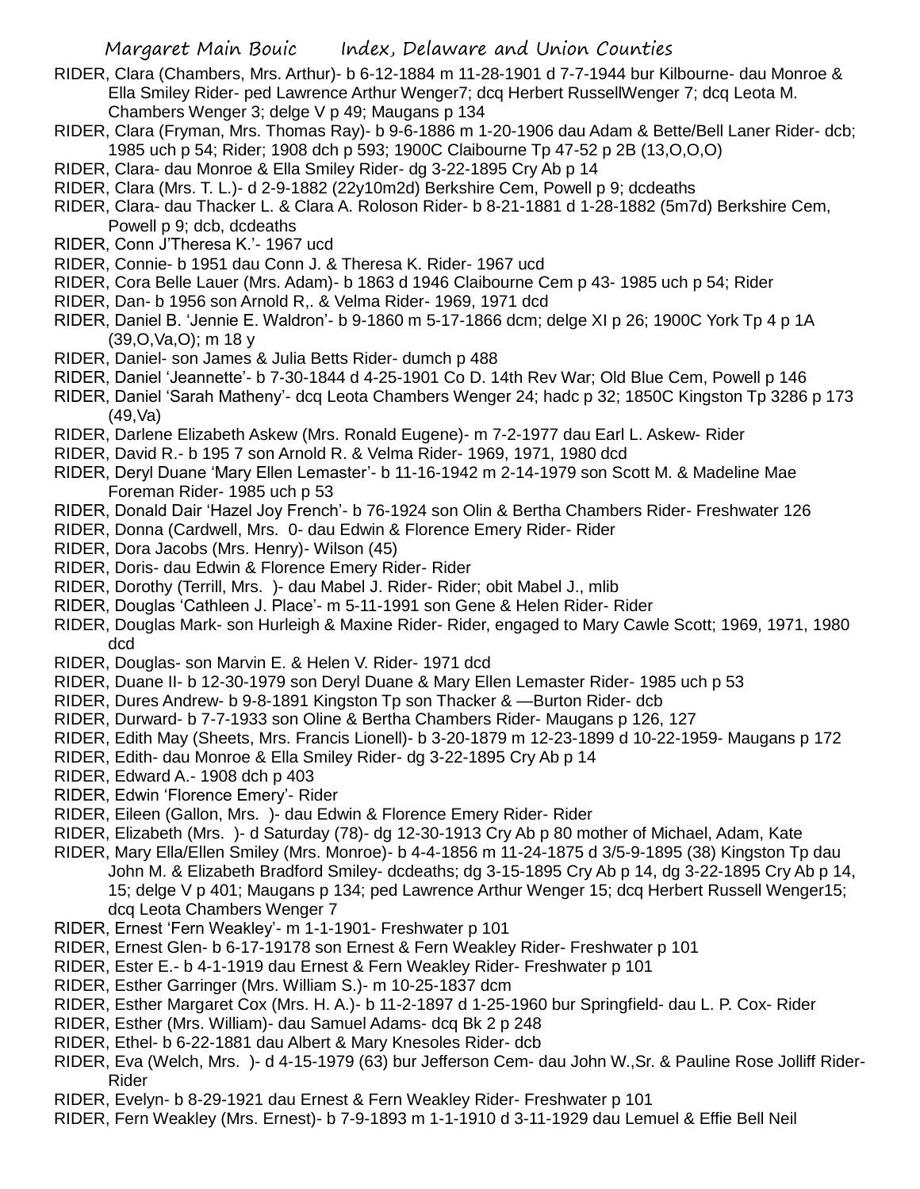RIDER, Clara (Chambers, Mrs. Arthur)- b 6-12-1884 m 11-28-1901 d 7-7-1944 bur Kilbourne- dau Monroe & Ella Smiley Rider- ped Lawrence Arthur Wenger7; dcq Herbert RussellWenger 7; dcq Leota M. Chambers Wenger 3; delge V p 49; Maugans p 134

RIDER, Clara (Fryman, Mrs. Thomas Ray)- b 9-6-1886 m 1-20-1906 dau Adam & Bette/Bell Laner Rider- dcb; 1985 uch p 54; Rider; 1908 dch p 593; 1900C Claibourne Tp 47-52 p 2B (13,O,O,O)

RIDER, Clara- dau Monroe & Ella Smiley Rider- dg 3-22-1895 Cry Ab p 14

RIDER, Clara (Mrs. T. L.)- d 2-9-1882 (22y10m2d) Berkshire Cem, Powell p 9; dcdeaths

RIDER, Clara- dau Thacker L. & Clara A. Roloson Rider- b 8-21-1881 d 1-28-1882 (5m7d) Berkshire Cem, Powell p 9; dcb, dcdeaths

RIDER, Conn J'Theresa K.'- 1967 ucd

RIDER, Connie- b 1951 dau Conn J. & Theresa K. Rider- 1967 ucd

RIDER, Cora Belle Lauer (Mrs. Adam)- b 1863 d 1946 Claibourne Cem p 43- 1985 uch p 54; Rider

RIDER, Dan- b 1956 son Arnold R,. & Velma Rider- 1969, 1971 dcd

RIDER, Daniel B. 'Jennie E. Waldron'- b 9-1860 m 5-17-1866 dcm; delge XI p 26; 1900C York Tp 4 p 1A (39,O,Va,O); m 18 y

RIDER, Daniel- son James & Julia Betts Rider- dumch p 488

RIDER, Daniel 'Jeannette'- b 7-30-1844 d 4-25-1901 Co D. 14th Rev War; Old Blue Cem, Powell p 146

RIDER, Daniel 'Sarah Matheny'- dcq Leota Chambers Wenger 24; hadc p 32; 1850C Kingston Tp 3286 p 173 (49,Va)

RIDER, Darlene Elizabeth Askew (Mrs. Ronald Eugene)- m 7-2-1977 dau Earl L. Askew- Rider

RIDER, David R.- b 195 7 son Arnold R. & Velma Rider- 1969, 1971, 1980 dcd

RIDER, Deryl Duane 'Mary Ellen Lemaster'- b 11-16-1942 m 2-14-1979 son Scott M. & Madeline Mae Foreman Rider- 1985 uch p 53

RIDER, Donald Dair 'Hazel Joy French'- b 76-1924 son Olin & Bertha Chambers Rider- Freshwater 126

RIDER, Donna (Cardwell, Mrs. 0- dau Edwin & Florence Emery Rider- Rider

RIDER, Dora Jacobs (Mrs. Henry)- Wilson (45)

RIDER, Doris- dau Edwin & Florence Emery Rider- Rider

RIDER, Dorothy (Terrill, Mrs. )- dau Mabel J. Rider- Rider; obit Mabel J., mlib

RIDER, Douglas 'Cathleen J. Place'- m 5-11-1991 son Gene & Helen Rider- Rider

RIDER, Douglas Mark- son Hurleigh & Maxine Rider- Rider, engaged to Mary Cawle Scott; 1969, 1971, 1980 dcd

RIDER, Douglas- son Marvin E. & Helen V. Rider- 1971 dcd

RIDER, Duane II- b 12-30-1979 son Deryl Duane & Mary Ellen Lemaster Rider- 1985 uch p 53

RIDER, Dures Andrew- b 9-8-1891 Kingston Tp son Thacker & —Burton Rider- dcb

RIDER, Durward- b 7-7-1933 son Oline & Bertha Chambers Rider- Maugans p 126, 127

RIDER, Edith May (Sheets, Mrs. Francis Lionell)- b 3-20-1879 m 12-23-1899 d 10-22-1959- Maugans p 172

RIDER, Edith- dau Monroe & Ella Smiley Rider- dg 3-22-1895 Cry Ab p 14

RIDER, Edward A.- 1908 dch p 403

RIDER, Edwin 'Florence Emery'- Rider

RIDER, Eileen (Gallon, Mrs. )- dau Edwin & Florence Emery Rider- Rider

RIDER, Elizabeth (Mrs. )- d Saturday (78)- dg 12-30-1913 Cry Ab p 80 mother of Michael, Adam, Kate

RIDER, Mary Ella/Ellen Smiley (Mrs. Monroe)- b 4-4-1856 m 11-24-1875 d 3/5-9-1895 (38) Kingston Tp dau John M. & Elizabeth Bradford Smiley- dcdeaths; dg 3-15-1895 Cry Ab p 14, dg 3-22-1895 Cry Ab p 14, 15; delge V p 401; Maugans p 134; ped Lawrence Arthur Wenger 15; dcq Herbert Russell Wenger15; dcq Leota Chambers Wenger 7

RIDER, Ernest 'Fern Weakley'- m 1-1-1901- Freshwater p 101

RIDER, Ernest Glen- b 6-17-19178 son Ernest & Fern Weakley Rider- Freshwater p 101

RIDER, Ester E.- b 4-1-1919 dau Ernest & Fern Weakley Rider- Freshwater p 101

RIDER, Esther Garringer (Mrs. William S.)- m 10-25-1837 dcm

RIDER, Esther Margaret Cox (Mrs. H. A.)- b 11-2-1897 d 1-25-1960 bur Springfield- dau L. P. Cox- Rider

RIDER, Esther (Mrs. William)- dau Samuel Adams- dcq Bk 2 p 248

RIDER, Ethel- b 6-22-1881 dau Albert & Mary Knesoles Rider- dcb

RIDER, Eva (Welch, Mrs. )- d 4-15-1979 (63) bur Jefferson Cem- dau John W.,Sr. & Pauline Rose Jolliff Rider- Rider

RIDER, Evelyn- b 8-29-1921 dau Ernest & Fern Weakley Rider- Freshwater p 101

RIDER, Fern Weakley (Mrs. Ernest)- b 7-9-1893 m 1-1-1910 d 3-11-1929 dau Lemuel & Effie Bell Neil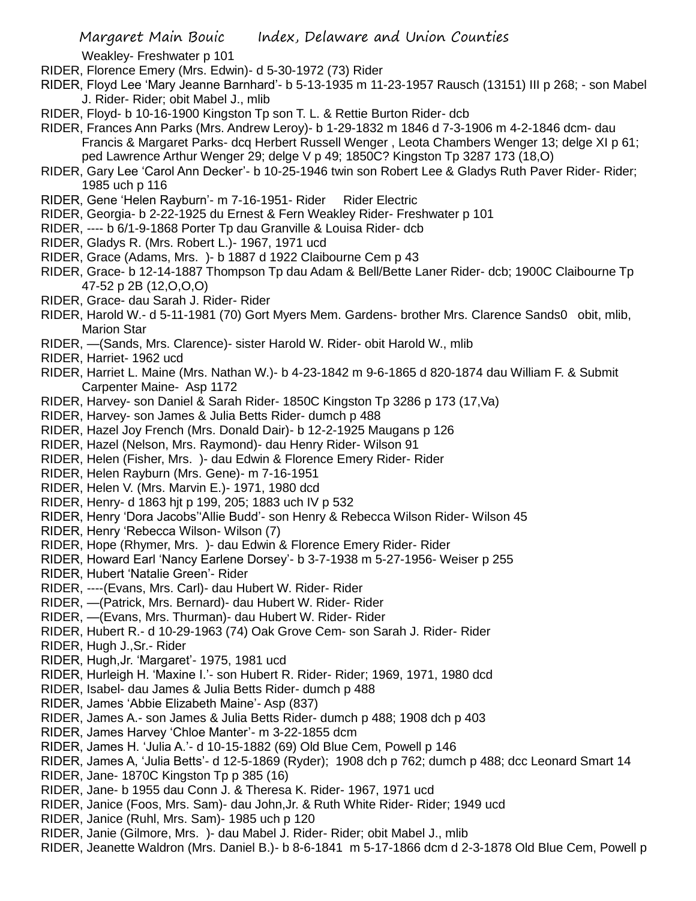Weakley- Freshwater p 101

RIDER, Florence Emery (Mrs. Edwin)- d 5-30-1972 (73) Rider

RIDER, Floyd Lee 'Mary Jeanne Barnhard'- b 5-13-1935 m 11-23-1957 Rausch (13151) III p 268; - son Mabel J. Rider- Rider; obit Mabel J., mlib

RIDER, Floyd- b 10-16-1900 Kingston Tp son T. L. & Rettie Burton Rider- dcb

RIDER, Frances Ann Parks (Mrs. Andrew Leroy)- b 1-29-1832 m 1846 d 7-3-1906 m 4-2-1846 dcm- dau Francis & Margaret Parks- dcq Herbert Russell Wenger , Leota Chambers Wenger 13; delge XI p 61; ped Lawrence Arthur Wenger 29; delge V p 49; 1850C? Kingston Tp 3287 173 (18,O)

RIDER, Gary Lee 'Carol Ann Decker'- b 10-25-1946 twin son Robert Lee & Gladys Ruth Paver Rider- Rider; 1985 uch p 116

RIDER, Gene 'Helen Rayburn'- m 7-16-1951- Rider Rider Electric

RIDER, Georgia- b 2-22-1925 du Ernest & Fern Weakley Rider- Freshwater p 101

RIDER, ---- b 6/1-9-1868 Porter Tp dau Granville & Louisa Rider- dcb

RIDER, Gladys R. (Mrs. Robert L.)- 1967, 1971 ucd

RIDER, Grace (Adams, Mrs. )- b 1887 d 1922 Claibourne Cem p 43

RIDER, Grace- b 12-14-1887 Thompson Tp dau Adam & Bell/Bette Laner Rider- dcb; 1900C Claibourne Tp 47-52 p 2B (12,O,O,O)

RIDER, Grace- dau Sarah J. Rider- Rider

RIDER, Harold W.- d 5-11-1981 (70) Gort Myers Mem. Gardens- brother Mrs. Clarence Sands0 obit, mlib, Marion Star

RIDER, —(Sands, Mrs. Clarence)- sister Harold W. Rider- obit Harold W., mlib

RIDER, Harriet- 1962 ucd

RIDER, Harriet L. Maine (Mrs. Nathan W.)- b 4-23-1842 m 9-6-1865 d 820-1874 dau William F. & Submit Carpenter Maine- Asp 1172

RIDER, Harvey- son Daniel & Sarah Rider- 1850C Kingston Tp 3286 p 173 (17,Va)

RIDER, Harvey- son James & Julia Betts Rider- dumch p 488

RIDER, Hazel Joy French (Mrs. Donald Dair)- b 12-2-1925 Maugans p 126

RIDER, Hazel (Nelson, Mrs. Raymond)- dau Henry Rider- Wilson 91

RIDER, Helen (Fisher, Mrs. )- dau Edwin & Florence Emery Rider- Rider

RIDER, Helen Rayburn (Mrs. Gene)- m 7-16-1951

RIDER, Helen V. (Mrs. Marvin E.)- 1971, 1980 dcd

RIDER, Henry- d 1863 hjt p 199, 205; 1883 uch IV p 532

RIDER, Henry 'Dora Jacobs''Allie Budd'- son Henry & Rebecca Wilson Rider- Wilson 45

RIDER, Henry 'Rebecca Wilson- Wilson (7)

RIDER, Hope (Rhymer, Mrs. )- dau Edwin & Florence Emery Rider- Rider

RIDER, Howard Earl 'Nancy Earlene Dorsey'- b 3-7-1938 m 5-27-1956- Weiser p 255

RIDER, Hubert 'Natalie Green'- Rider

RIDER, ----(Evans, Mrs. Carl)- dau Hubert W. Rider- Rider

RIDER, —(Patrick, Mrs. Bernard)- dau Hubert W. Rider- Rider

RIDER, —(Evans, Mrs. Thurman)- dau Hubert W. Rider- Rider

RIDER, Hubert R.- d 10-29-1963 (74) Oak Grove Cem- son Sarah J. Rider- Rider

RIDER, Hugh J.,Sr.- Rider

RIDER, Hugh,Jr. 'Margaret'- 1975, 1981 ucd

RIDER, Hurleigh H. 'Maxine I.'- son Hubert R. Rider- Rider; 1969, 1971, 1980 dcd

RIDER, Isabel- dau James & Julia Betts Rider- dumch p 488

RIDER, James 'Abbie Elizabeth Maine'- Asp (837)

RIDER, James A.- son James & Julia Betts Rider- dumch p 488; 1908 dch p 403

RIDER, James Harvey 'Chloe Manter'- m 3-22-1855 dcm

RIDER, James H. 'Julia A.'- d 10-15-1882 (69) Old Blue Cem, Powell p 146

RIDER, James A, 'Julia Betts'- d 12-5-1869 (Ryder); 1908 dch p 762; dumch p 488; dcc Leonard Smart 14

RIDER, Jane- 1870C Kingston Tp p 385 (16)

RIDER, Jane- b 1955 dau Conn J. & Theresa K. Rider- 1967, 1971 ucd

RIDER, Janice (Foos, Mrs. Sam)- dau John,Jr. & Ruth White Rider- Rider; 1949 ucd

RIDER, Janice (Ruhl, Mrs. Sam)- 1985 uch p 120

RIDER, Janie (Gilmore, Mrs. )- dau Mabel J. Rider- Rider; obit Mabel J., mlib

RIDER, Jeanette Waldron (Mrs. Daniel B.)- b 8-6-1841 m 5-17-1866 dcm d 2-3-1878 Old Blue Cem, Powell p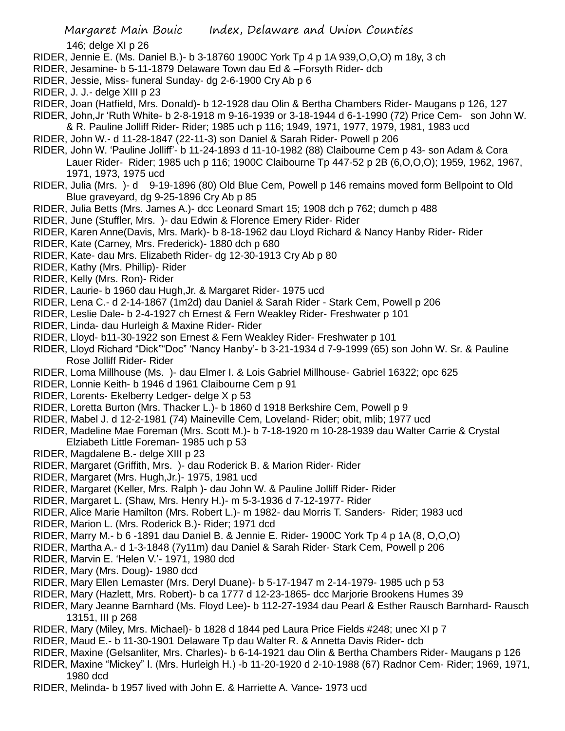146; delge XI p 26

RIDER, Jennie E. (Ms. Daniel B.)- b 3-18760 1900C York Tp 4 p 1A 939,O,O,O) m 18y, 3 ch

RIDER, Jesamine- b 5-11-1879 Delaware Town dau Ed & –Forsyth Rider- dcb

RIDER, Jessie, Miss- funeral Sunday- dg 2-6-1900 Cry Ab p 6

RIDER, J. J.- delge XIII p 23

RIDER, Joan (Hatfield, Mrs. Donald)- b 12-1928 dau Olin & Bertha Chambers Rider- Maugans p 126, 127

RIDER, John,Jr 'Ruth White- b 2-8-1918 m 9-16-1939 or 3-18-1944 d 6-1-1990 (72) Price Cem- son John W. & R. Pauline Jolliff Rider- Rider; 1985 uch p 116; 1949, 1971, 1977, 1979, 1981, 1983 ucd

RIDER, John W.- d 11-28-1847 (22-11-3) son Daniel & Sarah Rider- Powell p 206

RIDER, John W. 'Pauline Jolliff'- b 11-24-1893 d 11-10-1982 (88) Claibourne Cem p 43- son Adam & Cora Lauer Rider- Rider; 1985 uch p 116; 1900C Claibourne Tp 447-52 p 2B (6,O,O,O); 1959, 1962, 1967, 1971, 1973, 1975 ucd

RIDER, Julia (Mrs. )- d 9-19-1896 (80) Old Blue Cem, Powell p 146 remains moved form Bellpoint to Old Blue graveyard, dg 9-25-1896 Cry Ab p 85

RIDER, Julia Betts (Mrs. James A.)- dcc Leonard Smart 15; 1908 dch p 762; dumch p 488

RIDER, June (Stuffler, Mrs. )- dau Edwin & Florence Emery Rider- Rider

RIDER, Karen Anne(Davis, Mrs. Mark)- b 8-18-1962 dau Lloyd Richard & Nancy Hanby Rider- Rider

RIDER, Kate (Carney, Mrs. Frederick)- 1880 dch p 680

RIDER, Kate- dau Mrs. Elizabeth Rider- dg 12-30-1913 Cry Ab p 80

RIDER, Kathy (Mrs. Phillip)- Rider

RIDER, Kelly (Mrs. Ron)- Rider

RIDER, Laurie- b 1960 dau Hugh,Jr. & Margaret Rider- 1975 ucd

RIDER, Lena C.- d 2-14-1867 (1m2d) dau Daniel & Sarah Rider - Stark Cem, Powell p 206

RIDER, Leslie Dale- b 2-4-1927 ch Ernest & Fern Weakley Rider- Freshwater p 101

RIDER, Linda- dau Hurleigh & Maxine Rider- Rider

RIDER, Lloyd- b11-30-1922 son Ernest & Fern Weakley Rider- Freshwater p 101

RIDER, Lloyd Richard "Dick""Doc" 'Nancy Hanby'- b 3-21-1934 d 7-9-1999 (65) son John W. Sr. & Pauline Rose Jolliff Rider- Rider

RIDER, Loma Millhouse (Ms. )- dau Elmer I. & Lois Gabriel Millhouse- Gabriel 16322; opc 625

RIDER, Lonnie Keith- b 1946 d 1961 Claibourne Cem p 91

RIDER, Lorents- Ekelberry Ledger- delge X p 53

RIDER, Loretta Burton (Mrs. Thacker L.)- b 1860 d 1918 Berkshire Cem, Powell p 9

RIDER, Mabel J. d 12-2-1981 (74) Maineville Cem, Loveland- Rider; obit, mlib; 1977 ucd

RIDER, Madeline Mae Foreman (Mrs. Scott M.)- b 7-18-1920 m 10-28-1939 dau Walter Carrie & Crystal Elziabeth Little Foreman- 1985 uch p 53

RIDER, Magdalene B.- delge XIII p 23

RIDER, Margaret (Griffith, Mrs. )- dau Roderick B. & Marion Rider- Rider

RIDER, Margaret (Mrs. Hugh,Jr.)- 1975, 1981 ucd

RIDER, Margaret (Keller, Mrs. Ralph )- dau John W. & Pauline Jolliff Rider- Rider

RIDER, Margaret L. (Shaw, Mrs. Henry H.)- m 5-3-1936 d 7-12-1977- Rider

RIDER, Alice Marie Hamilton (Mrs. Robert L.)- m 1982- dau Morris T. Sanders- Rider; 1983 ucd

RIDER, Marion L. (Mrs. Roderick B.)- Rider; 1971 dcd

RIDER, Marry M.- b 6 -1891 dau Daniel B. & Jennie E. Rider- 1900C York Tp 4 p 1A (8, O,O,O)

RIDER, Martha A.- d 1-3-1848 (7y11m) dau Daniel & Sarah Rider- Stark Cem, Powell p 206

RIDER, Marvin E. 'Helen V.'- 1971, 1980 dcd

RIDER, Mary (Mrs. Doug)- 1980 dcd

RIDER, Mary Ellen Lemaster (Mrs. Deryl Duane)- b 5-17-1947 m 2-14-1979- 1985 uch p 53

RIDER, Mary (Hazlett, Mrs. Robert)- b ca 1777 d 12-23-1865- dcc Marjorie Brookens Humes 39

RIDER, Mary Jeanne Barnhard (Ms. Floyd Lee)- b 112-27-1934 dau Pearl & Esther Rausch Barnhard- Rausch 13151, III p 268

RIDER, Mary (Miley, Mrs. Michael)- b 1828 d 1844 ped Laura Price Fields #248; unec XI p 7

RIDER, Maud E.- b 11-30-1901 Delaware Tp dau Walter R. & Annetta Davis Rider- dcb

RIDER, Maxine (Gelsanliter, Mrs. Charles)- b 6-14-1921 dau Olin & Bertha Chambers Rider- Maugans p 126

RIDER, Maxine "Mickey" I. (Mrs. Hurleigh H.) -b 11-20-1920 d 2-10-1988 (67) Radnor Cem- Rider; 1969, 1971, 1980 dcd

RIDER, Melinda- b 1957 lived with John E. & Harriette A. Vance- 1973 ucd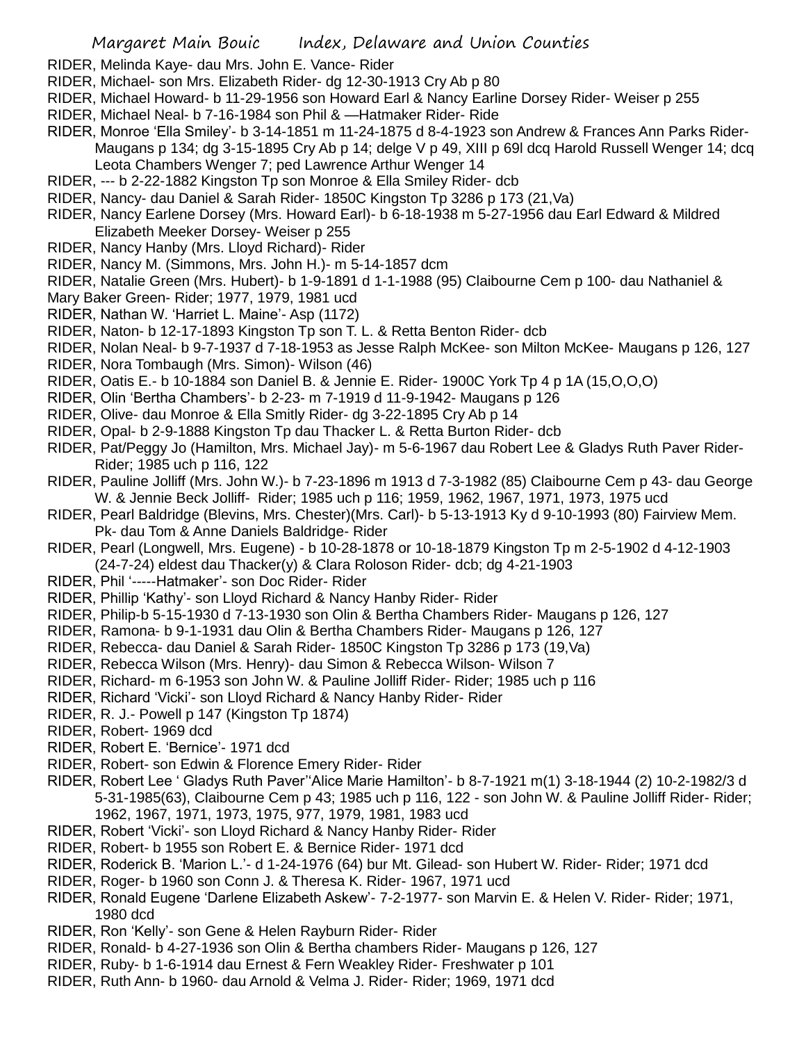RIDER, Melinda Kaye- dau Mrs. John E. Vance- Rider

RIDER, Michael- son Mrs. Elizabeth Rider- dg 12-30-1913 Cry Ab p 80

RIDER, Michael Howard- b 11-29-1956 son Howard Earl & Nancy Earline Dorsey Rider- Weiser p 255

RIDER, Michael Neal- b 7-16-1984 son Phil & —Hatmaker Rider- Ride

RIDER, Monroe 'Ella Smiley'- b 3-14-1851 m 11-24-1875 d 8-4-1923 son Andrew & Frances Ann Parks Rider- Maugans p 134; dg 3-15-1895 Cry Ab p 14; delge V p 49, XIII p 69l dcq Harold Russell Wenger 14; dcq Leota Chambers Wenger 7; ped Lawrence Arthur Wenger 14

RIDER, --- b 2-22-1882 Kingston Tp son Monroe & Ella Smiley Rider- dcb

RIDER, Nancy- dau Daniel & Sarah Rider- 1850C Kingston Tp 3286 p 173 (21,Va)

RIDER, Nancy Earlene Dorsey (Mrs. Howard Earl)- b 6-18-1938 m 5-27-1956 dau Earl Edward & Mildred Elizabeth Meeker Dorsey- Weiser p 255

RIDER, Nancy Hanby (Mrs. Lloyd Richard)- Rider

RIDER, Nancy M. (Simmons, Mrs. John H.)- m 5-14-1857 dcm

RIDER, Natalie Green (Mrs. Hubert)- b 1-9-1891 d 1-1-1988 (95) Claibourne Cem p 100- dau Nathaniel & Mary Baker Green- Rider; 1977, 1979, 1981 ucd

RIDER, Nathan W. 'Harriet L. Maine'- Asp (1172)

RIDER, Naton- b 12-17-1893 Kingston Tp son T. L. & Retta Benton Rider- dcb

RIDER, Nolan Neal- b 9-7-1937 d 7-18-1953 as Jesse Ralph McKee- son Milton McKee- Maugans p 126, 127

RIDER, Nora Tombaugh (Mrs. Simon)- Wilson (46)

RIDER, Oatis E.- b 10-1884 son Daniel B. & Jennie E. Rider- 1900C York Tp 4 p 1A (15,O,O,O)

RIDER, Olin 'Bertha Chambers'- b 2-23- m 7-1919 d 11-9-1942- Maugans p 126

RIDER, Olive- dau Monroe & Ella Smitly Rider- dg 3-22-1895 Cry Ab p 14

RIDER, Opal- b 2-9-1888 Kingston Tp dau Thacker L. & Retta Burton Rider- dcb

RIDER, Pat/Peggy Jo (Hamilton, Mrs. Michael Jay)- m 5-6-1967 dau Robert Lee & Gladys Ruth Paver Rider- Rider; 1985 uch p 116, 122

RIDER, Pauline Jolliff (Mrs. John W.)- b 7-23-1896 m 1913 d 7-3-1982 (85) Claibourne Cem p 43- dau George W. & Jennie Beck Jolliff- Rider; 1985 uch p 116; 1959, 1962, 1967, 1971, 1973, 1975 ucd

RIDER, Pearl Baldridge (Blevins, Mrs. Chester)(Mrs. Carl)- b 5-13-1913 Ky d 9-10-1993 (80) Fairview Mem. Pk- dau Tom & Anne Daniels Baldridge- Rider

RIDER, Pearl (Longwell, Mrs. Eugene) - b 10-28-1878 or 10-18-1879 Kingston Tp m 2-5-1902 d 4-12-1903 (24-7-24) eldest dau Thacker(y) & Clara Roloson Rider- dcb; dg 4-21-1903

RIDER, Phil '-----Hatmaker'- son Doc Rider- Rider

RIDER, Phillip 'Kathy'- son Lloyd Richard & Nancy Hanby Rider- Rider

RIDER, Philip-b 5-15-1930 d 7-13-1930 son Olin & Bertha Chambers Rider- Maugans p 126, 127

RIDER, Ramona- b 9-1-1931 dau Olin & Bertha Chambers Rider- Maugans p 126, 127

RIDER, Rebecca- dau Daniel & Sarah Rider- 1850C Kingston Tp 3286 p 173 (19,Va)

RIDER, Rebecca Wilson (Mrs. Henry)- dau Simon & Rebecca Wilson- Wilson 7

RIDER, Richard- m 6-1953 son John W. & Pauline Jolliff Rider- Rider; 1985 uch p 116

RIDER, Richard 'Vicki'- son Lloyd Richard & Nancy Hanby Rider- Rider

RIDER, R. J.- Powell p 147 (Kingston Tp 1874)

RIDER, Robert- 1969 dcd

RIDER, Robert E. 'Bernice'- 1971 dcd

RIDER, Robert- son Edwin & Florence Emery Rider- Rider

RIDER, Robert Lee ' Gladys Ruth Paver''Alice Marie Hamilton'- b 8-7-1921 m(1) 3-18-1944 (2) 10-2-1982/3 d 5-31-1985(63), Claibourne Cem p 43; 1985 uch p 116, 122 - son John W. & Pauline Jolliff Rider- Rider; 1962, 1967, 1971, 1973, 1975, 977, 1979, 1981, 1983 ucd

RIDER, Robert 'Vicki'- son Lloyd Richard & Nancy Hanby Rider- Rider

RIDER, Robert- b 1955 son Robert E. & Bernice Rider- 1971 dcd

RIDER, Roderick B. 'Marion L.'- d 1-24-1976 (64) bur Mt. Gilead- son Hubert W. Rider- Rider; 1971 dcd

RIDER, Roger- b 1960 son Conn J. & Theresa K. Rider- 1967, 1971 ucd

RIDER, Ronald Eugene 'Darlene Elizabeth Askew'- 7-2-1977- son Marvin E. & Helen V. Rider- Rider; 1971, 1980 dcd

RIDER, Ron 'Kelly'- son Gene & Helen Rayburn Rider- Rider

RIDER, Ronald- b 4-27-1936 son Olin & Bertha chambers Rider- Maugans p 126, 127

RIDER, Ruby- b 1-6-1914 dau Ernest & Fern Weakley Rider- Freshwater p 101

RIDER, Ruth Ann- b 1960- dau Arnold & Velma J. Rider- Rider; 1969, 1971 dcd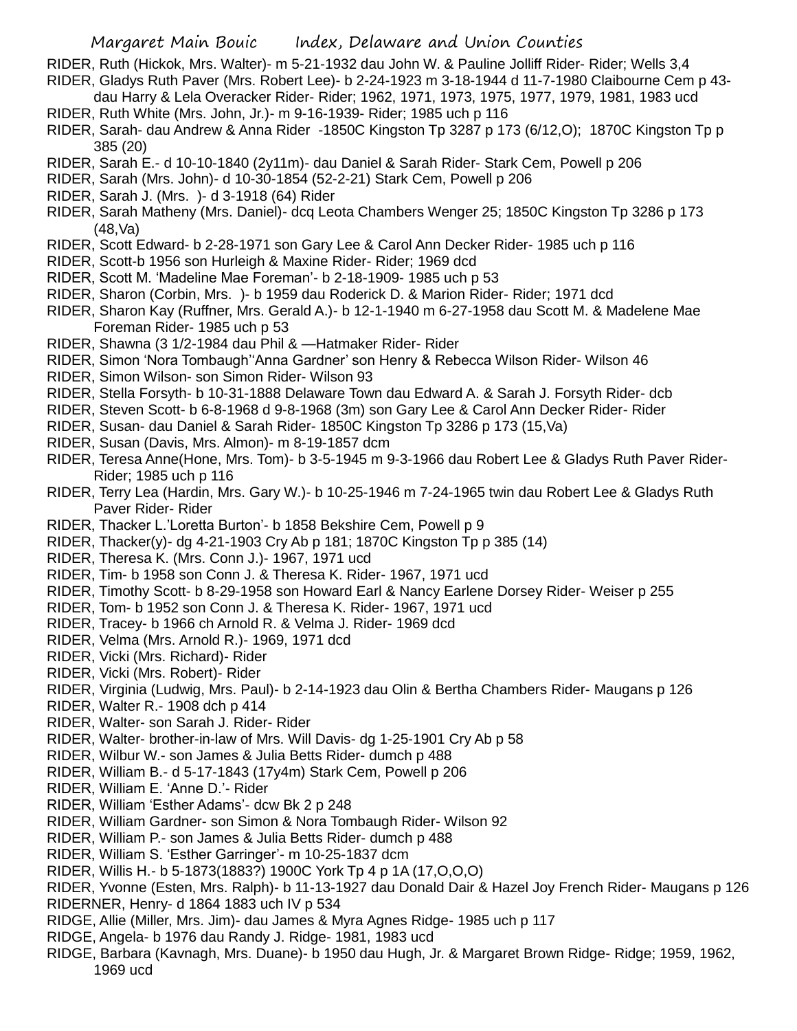RIDER, Ruth (Hickok, Mrs. Walter)- m 5-21-1932 dau John W. & Pauline Jolliff Rider- Rider; Wells 3,4

RIDER, Gladys Ruth Paver (Mrs. Robert Lee)- b 2-24-1923 m 3-18-1944 d 11-7-1980 Claibourne Cem p 43- dau Harry & Lela Overacker Rider- Rider; 1962, 1971, 1973, 1975, 1977, 1979, 1981, 1983 ucd

RIDER, Ruth White (Mrs. John, Jr.)- m 9-16-1939- Rider; 1985 uch p 116

RIDER, Sarah- dau Andrew & Anna Rider -1850C Kingston Tp 3287 p 173 (6/12,O); 1870C Kingston Tp p 385 (20)

RIDER, Sarah E.- d 10-10-1840 (2y11m)- dau Daniel & Sarah Rider- Stark Cem, Powell p 206

RIDER, Sarah (Mrs. John)- d 10-30-1854 (52-2-21) Stark Cem, Powell p 206

RIDER, Sarah J. (Mrs. )- d 3-1918 (64) Rider

RIDER, Sarah Matheny (Mrs. Daniel)- dcq Leota Chambers Wenger 25; 1850C Kingston Tp 3286 p 173 (48,Va)

RIDER, Scott Edward- b 2-28-1971 son Gary Lee & Carol Ann Decker Rider- 1985 uch p 116

RIDER, Scott-b 1956 son Hurleigh & Maxine Rider- Rider; 1969 dcd

RIDER, Scott M. 'Madeline Mae Foreman'- b 2-18-1909- 1985 uch p 53

RIDER, Sharon (Corbin, Mrs. )- b 1959 dau Roderick D. & Marion Rider- Rider; 1971 dcd

RIDER, Sharon Kay (Ruffner, Mrs. Gerald A.)- b 12-1-1940 m 6-27-1958 dau Scott M. & Madelene Mae Foreman Rider- 1985 uch p 53

RIDER, Shawna (3 1/2-1984 dau Phil & —Hatmaker Rider- Rider

RIDER, Simon 'Nora Tombaugh''Anna Gardner' son Henry & Rebecca Wilson Rider- Wilson 46

RIDER, Simon Wilson- son Simon Rider- Wilson 93

RIDER, Stella Forsyth- b 10-31-1888 Delaware Town dau Edward A. & Sarah J. Forsyth Rider- dcb

RIDER, Steven Scott- b 6-8-1968 d 9-8-1968 (3m) son Gary Lee & Carol Ann Decker Rider- Rider

RIDER, Susan- dau Daniel & Sarah Rider- 1850C Kingston Tp 3286 p 173 (15,Va)

RIDER, Susan (Davis, Mrs. Almon)- m 8-19-1857 dcm

RIDER, Teresa Anne(Hone, Mrs. Tom)- b 3-5-1945 m 9-3-1966 dau Robert Lee & Gladys Ruth Paver Rider- Rider; 1985 uch p 116

RIDER, Terry Lea (Hardin, Mrs. Gary W.)- b 10-25-1946 m 7-24-1965 twin dau Robert Lee & Gladys Ruth Paver Rider- Rider

RIDER, Thacker L.'Loretta Burton'- b 1858 Bekshire Cem, Powell p 9

RIDER, Thacker(y)- dg 4-21-1903 Cry Ab p 181; 1870C Kingston Tp p 385 (14)

RIDER, Theresa K. (Mrs. Conn J.)- 1967, 1971 ucd

RIDER, Tim- b 1958 son Conn J. & Theresa K. Rider- 1967, 1971 ucd

RIDER, Timothy Scott- b 8-29-1958 son Howard Earl & Nancy Earlene Dorsey Rider- Weiser p 255

RIDER, Tom- b 1952 son Conn J. & Theresa K. Rider- 1967, 1971 ucd

RIDER, Tracey- b 1966 ch Arnold R. & Velma J. Rider- 1969 dcd

RIDER, Velma (Mrs. Arnold R.)- 1969, 1971 dcd

RIDER, Vicki (Mrs. Richard)- Rider

RIDER, Vicki (Mrs. Robert)- Rider

RIDER, Virginia (Ludwig, Mrs. Paul)- b 2-14-1923 dau Olin & Bertha Chambers Rider- Maugans p 126

RIDER, Walter R.- 1908 dch p 414

RIDER, Walter- son Sarah J. Rider- Rider

RIDER, Walter- brother-in-law of Mrs. Will Davis- dg 1-25-1901 Cry Ab p 58

RIDER, Wilbur W.- son James & Julia Betts Rider- dumch p 488

RIDER, William B.- d 5-17-1843 (17y4m) Stark Cem, Powell p 206

RIDER, William E. 'Anne D.'- Rider

RIDER, William 'Esther Adams'- dcw Bk 2 p 248

RIDER, William Gardner- son Simon & Nora Tombaugh Rider- Wilson 92

RIDER, William P.- son James & Julia Betts Rider- dumch p 488

RIDER, William S. 'Esther Garringer'- m 10-25-1837 dcm

RIDER, Willis H.- b 5-1873(1883?) 1900C York Tp 4 p 1A (17,O,O,O)

RIDER, Yvonne (Esten, Mrs. Ralph)- b 11-13-1927 dau Donald Dair & Hazel Joy French Rider- Maugans p 126

RIDERNER, Henry- d 1864 1883 uch IV p 534

RIDGE, Allie (Miller, Mrs. Jim)- dau James & Myra Agnes Ridge- 1985 uch p 117

RIDGE, Angela- b 1976 dau Randy J. Ridge- 1981, 1983 ucd

RIDGE, Barbara (Kavnagh, Mrs. Duane)- b 1950 dau Hugh, Jr. & Margaret Brown Ridge- Ridge; 1959, 1962, 1969 ucd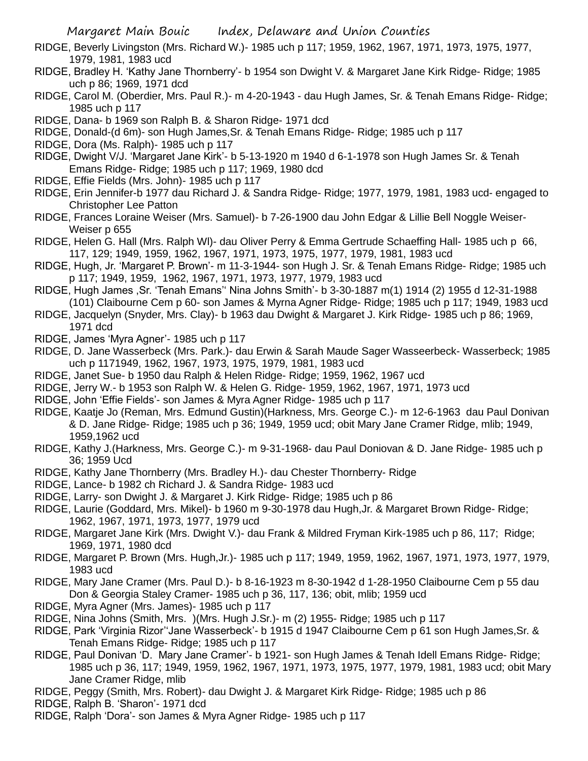RIDGE, Beverly Livingston (Mrs. Richard W.)- 1985 uch p 117; 1959, 1962, 1967, 1971, 1973, 1975, 1977, 1979, 1981, 1983 ucd

RIDGE, Bradley H. 'Kathy Jane Thornberry'- b 1954 son Dwight V. & Margaret Jane Kirk Ridge- Ridge; 1985 uch p 86; 1969, 1971 dcd

RIDGE, Carol M. (Oberdier, Mrs. Paul R.)- m 4-20-1943 - dau Hugh James, Sr. & Tenah Emans Ridge- Ridge; 1985 uch p 117

RIDGE, Dana- b 1969 son Ralph B. & Sharon Ridge- 1971 dcd

RIDGE, Donald-(d 6m)- son Hugh James,Sr. & Tenah Emans Ridge- Ridge; 1985 uch p 117

RIDGE, Dora (Ms. Ralph)- 1985 uch p 117

RIDGE, Dwight V/J. 'Margaret Jane Kirk'- b 5-13-1920 m 1940 d 6-1-1978 son Hugh James Sr. & Tenah Emans Ridge- Ridge; 1985 uch p 117; 1969, 1980 dcd

RIDGE, Effie Fields (Mrs. John)- 1985 uch p 117

RIDGE, Erin Jennifer-b 1977 dau Richard J. & Sandra Ridge- Ridge; 1977, 1979, 1981, 1983 ucd- engaged to Christopher Lee Patton

RIDGE, Frances Loraine Weiser (Mrs. Samuel)- b 7-26-1900 dau John Edgar & Lillie Bell Noggle Weiser- Weiser p 655

RIDGE, Helen G. Hall (Mrs. Ralph Wl)- dau Oliver Perry & Emma Gertrude Schaeffing Hall- 1985 uch p 66, 117, 129; 1949, 1959, 1962, 1967, 1971, 1973, 1975, 1977, 1979, 1981, 1983 ucd

RIDGE, Hugh, Jr. 'Margaret P. Brown'- m 11-3-1944- son Hugh J. Sr. & Tenah Emans Ridge- Ridge; 1985 uch p 117; 1949, 1959, 1962, 1967, 1971, 1973, 1977, 1979, 1983 ucd

RIDGE, Hugh James ,Sr. 'Tenah Emans'' Nina Johns Smith'- b 3-30-1887 m(1) 1914 (2) 1955 d 12-31-1988 (101) Claibourne Cem p 60- son James & Myrna Agner Ridge- Ridge; 1985 uch p 117; 1949, 1983 ucd

RIDGE, Jacquelyn (Snyder, Mrs. Clay)- b 1963 dau Dwight & Margaret J. Kirk Ridge- 1985 uch p 86; 1969, 1971 dcd

RIDGE, James 'Myra Agner'- 1985 uch p 117

RIDGE, D. Jane Wasserbeck (Mrs. Park.)- dau Erwin & Sarah Maude Sager Wasseerbeck- Wasserbeck; 1985 uch p 1171949, 1962, 1967, 1973, 1975, 1979, 1981, 1983 ucd

RIDGE, Janet Sue- b 1950 dau Ralph & Helen Ridge- Ridge; 1959, 1962, 1967 ucd

RIDGE, Jerry W.- b 1953 son Ralph W. & Helen G. Ridge- 1959, 1962, 1967, 1971, 1973 ucd

RIDGE, John 'Effie Fields'- son James & Myra Agner Ridge- 1985 uch p 117

RIDGE, Kaatje Jo (Reman, Mrs. Edmund Gustin)(Harkness, Mrs. George C.)- m 12-6-1963 dau Paul Donivan & D. Jane Ridge- Ridge; 1985 uch p 36; 1949, 1959 ucd; obit Mary Jane Cramer Ridge, mlib; 1949, 1959,1962 ucd

RIDGE, Kathy J.(Harkness, Mrs. George C.)- m 9-31-1968- dau Paul Doniovan & D. Jane Ridge- 1985 uch p 36; 1959 Ucd

RIDGE, Kathy Jane Thornberry (Mrs. Bradley H.)- dau Chester Thornberry- Ridge

RIDGE, Lance- b 1982 ch Richard J. & Sandra Ridge- 1983 ucd

RIDGE, Larry- son Dwight J. & Margaret J. Kirk Ridge- Ridge; 1985 uch p 86

RIDGE, Laurie (Goddard, Mrs. Mikel)- b 1960 m 9-30-1978 dau Hugh,Jr. & Margaret Brown Ridge- Ridge; 1962, 1967, 1971, 1973, 1977, 1979 ucd

RIDGE, Margaret Jane Kirk (Mrs. Dwight V.)- dau Frank & Mildred Fryman Kirk-1985 uch p 86, 117; Ridge; 1969, 1971, 1980 dcd

RIDGE, Margaret P. Brown (Mrs. Hugh,Jr.)- 1985 uch p 117; 1949, 1959, 1962, 1967, 1971, 1973, 1977, 1979, 1983 ucd

RIDGE, Mary Jane Cramer (Mrs. Paul D.)- b 8-16-1923 m 8-30-1942 d 1-28-1950 Claibourne Cem p 55 dau Don & Georgia Staley Cramer- 1985 uch p 36, 117, 136; obit, mlib; 1959 ucd

RIDGE, Myra Agner (Mrs. James)- 1985 uch p 117

RIDGE, Nina Johns (Smith, Mrs. )(Mrs. Hugh J.Sr.)- m (2) 1955- Ridge; 1985 uch p 117

RIDGE, Park 'Virginia Rizor''Jane Wasserbeck'- b 1915 d 1947 Claibourne Cem p 61 son Hugh James,Sr. & Tenah Emans Ridge- Ridge; 1985 uch p 117

RIDGE, Paul Donivan 'D. Mary Jane Cramer'- b 1921- son Hugh James & Tenah Idell Emans Ridge- Ridge; 1985 uch p 36, 117; 1949, 1959, 1962, 1967, 1971, 1973, 1975, 1977, 1979, 1981, 1983 ucd; obit Mary Jane Cramer Ridge, mlib

RIDGE, Peggy (Smith, Mrs. Robert)- dau Dwight J. & Margaret Kirk Ridge- Ridge; 1985 uch p 86

RIDGE, Ralph B. 'Sharon'- 1971 dcd

RIDGE, Ralph 'Dora'- son James & Myra Agner Ridge- 1985 uch p 117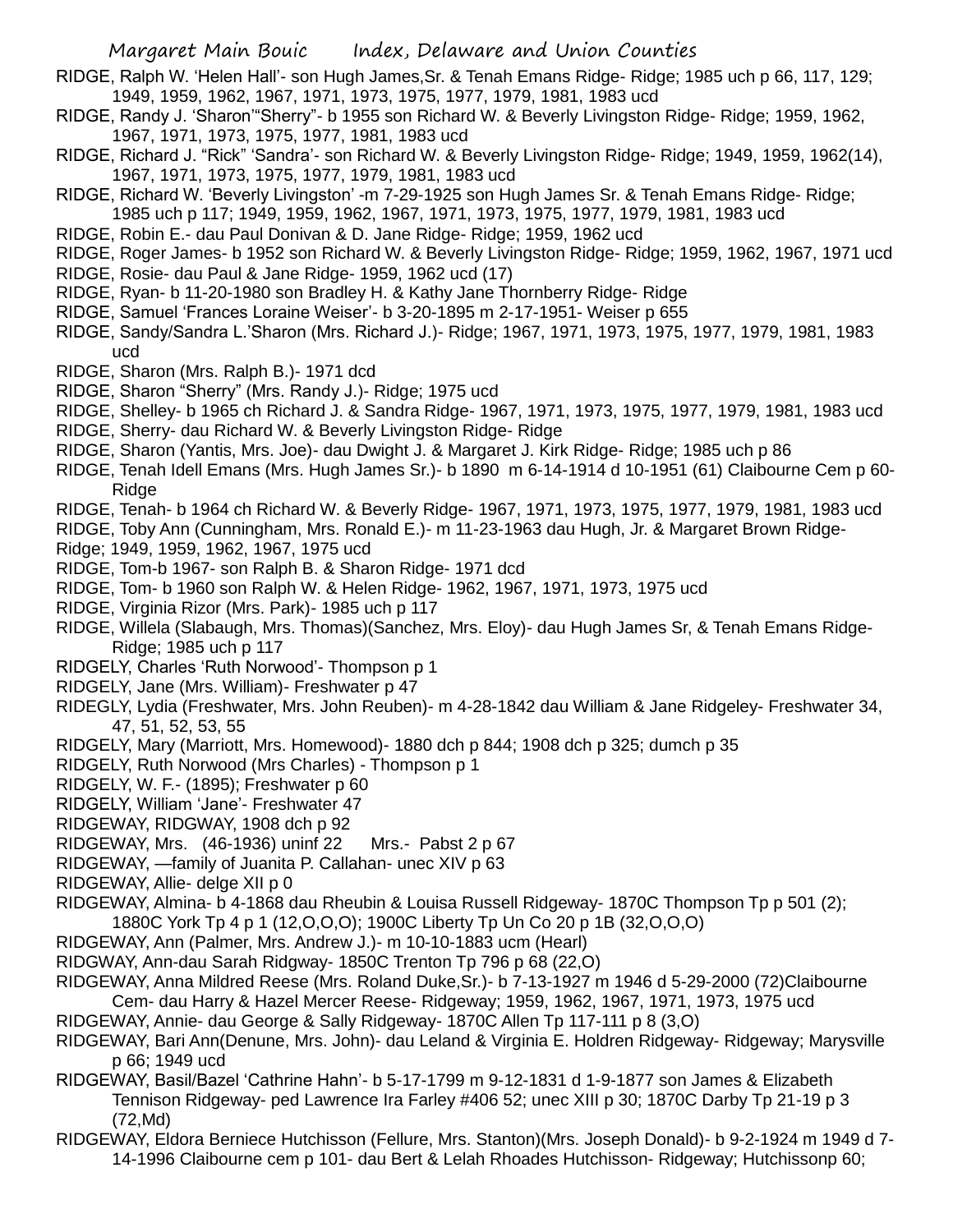RIDGE, Ralph W. 'Helen Hall'- son Hugh James,Sr. & Tenah Emans Ridge- Ridge; 1985 uch p 66, 117, 129; 1949, 1959, 1962, 1967, 1971, 1973, 1975, 1977, 1979, 1981, 1983 ucd

RIDGE, Randy J. 'Sharon'"Sherry"- b 1955 son Richard W. & Beverly Livingston Ridge- Ridge; 1959, 1962, 1967, 1971, 1973, 1975, 1977, 1981, 1983 ucd

RIDGE, Richard J. "Rick" 'Sandra'- son Richard W. & Beverly Livingston Ridge- Ridge; 1949, 1959, 1962(14), 1967, 1971, 1973, 1975, 1977, 1979, 1981, 1983 ucd

RIDGE, Richard W. 'Beverly Livingston' -m 7-29-1925 son Hugh James Sr. & Tenah Emans Ridge- Ridge; 1985 uch p 117; 1949, 1959, 1962, 1967, 1971, 1973, 1975, 1977, 1979, 1981, 1983 ucd

RIDGE, Robin E.- dau Paul Donivan & D. Jane Ridge- Ridge; 1959, 1962 ucd

RIDGE, Roger James- b 1952 son Richard W. & Beverly Livingston Ridge- Ridge; 1959, 1962, 1967, 1971 ucd

RIDGE, Rosie- dau Paul & Jane Ridge- 1959, 1962 ucd (17)

RIDGE, Ryan- b 11-20-1980 son Bradley H. & Kathy Jane Thornberry Ridge- Ridge

RIDGE, Samuel 'Frances Loraine Weiser'- b 3-20-1895 m 2-17-1951- Weiser p 655

RIDGE, Sandy/Sandra L.'Sharon (Mrs. Richard J.)- Ridge; 1967, 1971, 1973, 1975, 1977, 1979, 1981, 1983 ucd

RIDGE, Sharon (Mrs. Ralph B.)- 1971 dcd

RIDGE, Sharon "Sherry" (Mrs. Randy J.)- Ridge; 1975 ucd

RIDGE, Shelley- b 1965 ch Richard J. & Sandra Ridge- 1967, 1971, 1973, 1975, 1977, 1979, 1981, 1983 ucd

RIDGE, Sherry- dau Richard W. & Beverly Livingston Ridge- Ridge

RIDGE, Sharon (Yantis, Mrs. Joe)- dau Dwight J. & Margaret J. Kirk Ridge- Ridge; 1985 uch p 86

RIDGE, Tenah Idell Emans (Mrs. Hugh James Sr.)- b 1890 m 6-14-1914 d 10-1951 (61) Claibourne Cem p 60- Ridge

RIDGE, Tenah- b 1964 ch Richard W. & Beverly Ridge- 1967, 1971, 1973, 1975, 1977, 1979, 1981, 1983 ucd

RIDGE, Toby Ann (Cunningham, Mrs. Ronald E.)- m 11-23-1963 dau Hugh, Jr. & Margaret Brown Ridge- Ridge; 1949, 1959, 1962, 1967, 1975 ucd

RIDGE, Tom-b 1967- son Ralph B. & Sharon Ridge- 1971 dcd

RIDGE, Tom- b 1960 son Ralph W. & Helen Ridge- 1962, 1967, 1971, 1973, 1975 ucd

RIDGE, Virginia Rizor (Mrs. Park)- 1985 uch p 117

RIDGE, Willela (Slabaugh, Mrs. Thomas)(Sanchez, Mrs. Eloy)- dau Hugh James Sr, & Tenah Emans Ridge- Ridge; 1985 uch p 117

RIDGELY, Charles 'Ruth Norwood'- Thompson p 1

RIDGELY, Jane (Mrs. William)- Freshwater p 47

RIDEGLY, Lydia (Freshwater, Mrs. John Reuben)- m 4-28-1842 dau William & Jane Ridgeley- Freshwater 34, 47, 51, 52, 53, 55

RIDGELY, Mary (Marriott, Mrs. Homewood)- 1880 dch p 844; 1908 dch p 325; dumch p 35

RIDGELY, Ruth Norwood (Mrs Charles) - Thompson p 1

RIDGELY, W. F.- (1895); Freshwater p 60

RIDGELY, William 'Jane'- Freshwater 47

RIDGEWAY, RIDGWAY, 1908 dch p 92

RIDGEWAY, Mrs. (46-1936) uninf 22 Mrs.- Pabst 2 p 67

RIDGEWAY, —family of Juanita P. Callahan- unec XIV p 63

RIDGEWAY, Allie- delge XII p 0

RIDGEWAY, Almina- b 4-1868 dau Rheubin & Louisa Russell Ridgeway- 1870C Thompson Tp p 501 (2); 1880C York Tp 4 p 1 (12,O,O,O); 1900C Liberty Tp Un Co 20 p 1B (32,O,O,O)

RIDGEWAY, Ann (Palmer, Mrs. Andrew J.)- m 10-10-1883 ucm (Hearl)

RIDGWAY, Ann-dau Sarah Ridgway- 1850C Trenton Tp 796 p 68 (22,O)

RIDGEWAY, Anna Mildred Reese (Mrs. Roland Duke,Sr.)- b 7-13-1927 m 1946 d 5-29-2000 (72)Claibourne Cem- dau Harry & Hazel Mercer Reese- Ridgeway; 1959, 1962, 1967, 1971, 1973, 1975 ucd

RIDGEWAY, Annie- dau George & Sally Ridgeway- 1870C Allen Tp 117-111 p 8 (3,O)

RIDGEWAY, Bari Ann(Denune, Mrs. John)- dau Leland & Virginia E. Holdren Ridgeway- Ridgeway; Marysville p 66; 1949 ucd

RIDGEWAY, Basil/Bazel 'Cathrine Hahn'- b 5-17-1799 m 9-12-1831 d 1-9-1877 son James & Elizabeth Tennison Ridgeway- ped Lawrence Ira Farley #406 52; unec XIII p 30; 1870C Darby Tp 21-19 p 3 (72,Md)

RIDGEWAY, Eldora Berniece Hutchisson (Fellure, Mrs. Stanton)(Mrs. Joseph Donald)- b 9-2-1924 m 1949 d 7-14-1996 Claibourne cem p 101- dau Bert & Lelah Rhoades Hutchisson- Ridgeway; Hutchissonp 60;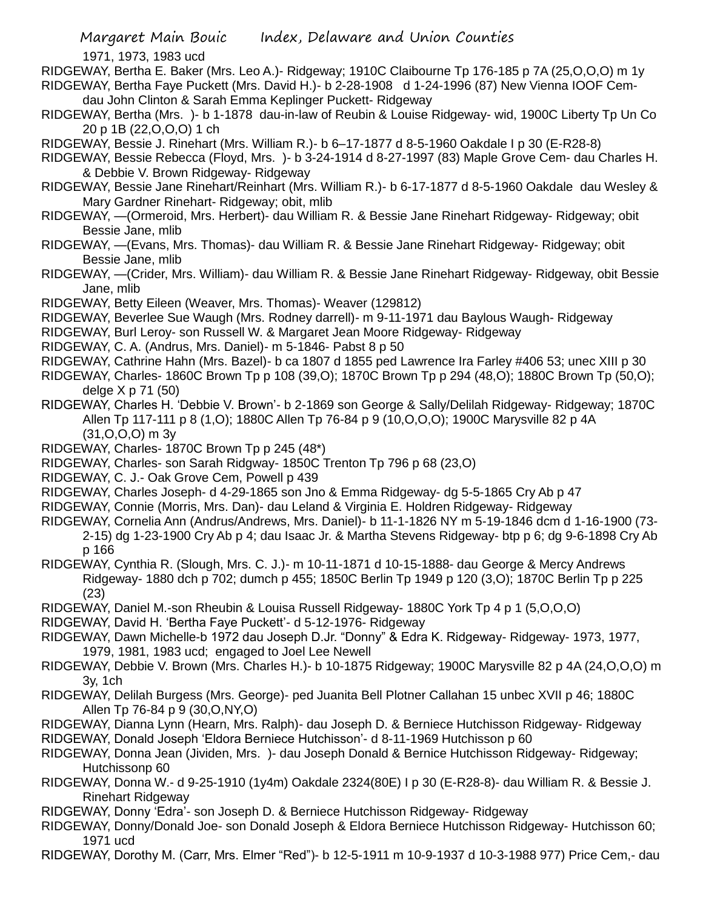1971, 1973, 1983 ucd

RIDGEWAY, Bertha E. Baker (Mrs. Leo A.)- Ridgeway; 1910C Claibourne Tp 176-185 p 7A (25,O,O,O) m 1y

RIDGEWAY, Bertha Faye Puckett (Mrs. David H.)- b 2-28-1908 d 1-24-1996 (87) New Vienna IOOF Cem- dau John Clinton & Sarah Emma Keplinger Puckett- Ridgeway

RIDGEWAY, Bertha (Mrs. )- b 1-1878 dau-in-law of Reubin & Louise Ridgeway- wid, 1900C Liberty Tp Un Co 20 p 1B (22,O,O,O) 1 ch

RIDGEWAY, Bessie J. Rinehart (Mrs. William R.)- b 6–17-1877 d 8-5-1960 Oakdale I p 30 (E-R28-8)

RIDGEWAY, Bessie Rebecca (Floyd, Mrs. )- b 3-24-1914 d 8-27-1997 (83) Maple Grove Cem- dau Charles H. & Debbie V. Brown Ridgeway- Ridgeway

RIDGEWAY, Bessie Jane Rinehart/Reinhart (Mrs. William R.)- b 6-17-1877 d 8-5-1960 Oakdale dau Wesley & Mary Gardner Rinehart- Ridgeway; obit, mlib

RIDGEWAY, —(Ormeroid, Mrs. Herbert)- dau William R. & Bessie Jane Rinehart Ridgeway- Ridgeway; obit Bessie Jane, mlib

RIDGEWAY, —(Evans, Mrs. Thomas)- dau William R. & Bessie Jane Rinehart Ridgeway- Ridgeway; obit Bessie Jane, mlib

RIDGEWAY, —(Crider, Mrs. William)- dau William R. & Bessie Jane Rinehart Ridgeway- Ridgeway, obit Bessie Jane, mlib

RIDGEWAY, Betty Eileen (Weaver, Mrs. Thomas)- Weaver (129812)

RIDGEWAY, Beverlee Sue Waugh (Mrs. Rodney darrell)- m 9-11-1971 dau Baylous Waugh- Ridgeway

RIDGEWAY, Burl Leroy- son Russell W. & Margaret Jean Moore Ridgeway- Ridgeway

RIDGEWAY, C. A. (Andrus, Mrs. Daniel)- m 5-1846- Pabst 8 p 50

RIDGEWAY, Cathrine Hahn (Mrs. Bazel)- b ca 1807 d 1855 ped Lawrence Ira Farley #406 53; unec XIII p 30

RIDGEWAY, Charles- 1860C Brown Tp p 108 (39,O); 1870C Brown Tp p 294 (48,O); 1880C Brown Tp (50,O); delge X p 71 (50)

RIDGEWAY, Charles H. 'Debbie V. Brown'- b 2-1869 son George & Sally/Delilah Ridgeway- Ridgeway; 1870C Allen Tp 117-111 p 8 (1,O); 1880C Allen Tp 76-84 p 9 (10,O,O,O); 1900C Marysville 82 p 4A (31,O,O,O) m 3y

RIDGEWAY, Charles- 1870C Brown Tp p 245 (48*)

RIDGEWAY, Charles- son Sarah Ridgway- 1850C Trenton Tp 796 p 68 (23,O)

RIDGEWAY, C. J.- Oak Grove Cem, Powell p 439

RIDGEWAY, Charles Joseph- d 4-29-1865 son Jno & Emma Ridgeway- dg 5-5-1865 Cry Ab p 47

RIDGEWAY, Connie (Morris, Mrs. Dan)- dau Leland & Virginia E. Holdren Ridgeway- Ridgeway

RIDGEWAY, Cornelia Ann (Andrus/Andrews, Mrs. Daniel)- b 11-1-1826 NY m 5-19-1846 dcm d 1-16-1900 (73-2-15) dg 1-23-1900 Cry Ab p 4; dau Isaac Jr. & Martha Stevens Ridgeway- btp p 6; dg 9-6-1898 Cry Ab p 166

RIDGEWAY, Cynthia R. (Slough, Mrs. C. J.)- m 10-11-1871 d 10-15-1888- dau George & Mercy Andrews Ridgeway- 1880 dch p 702; dumch p 455; 1850C Berlin Tp 1949 p 120 (3,O); 1870C Berlin Tp p 225 (23)

RIDGEWAY, Daniel M.-son Rheubin & Louisa Russell Ridgeway- 1880C York Tp 4 p 1 (5,O,O,O)

RIDGEWAY, David H. 'Bertha Faye Puckett'- d 5-12-1976- Ridgeway

RIDGEWAY, Dawn Michelle-b 1972 dau Joseph D.Jr. "Donny" & Edra K. Ridgeway- Ridgeway- 1973, 1977, 1979, 1981, 1983 ucd; engaged to Joel Lee Newell

RIDGEWAY, Debbie V. Brown (Mrs. Charles H.)- b 10-1875 Ridgeway; 1900C Marysville 82 p 4A (24,O,O,O) m 3y, 1ch

RIDGEWAY, Delilah Burgess (Mrs. George)- ped Juanita Bell Plotner Callahan 15 unbec XVII p 46; 1880C Allen Tp 76-84 p 9 (30,O,NY,O)

RIDGEWAY, Dianna Lynn (Hearn, Mrs. Ralph)- dau Joseph D. & Berniece Hutchisson Ridgeway- Ridgeway

RIDGEWAY, Donald Joseph 'Eldora Berniece Hutchisson'- d 8-11-1969 Hutchisson p 60

RIDGEWAY, Donna Jean (Jividen, Mrs. )- dau Joseph Donald & Bernice Hutchisson Ridgeway- Ridgeway; Hutchissonp 60

RIDGEWAY, Donna W.- d 9-25-1910 (1y4m) Oakdale 2324(80E) I p 30 (E-R28-8)- dau William R. & Bessie J. Rinehart Ridgeway

RIDGEWAY, Donny 'Edra'- son Joseph D. & Berniece Hutchisson Ridgeway- Ridgeway

RIDGEWAY, Donny/Donald Joe- son Donald Joseph & Eldora Berniece Hutchisson Ridgeway- Hutchisson 60; 1971 ucd

RIDGEWAY, Dorothy M. (Carr, Mrs. Elmer "Red")- b 12-5-1911 m 10-9-1937 d 10-3-1988 977) Price Cem,- dau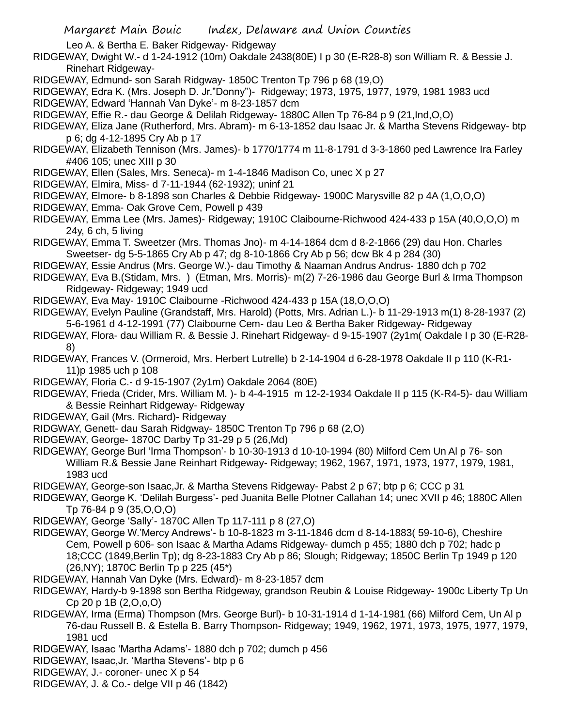Leo A. & Bertha E. Baker Ridgeway- Ridgeway

RIDGEWAY, Dwight W.- d 1-24-1912 (10m) Oakdale 2438(80E) I p 30 (E-R28-8) son William R. & Bessie J. Rinehart Ridgeway-

RIDGEWAY, Edmund- son Sarah Ridgway- 1850C Trenton Tp 796 p 68 (19,O)

RIDGEWAY, Edra K. (Mrs. Joseph D. Jr."Donny")- Ridgeway; 1973, 1975, 1977, 1979, 1981 1983 ucd

RIDGEWAY, Edward 'Hannah Van Dyke'- m 8-23-1857 dcm

RIDGEWAY, Effie R.- dau George & Delilah Ridgeway- 1880C Allen Tp 76-84 p 9 (21,Ind,O,O)

RIDGEWAY, Eliza Jane (Rutherford, Mrs. Abram)- m 6-13-1852 dau Isaac Jr. & Martha Stevens Ridgeway- btp p 6; dg 4-12-1895 Cry Ab p 17

RIDGEWAY, Elizabeth Tennison (Mrs. James)- b 1770/1774 m 11-8-1791 d 3-3-1860 ped Lawrence Ira Farley #406 105; unec XIII p 30

RIDGEWAY, Ellen (Sales, Mrs. Seneca)- m 1-4-1846 Madison Co, unec X p 27

RIDGEWAY, Elmira, Miss- d 7-11-1944 (62-1932); uninf 21

RIDGEWAY, Elmore- b 8-1898 son Charles & Debbie Ridgeway- 1900C Marysville 82 p 4A (1,O,O,O)

RIDGEWAY, Emma- Oak Grove Cem, Powell p 439

RIDGEWAY, Emma Lee (Mrs. James)- Ridgeway; 1910C Claibourne-Richwood 424-433 p 15A (40,O,O,O) m 24y, 6 ch, 5 living

RIDGEWAY, Emma T. Sweetzer (Mrs. Thomas Jno)- m 4-14-1864 dcm d 8-2-1866 (29) dau Hon. Charles Swetser- dg 5-5-1865 Cry Ab p 47; dg 8-10-1866 Cry Ab p 56; dcw Bk 4 p 284 (30)

RIDGEWAY, Essie Andrus (Mrs. George W.)- dau Timothy & Naaman Andrus Andrus- 1880 dch p 702

RIDGEWAY, Eva B.(Stidam, Mrs. ) (Etman, Mrs. Morris)- m(2) 7-26-1986 dau George Burl & Irma Thompson Ridgeway- Ridgeway; 1949 ucd

RIDGEWAY, Eva May- 1910C Claibourne -Richwood 424-433 p 15A (18,O,O,O)

RIDGEWAY, Evelyn Pauline (Grandstaff, Mrs. Harold) (Potts, Mrs. Adrian L.)- b 11-29-1913 m(1) 8-28-1937 (2) 5-6-1961 d 4-12-1991 (77) Claibourne Cem- dau Leo & Bertha Baker Ridgeway- Ridgeway

RIDGEWAY, Flora- dau William R. & Bessie J. Rinehart Ridgeway- d 9-15-1907 (2y1m( Oakdale I p 30 (E-R28-8)

RIDGEWAY, Frances V. (Ormeroid, Mrs. Herbert Lutrelle) b 2-14-1904 d 6-28-1978 Oakdale II p 110 (K-R1-11)p 1985 uch p 108

RIDGEWAY, Floria C.- d 9-15-1907 (2y1m) Oakdale 2064 (80E)

RIDGEWAY, Frieda (Crider, Mrs. William M. )- b 4-4-1915 m 12-2-1934 Oakdale II p 115 (K-R4-5)- dau William & Bessie Reinhart Ridgeway- Ridgeway

RIDGEWAY, Gail (Mrs. Richard)- Ridgeway

RIDGWAY, Genett- dau Sarah Ridgway- 1850C Trenton Tp 796 p 68 (2,O)

RIDGEWAY, George- 1870C Darby Tp 31-29 p 5 (26,Md)

RIDGEWAY, George Burl 'Irma Thompson'- b 10-30-1913 d 10-10-1994 (80) Milford Cem Un Al p 76- son William R.& Bessie Jane Reinhart Ridgeway- Ridgeway; 1962, 1967, 1971, 1973, 1977, 1979, 1981, 1983 ucd

RIDGEWAY, George-son Isaac,Jr. & Martha Stevens Ridgeway- Pabst 2 p 67; btp p 6; CCC p 31

RIDGEWAY, George K. 'Delilah Burgess'- ped Juanita Belle Plotner Callahan 14; unec XVII p 46; 1880C Allen Tp 76-84 p 9 (35,O,O,O)

RIDGEWAY, George 'Sally'- 1870C Allen Tp 117-111 p 8 (27,O)

RIDGEWAY, George W.'Mercy Andrews'- b 10-8-1823 m 3-11-1846 dcm d 8-14-1883( 59-10-6), Cheshire Cem, Powell p 606- son Isaac & Martha Adams Ridgeway- dumch p 455; 1880 dch p 702; hadc p 18;CCC (1849,Berlin Tp); dg 8-23-1883 Cry Ab p 86; Slough; Ridgeway; 1850C Berlin Tp 1949 p 120 (26,NY); 1870C Berlin Tp p 225 (45*)

RIDGEWAY, Hannah Van Dyke (Mrs. Edward)- m 8-23-1857 dcm

RIDGEWAY, Hardy-b 9-1898 son Bertha Ridgeway, grandson Reubin & Louise Ridgeway- 1900c Liberty Tp Un Cp 20 p 1B (2,O,o,O)

RIDGEWAY, Irma (Erma) Thompson (Mrs. George Burl)- b 10-31-1914 d 1-14-1981 (66) Milford Cem, Un Al p 76-dau Russell B. & Estella B. Barry Thompson- Ridgeway; 1949, 1962, 1971, 1973, 1975, 1977, 1979, 1981 ucd

RIDGEWAY, Isaac 'Martha Adams'- 1880 dch p 702; dumch p 456

RIDGEWAY, Isaac,Jr. 'Martha Stevens'- btp p 6

RIDGEWAY, J.- coroner- unec X p 54

RIDGEWAY, J. & Co.- delge VII p 46 (1842)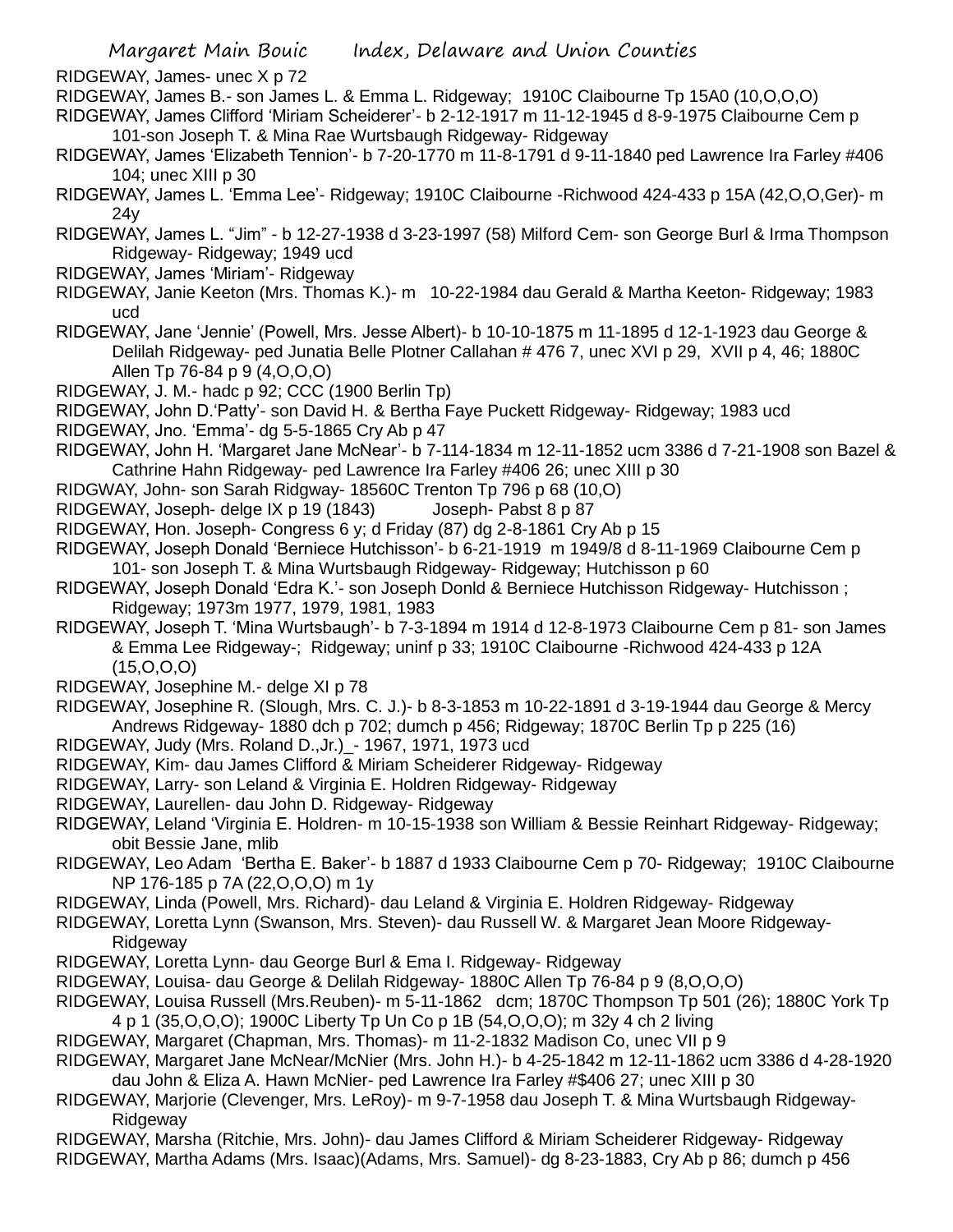RIDGEWAY, James- unec X p 72

RIDGEWAY, James B.- son James L. & Emma L. Ridgeway; 1910C Claibourne Tp 15A0 (10,O,O,O)

RIDGEWAY, James Clifford 'Miriam Scheiderer'- b 2-12-1917 m 11-12-1945 d 8-9-1975 Claibourne Cem p 101-son Joseph T. & Mina Rae Wurtsbaugh Ridgeway- Ridgeway

RIDGEWAY, James 'Elizabeth Tennion'- b 7-20-1770 m 11-8-1791 d 9-11-1840 ped Lawrence Ira Farley #406 104; unec XIII p 30

RIDGEWAY, James L. 'Emma Lee'- Ridgeway; 1910C Claibourne -Richwood 424-433 p 15A (42,O,O,Ger)- m 24y

RIDGEWAY, James L. "Jim" - b 12-27-1938 d 3-23-1997 (58) Milford Cem- son George Burl & Irma Thompson Ridgeway- Ridgeway; 1949 ucd

RIDGEWAY, James 'Miriam'- Ridgeway

RIDGEWAY, Janie Keeton (Mrs. Thomas K.)- m 10-22-1984 dau Gerald & Martha Keeton- Ridgeway; 1983 ucd

RIDGEWAY, Jane 'Jennie' (Powell, Mrs. Jesse Albert)- b 10-10-1875 m 11-1895 d 12-1-1923 dau George & Delilah Ridgeway- ped Junatia Belle Plotner Callahan # 476 7, unec XVI p 29, XVII p 4, 46; 1880C Allen Tp 76-84 p 9 (4,O,O,O)

RIDGEWAY, J. M.- hadc p 92; CCC (1900 Berlin Tp)

RIDGEWAY, John D.'Patty'- son David H. & Bertha Faye Puckett Ridgeway- Ridgeway; 1983 ucd

RIDGEWAY, Jno. 'Emma'- dg 5-5-1865 Cry Ab p 47

RIDGEWAY, John H. 'Margaret Jane McNear'- b 7-114-1834 m 12-11-1852 ucm 3386 d 7-21-1908 son Bazel & Cathrine Hahn Ridgeway- ped Lawrence Ira Farley #406 26; unec XIII p 30

RIDGWAY, John- son Sarah Ridgway- 18560C Trenton Tp 796 p 68 (10,O)

RIDGEWAY, Joseph- delge IX p 19 (1843)   Joseph- Pabst 8 p 87

RIDGEWAY, Hon. Joseph- Congress 6 y; d Friday (87) dg 2-8-1861 Cry Ab p 15

RIDGEWAY, Joseph Donald 'Berniece Hutchisson'- b 6-21-1919 m 1949/8 d 8-11-1969 Claibourne Cem p 101- son Joseph T. & Mina Wurtsbaugh Ridgeway- Ridgway; Hutchisson p 60

RIDGEWAY, Joseph Donald 'Edra K.'- son Joseph Donld & Berniece Hutchisson Ridgeway- Hutchisson ; Ridgeway; 1973m 1977, 1979, 1981, 1983

RIDGEWAY, Joseph T. 'Mina Wurtsbaugh'- b 7-3-1894 m 1914 d 12-8-1973 Claibourne Cem p 81- son James & Emma Lee Ridgeway-; Ridgeway; uninf p 33; 1910C Claibourne -Richwood 424-433 p 12A (15,O,O,O)

RIDGEWAY, Josephine M.- delge XI p 78

RIDGEWAY, Josephine R. (Slough, Mrs. C. J.)- b 8-3-1853 m 10-22-1891 d 3-19-1944 dau George & Mercy Andrews Ridgeway- 1880 dch p 702; dumch p 456; Ridgeway; 1870C Berlin Tp p 225 (16)

RIDGEWAY, Judy (Mrs. Roland D.,Jr.)_- 1967, 1971, 1973 ucd

RIDGEWAY, Kim- dau James Clifford & Miriam Scheiderer Ridgeway- Ridgeway

RIDGEWAY, Larry- son Leland & Virginia E. Holdren Ridgeway- Ridgeway

RIDGEWAY, Laurellen- dau John D. Ridgeway- Ridgeway

RIDGEWAY, Leland 'Virginia E. Holdren- m 10-15-1938 son William & Bessie Reinhart Ridgeway- Ridgeway; obit Bessie Jane, mlib

RIDGEWAY, Leo Adam 'Bertha E. Baker'- b 1887 d 1933 Claibourne Cem p 70- Ridgeway; 1910C Claibourne NP 176-185 p 7A (22,O,O,O) m 1y

RIDGEWAY, Linda (Powell, Mrs. Richard)- dau Leland & Virginia E. Holdren Ridgeway- Ridgeway

RIDGEWAY, Loretta Lynn (Swanson, Mrs. Steven)- dau Russell W. & Margaret Jean Moore Ridgeway- Ridgeway

RIDGEWAY, Loretta Lynn- dau George Burl & Ema I. Ridgeway- Ridgeway

RIDGEWAY, Louisa- dau George & Delilah Ridgeway- 1880C Allen Tp 76-84 p 9 (8,O,O,O)

RIDGEWAY, Louisa Russell (Mrs.Reuben)- m 5-11-1862 dcm; 1870C Thompson Tp 501 (26); 1880C York Tp 4 p 1 (35,O,O,O); 1900C Liberty Tp Un Co p 1B (54,O,O,O); m 32y 4 ch 2 living

RIDGEWAY, Margaret (Chapman, Mrs. Thomas)- m 11-2-1832 Madison Co, unec VII p 9

RIDGEWAY, Margaret Jane McNear/McNier (Mrs. John H.)- b 4-25-1842 m 12-11-1862 ucm 3386 d 4-28-1920 dau John & Eliza A. Hawn McNier- ped Lawrence Ira Farley #$406 27; unec XIII p 30

RIDGEWAY, Marjorie (Clevenger, Mrs. LeRoy)- m 9-7-1958 dau Joseph T. & Mina Wurtsbaugh Ridgeway- Ridgeway

RIDGEWAY, Marsha (Ritchie, Mrs. John)- dau James Clifford & Miriam Scheiderer Ridgeway- Ridgeway

RIDGEWAY, Martha Adams (Mrs. Isaac)(Adams, Mrs. Samuel)- dg 8-23-1883, Cry Ab p 86; dumch p 456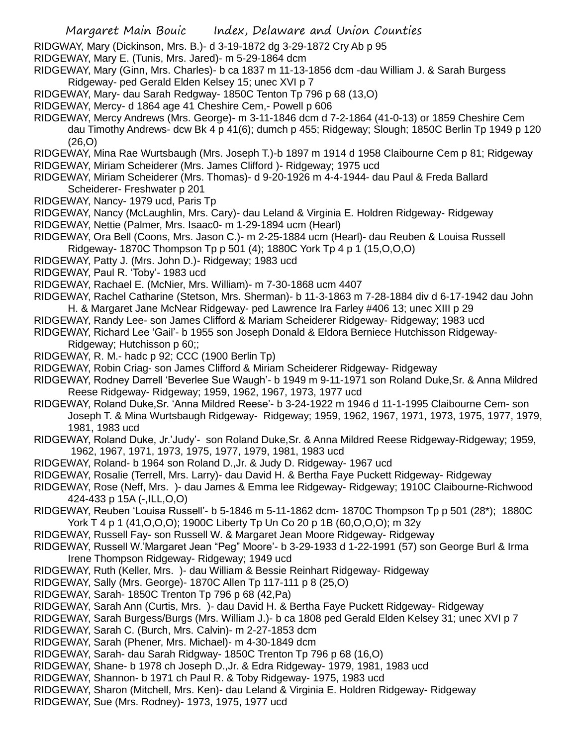RIDGWAY, Mary (Dickinson, Mrs. B.)- d 3-19-1872 dg 3-29-1872 Cry Ab p 95

RIDGEWAY, Mary E. (Tunis, Mrs. Jared)- m 5-29-1864 dcm

RIDGEWAY, Mary (Ginn, Mrs. Charles)- b ca 1837 m 11-13-1856 dcm -dau William J. & Sarah Burgess Ridgeway- ped Gerald Elden Kelsey 15; unec XVI p 7

RIDGEWAY, Mary- dau Sarah Redgway- 1850C Tenton Tp 796 p 68 (13,O)

RIDGEWAY, Mercy- d 1864 age 41 Cheshire Cem,- Powell p 606

RIDGEWAY, Mercy Andrews (Mrs. George)- m 3-11-1846 dcm d 7-2-1864 (41-0-13) or 1859 Cheshire Cem dau Timothy Andrews- dcw Bk 4 p 41(6); dumch p 455; Ridgeway; Slough; 1850C Berlin Tp 1949 p 120 (26,O)

RIDGEWAY, Mina Rae Wurtsbaugh (Mrs. Joseph T.)-b 1897 m 1914 d 1958 Claibourne Cem p 81; Ridgeway

RIDGEWAY, Miriam Scheiderer (Mrs. James Clifford )- Ridgeway; 1975 ucd

RIDGEWAY, Miriam Scheiderer (Mrs. Thomas)- d 9-20-1926 m 4-4-1944- dau Paul & Freda Ballard Scheiderer- Freshwater p 201

RIDGEWAY, Nancy- 1979 ucd, Paris Tp

RIDGEWAY, Nancy (McLaughlin, Mrs. Cary)- dau Leland & Virginia E. Holdren Ridgeway- Ridgeway

RIDGEWAY, Nettie (Palmer, Mrs. Isaac0- m 1-29-1894 ucm (Hearl)

RIDGEWAY, Ora Bell (Coons, Mrs. Jason C.)- m 2-25-1884 ucm (Hearl)- dau Reuben & Louisa Russell Ridgeway- 1870C Thompson Tp p 501 (4); 1880C York Tp 4 p 1 (15,O,O,O)

RIDGEWAY, Patty J. (Mrs. John D.)- Ridgeway; 1983 ucd

RIDGEWAY, Paul R. 'Toby'- 1983 ucd

RIDGEWAY, Rachael E. (McNier, Mrs. William)- m 7-30-1868 ucm 4407

RIDGEWAY, Rachel Catharine (Stetson, Mrs. Sherman)- b 11-3-1863 m 7-28-1884 div d 6-17-1942 dau John H. & Margaret Jane McNear Ridgeway- ped Lawrence Ira Farley #406 13; unec XIII p 29

RIDGEWAY, Randy Lee- son James Clifford & Mariam Scheiderer Ridgeway- Ridgeway; 1983 ucd

RIDGEWAY, Richard Lee 'Gail'- b 1955 son Joseph Donald & Eldora Berniece Hutchisson Ridgeway- Ridgeway; Hutchisson p 60;;

RIDGEWAY, R. M.- hadc p 92; CCC (1900 Berlin Tp)

RIDGEWAY, Robin Criag- son James Clifford & Miriam Scheiderer Ridgeway- Ridgeway

RIDGEWAY, Rodney Darrell 'Beverlee Sue Waugh'- b 1949 m 9-11-1971 son Roland Duke,Sr. & Anna Mildred Reese Ridgeway- Ridgeway; 1959, 1962, 1967, 1973, 1977 ucd

RIDGEWAY, Roland Duke,Sr. 'Anna Mildred Reese'- b 3-24-1922 m 1946 d 11-1-1995 Claibourne Cem- son Joseph T. & Mina Wurtsbaugh Ridgeway- Ridgeway; 1959, 1962, 1967, 1971, 1973, 1975, 1977, 1979, 1981, 1983 ucd

RIDGEWAY, Roland Duke, Jr.'Judy'- son Roland Duke,Sr. & Anna Mildred Reese Ridgeway-Ridgeway; 1959, 1962, 1967, 1971, 1973, 1975, 1977, 1979, 1981, 1983 ucd

RIDGEWAY, Roland- b 1964 son Roland D.,Jr. & Judy D. Ridgeway- 1967 ucd

RIDGEWAY, Rosalie (Terrell, Mrs. Larry)- dau David H. & Bertha Faye Puckett Ridgeway- Ridgeway

RIDGEWAY, Rose (Neff, Mrs. )- dau James & Emma lee Ridgeway- Ridgeway; 1910C Claibourne-Richwood 424-433 p 15A (-,ILL,O,O)

RIDGEWAY, Reuben 'Louisa Russell'- b 5-1846 m 5-11-1862 dcm- 1870C Thompson Tp p 501 (28*); 1880C York T 4 p 1 (41,O,O,O); 1900C Liberty Tp Un Co 20 p 1B (60,O,O,O); m 32y

RIDGEWAY, Russell Fay- son Russell W. & Margaret Jean Moore Ridgeway- Ridgeway

RIDGEWAY, Russell W.'Margaret Jean "Peg" Moore'- b 3-29-1933 d 1-22-1991 (57) son George Burl & Irma Irene Thompson Ridgeway- Ridgeway; 1949 ucd

RIDGEWAY, Ruth (Keller, Mrs. )- dau William & Bessie Reinhart Ridgeway- Ridgeway

RIDGEWAY, Sally (Mrs. George)- 1870C Allen Tp 117-111 p 8 (25,O)

RIDGEWAY, Sarah- 1850C Trenton Tp 796 p 68 (42,Pa)

RIDGEWAY, Sarah Ann (Curtis, Mrs. )- dau David H. & Bertha Faye Puckett Ridgeway- Ridgeway

RIDGEWAY, Sarah Burgess/Burgs (Mrs. William J.)- b ca 1808 ped Gerald Elden Kelsey 31; unec XVI p 7

RIDGEWAY, Sarah C. (Burch, Mrs. Calvin)- m 2-27-1853 dcm

RIDGEWAY, Sarah (Phener, Mrs. Michael)- m 4-30-1849 dcm

RIDGEWAY, Sarah- dau Sarah Ridgway- 1850C Trenton Tp 796 p 68 (16,O)

RIDGEWAY, Shane- b 1978 ch Joseph D.,Jr. & Edra Ridgeway- 1979, 1981, 1983 ucd

RIDGEWAY, Shannon- b 1971 ch Paul R. & Toby Ridgeway- 1975, 1983 ucd

RIDGEWAY, Sharon (Mitchell, Mrs. Ken)- dau Leland & Virginia E. Holdren Ridgeway- Ridgeway

RIDGEWAY, Sue (Mrs. Rodney)- 1973, 1975, 1977 ucd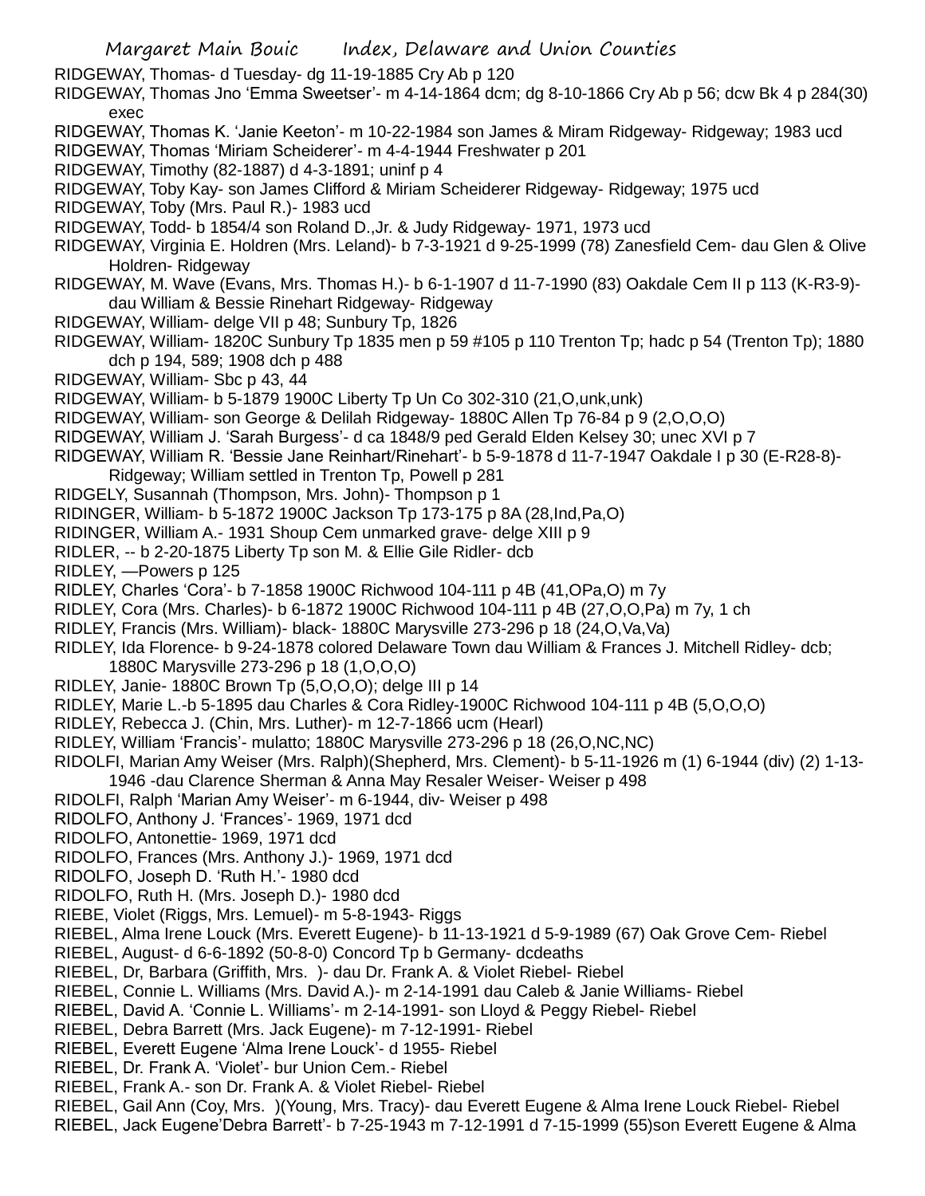RIDGEWAY, Thomas- d Tuesday- dg 11-19-1885 Cry Ab p 120

RIDGEWAY, Thomas Jno 'Emma Sweetser'- m 4-14-1864 dcm; dg 8-10-1866 Cry Ab p 56; dcw Bk 4 p 284(30) exec

RIDGEWAY, Thomas K. 'Janie Keeton'- m 10-22-1984 son James & Miram Ridgeway- Ridgeway; 1983 ucd

RIDGEWAY, Thomas 'Miriam Scheiderer'- m 4-4-1944 Freshwater p 201

RIDGEWAY, Timothy (82-1887) d 4-3-1891; uninf p 4

RIDGEWAY, Toby Kay- son James Clifford & Miriam Scheiderer Ridgeway- Ridgeway; 1975 ucd

RIDGEWAY, Toby (Mrs. Paul R.)- 1983 ucd

RIDGEWAY, Todd- b 1854/4 son Roland D.,Jr. & Judy Ridgeway- 1971, 1973 ucd

RIDGEWAY, Virginia E. Holdren (Mrs. Leland)- b 7-3-1921 d 9-25-1999 (78) Zanesfield Cem- dau Glen & Olive Holdren- Ridgeway

RIDGEWAY, M. Wave (Evans, Mrs. Thomas H.)- b 6-1-1907 d 11-7-1990 (83) Oakdale Cem II p 113 (K-R3-9)- dau William & Bessie Rinehart Ridgeway- Ridgeway

RIDGEWAY, William- delge VII p 48; Sunbury Tp, 1826

RIDGEWAY, William- 1820C Sunbury Tp 1835 men p 59 #105 p 110 Trenton Tp; hadc p 54 (Trenton Tp); 1880 dch p 194, 589; 1908 dch p 488

RIDGEWAY, William- Sbc p 43, 44

RIDGEWAY, William- b 5-1879 1900C Liberty Tp Un Co 302-310 (21,O,unk,unk)

RIDGEWAY, William- son George & Delilah Ridgeway- 1880C Allen Tp 76-84 p 9 (2,O,O,O)

RIDGEWAY, William J. 'Sarah Burgess'- d ca 1848/9 ped Gerald Elden Kelsey 30; unec XVI p 7

RIDGEWAY, William R. 'Bessie Jane Reinhart/Rinehart'- b 5-9-1878 d 11-7-1947 Oakdale I p 30 (E-R28-8)- Ridgeway; William settled in Trenton Tp, Powell p 281

RIDGELY, Susannah (Thompson, Mrs. John)- Thompson p 1

RIDINGER, William- b 5-1872 1900C Jackson Tp 173-175 p 8A (28,Ind,Pa,O)

RIDINGER, William A.- 1931 Shoup Cem unmarked grave- delge XIII p 9

RIDLER, -- b 2-20-1875 Liberty Tp son M. & Ellie Gile Ridler- dcb

RIDLEY, —Powers p 125

RIDLEY, Charles 'Cora'- b 7-1858 1900C Richwood 104-111 p 4B (41,OPa,O) m 7y

RIDLEY, Cora (Mrs. Charles)- b 6-1872 1900C Richwood 104-111 p 4B (27,O,O,Pa) m 7y, 1 ch

RIDLEY, Francis (Mrs. William)- black- 1880C Marysville 273-296 p 18 (24,O,Va,Va)

RIDLEY, Ida Florence- b 9-24-1878 colored Delaware Town dau William & Frances J. Mitchell Ridley- dcb; 1880C Marysville 273-296 p 18 (1,O,O,O)

RIDLEY, Janie- 1880C Brown Tp (5,O,O,O); delge III p 14

RIDLEY, Marie L.-b 5-1895 dau Charles & Cora Ridley-1900C Richwood 104-111 p 4B (5,O,O,O)

RIDLEY, Rebecca J. (Chin, Mrs. Luther)- m 12-7-1866 ucm (Hearl)

RIDLEY, William 'Francis'- mulatto; 1880C Marysville 273-296 p 18 (26,O,NC,NC)

RIDOLFI, Marian Amy Weiser (Mrs. Ralph)(Shepherd, Mrs. Clement)- b 5-11-1926 m (1) 6-1944 (div) (2) 1-13-1946 -dau Clarence Sherman & Anna May Resaler Weiser- Weiser p 498

RIDOLFI, Ralph 'Marian Amy Weiser'- m 6-1944, div- Weiser p 498

RIDOLFO, Anthony J. 'Frances'- 1969, 1971 dcd

RIDOLFO, Antonettie- 1969, 1971 dcd

RIDOLFO, Frances (Mrs. Anthony J.)- 1969, 1971 dcd

RIDOLFO, Joseph D. 'Ruth H.'- 1980 dcd

RIDOLFO, Ruth H. (Mrs. Joseph D.)- 1980 dcd

RIEBE, Violet (Riggs, Mrs. Lemuel)- m 5-8-1943- Riggs

RIEBEL, Alma Irene Louck (Mrs. Everett Eugene)- b 11-13-1921 d 5-9-1989 (67) Oak Grove Cem- Riebel

RIEBEL, August- d 6-6-1892 (50-8-0) Concord Tp b Germany- dcdeaths

RIEBEL, Dr, Barbara (Griffith, Mrs. )- dau Dr. Frank A. & Violet Riebel- Riebel

RIEBEL, Connie L. Williams (Mrs. David A.)- m 2-14-1991 dau Caleb & Janie Williams- Riebel

RIEBEL, David A. 'Connie L. Williams'- m 2-14-1991- son Lloyd & Peggy Riebel- Riebel

RIEBEL, Debra Barrett (Mrs. Jack Eugene)- m 7-12-1991- Riebel

RIEBEL, Everett Eugene 'Alma Irene Louck'- d 1955- Riebel

RIEBEL, Dr. Frank A. 'Violet'- bur Union Cem.- Riebel

RIEBEL, Frank A.- son Dr. Frank A. & Violet Riebel- Riebel

RIEBEL, Gail Ann (Coy, Mrs. )(Young, Mrs. Tracy)- dau Everett Eugene & Alma Irene Louck Riebel- Riebel

RIEBEL, Jack Eugene'Debra Barrett'- b 7-25-1943 m 7-12-1991 d 7-15-1999 (55)son Everett Eugene & Alma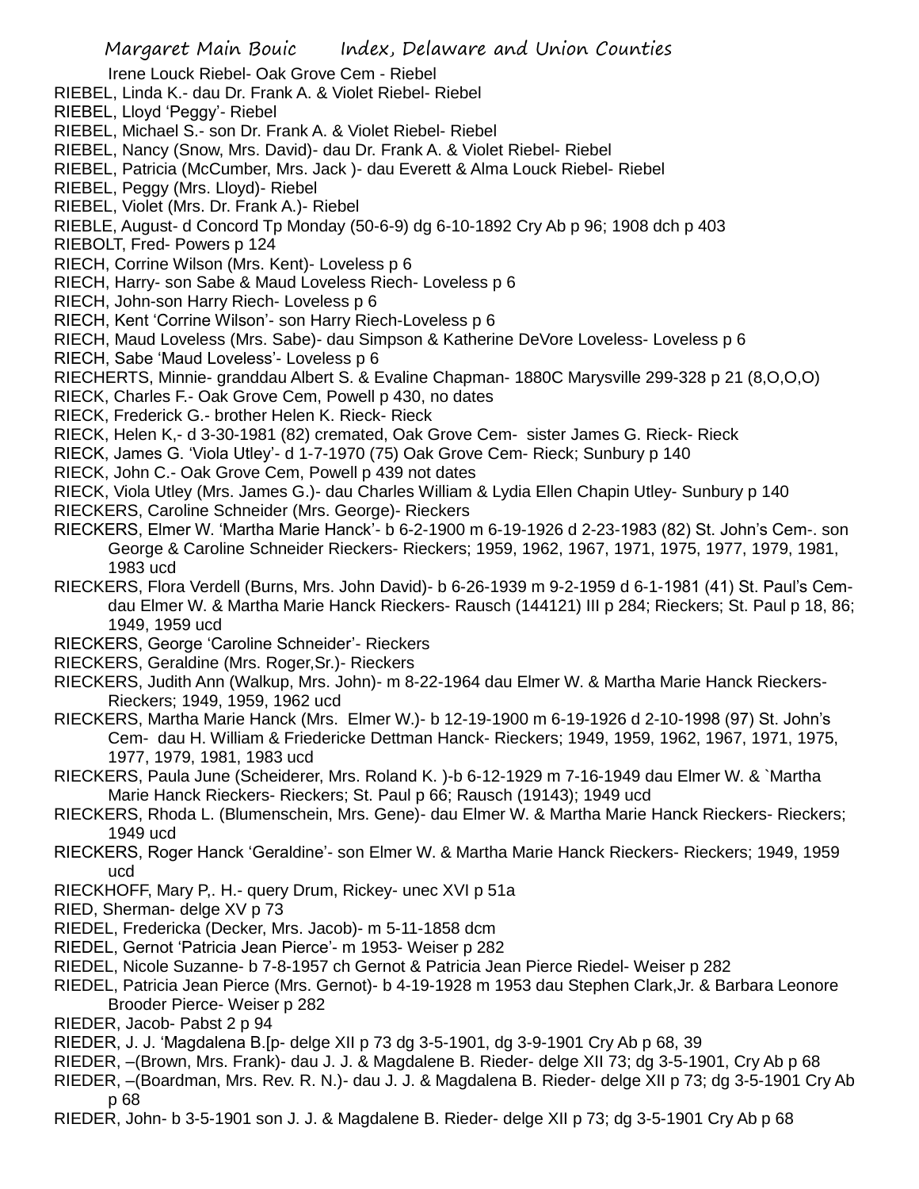Irene Louck Riebel- Oak Grove Cem - Riebel

RIEBEL, Linda K.- dau Dr. Frank A. & Violet Riebel- Riebel

RIEBEL, Lloyd 'Peggy'- Riebel

RIEBEL, Michael S.- son Dr. Frank A. & Violet Riebel- Riebel

RIEBEL, Nancy (Snow, Mrs. David)- dau Dr. Frank A. & Violet Riebel- Riebel

RIEBEL, Patricia (McCumber, Mrs. Jack )- dau Everett & Alma Louck Riebel- Riebel

RIEBEL, Peggy (Mrs. Lloyd)- Riebel

RIEBEL, Violet (Mrs. Dr. Frank A.)- Riebel

RIEBLE, August- d Concord Tp Monday (50-6-9) dg 6-10-1892 Cry Ab p 96; 1908 dch p 403

RIEBOLT, Fred- Powers p 124

RIECH, Corrine Wilson (Mrs. Kent)- Loveless p 6

RIECH, Harry- son Sabe & Maud Loveless Riech- Loveless p 6

RIECH, John-son Harry Riech- Loveless p 6

RIECH, Kent 'Corrine Wilson'- son Harry Riech-Loveless p 6

RIECH, Maud Loveless (Mrs. Sabe)- dau Simpson & Katherine DeVore Loveless- Loveless p 6

RIECH, Sabe 'Maud Loveless'- Loveless p 6

RIECHERTS, Minnie- granddau Albert S. & Evaline Chapman- 1880C Marysville 299-328 p 21 (8,O,O,O)

RIECK, Charles F.- Oak Grove Cem, Powell p 430, no dates

RIECK, Frederick G.- brother Helen K. Rieck- Rieck

RIECK, Helen K,- d 3-30-1981 (82) cremated, Oak Grove Cem- sister James G. Rieck- Rieck

RIECK, James G. 'Viola Utley'- d 1-7-1970 (75) Oak Grove Cem- Rieck; Sunbury p 140

RIECK, John C.- Oak Grove Cem, Powell p 439 not dates

RIECK, Viola Utley (Mrs. James G.)- dau Charles William & Lydia Ellen Chapin Utley- Sunbury p 140

RIECKERS, Caroline Schneider (Mrs. George)- Rieckers

RIECKERS, Elmer W. 'Martha Marie Hanck'- b 6-2-1900 m 6-19-1926 d 2-23-1983 (82) St. John's Cem-. son George & Caroline Schneider Rieckers- Rieckers; 1959, 1962, 1967, 1971, 1975, 1977, 1979, 1981, 1983 ucd

RIECKERS, Flora Verdell (Burns, Mrs. John David)- b 6-26-1939 m 9-2-1959 d 6-1-1981 (41) St. Paul's Cem- dau Elmer W. & Martha Marie Hanck Rieckers- Rausch (144121) III p 284; Rieckers; St. Paul p 18, 86; 1949, 1959 ucd

RIECKERS, George 'Caroline Schneider'- Rieckers

RIECKERS, Geraldine (Mrs. Roger,Sr.)- Rieckers

RIECKERS, Judith Ann (Walkup, Mrs. John)- m 8-22-1964 dau Elmer W. & Martha Marie Hanck Rieckers- Rieckers; 1949, 1959, 1962 ucd

RIECKERS, Martha Marie Hanck (Mrs. Elmer W.)- b 12-19-1900 m 6-19-1926 d 2-10-1998 (97) St. John's Cem- dau H. William & Friedericke Dettman Hanck- Rieckers; 1949, 1959, 1962, 1967, 1971, 1975, 1977, 1979, 1981, 1983 ucd

RIECKERS, Paula June (Scheiderer, Mrs. Roland K. )-b 6-12-1929 m 7-16-1949 dau Elmer W. & `Martha Marie Hanck Rieckers- Rieckers; St. Paul p 66; Rausch (19143); 1949 ucd

RIECKERS, Rhoda L. (Blumenschein, Mrs. Gene)- dau Elmer W. & Martha Marie Hanck Rieckers- Rieckers; 1949 ucd

RIECKERS, Roger Hanck 'Geraldine'- son Elmer W. & Martha Marie Hanck Rieckers- Rieckers; 1949, 1959 ucd

RIECKHOFF, Mary P,. H.- query Drum, Rickey- unec XVI p 51a

RIED, Sherman- delge XV p 73

RIEDEL, Fredericka (Decker, Mrs. Jacob)- m 5-11-1858 dcm

RIEDEL, Gernot 'Patricia Jean Pierce'- m 1953- Weiser p 282

RIEDEL, Nicole Suzanne- b 7-8-1957 ch Gernot & Patricia Jean Pierce Riedel- Weiser p 282

RIEDEL, Patricia Jean Pierce (Mrs. Gernot)- b 4-19-1928 m 1953 dau Stephen Clark,Jr. & Barbara Leonore Brooder Pierce- Weiser p 282

RIEDER, Jacob- Pabst 2 p 94

RIEDER, J. J. 'Magdalena B.[p- delge XII p 73 dg 3-5-1901, dg 3-9-1901 Cry Ab p 68, 39

RIEDER, –(Brown, Mrs. Frank)- dau J. J. & Magdalene B. Rieder- delge XII 73; dg 3-5-1901, Cry Ab p 68

RIEDER, –(Boardman, Mrs. Rev. R. N.)- dau J. J. & Magdalena B. Rieder- delge XII p 73; dg 3-5-1901 Cry Ab p 68

RIEDER, John- b 3-5-1901 son J. J. & Magdalene B. Rieder- delge XII p 73; dg 3-5-1901 Cry Ab p 68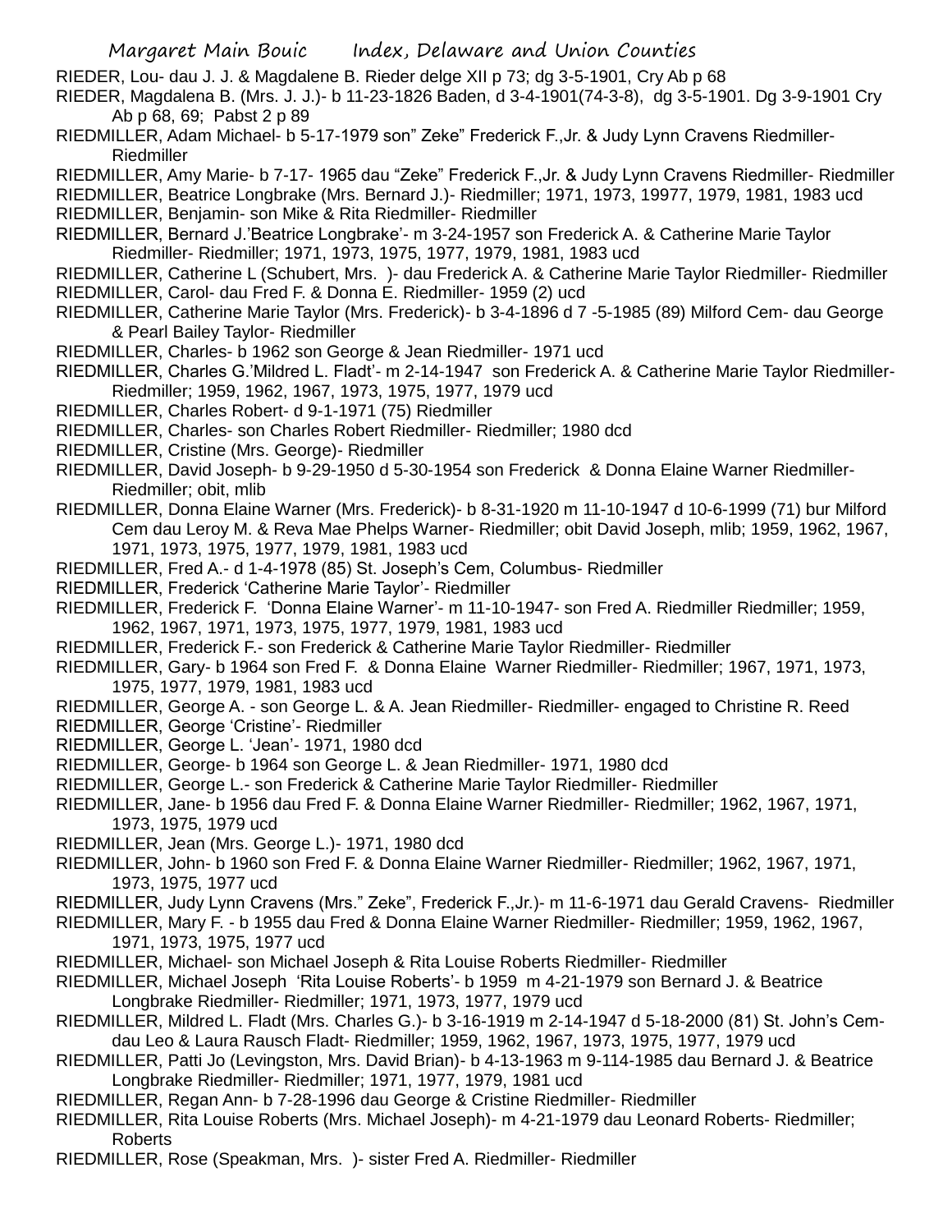RIEDER, Lou- dau J. J. & Magdalene B. Rieder delge XII p 73; dg 3-5-1901, Cry Ab p 68

RIEDER, Magdalena B. (Mrs. J. J.)- b 11-23-1826 Baden, d 3-4-1901(74-3-8), dg 3-5-1901. Dg 3-9-1901 Cry Ab p 68, 69; Pabst 2 p 89

RIEDMILLER, Adam Michael- b 5-17-1979 son" Zeke" Frederick F.,Jr. & Judy Lynn Cravens Riedmiller- Riedmiller

RIEDMILLER, Amy Marie- b 7-17- 1965 dau "Zeke" Frederick F.,Jr. & Judy Lynn Cravens Riedmiller- Riedmiller

RIEDMILLER, Beatrice Longbrake (Mrs. Bernard J.)- Riedmiller; 1971, 1973, 19977, 1979, 1981, 1983 ucd

RIEDMILLER, Benjamin- son Mike & Rita Riedmiller- Riedmiller

RIEDMILLER, Bernard J.'Beatrice Longbrake'- m 3-24-1957 son Frederick A. & Catherine Marie Taylor Riedmiller- Riedmiller; 1971, 1973, 1975, 1977, 1979, 1981, 1983 ucd

RIEDMILLER, Catherine L (Schubert, Mrs. )- dau Frederick A. & Catherine Marie Taylor Riedmiller- Riedmiller

RIEDMILLER, Carol- dau Fred F. & Donna E. Riedmiller- 1959 (2) ucd

RIEDMILLER, Catherine Marie Taylor (Mrs. Frederick)- b 3-4-1896 d 7 -5-1985 (89) Milford Cem- dau George & Pearl Bailey Taylor- Riedmiller

RIEDMILLER, Charles- b 1962 son George & Jean Riedmiller- 1971 ucd

RIEDMILLER, Charles G.'Mildred L. Fladt'- m 2-14-1947 son Frederick A. & Catherine Marie Taylor Riedmiller- Riedmiller; 1959, 1962, 1967, 1973, 1975, 1977, 1979 ucd

RIEDMILLER, Charles Robert- d 9-1-1971 (75) Riedmiller

RIEDMILLER, Charles- son Charles Robert Riedmiller- Riedmiller; 1980 dcd

RIEDMILLER, Cristine (Mrs. George)- Riedmiller

RIEDMILLER, David Joseph- b 9-29-1950 d 5-30-1954 son Frederick & Donna Elaine Warner Riedmiller- Riedmiller; obit, mlib

RIEDMILLER, Donna Elaine Warner (Mrs. Frederick)- b 8-31-1920 m 11-10-1947 d 10-6-1999 (71) bur Milford Cem dau Leroy M. & Reva Mae Phelps Warner- Riedmiller; obit David Joseph, mlib; 1959, 1962, 1967, 1971, 1973, 1975, 1977, 1979, 1981, 1983 ucd

RIEDMILLER, Fred A.- d 1-4-1978 (85) St. Joseph's Cem, Columbus- Riedmiller

RIEDMILLER, Frederick 'Catherine Marie Taylor'- Riedmiller

RIEDMILLER, Frederick F. 'Donna Elaine Warner'- m 11-10-1947- son Fred A. Riedmiller Riedmiller; 1959, 1962, 1967, 1971, 1973, 1975, 1977, 1979, 1981, 1983 ucd

RIEDMILLER, Frederick F.- son Frederick & Catherine Marie Taylor Riedmiller- Riedmiller

RIEDMILLER, Gary- b 1964 son Fred F. & Donna Elaine Warner Riedmiller- Riedmiller; 1967, 1971, 1973, 1975, 1977, 1979, 1981, 1983 ucd

RIEDMILLER, George A. - son George L. & A. Jean Riedmiller- Riedmiller- engaged to Christine R. Reed

RIEDMILLER, George 'Cristine'- Riedmiller

RIEDMILLER, George L. 'Jean'- 1971, 1980 dcd

RIEDMILLER, George- b 1964 son George L. & Jean Riedmiller- 1971, 1980 dcd

RIEDMILLER, George L.- son Frederick & Catherine Marie Taylor Riedmiller- Riedmiller

RIEDMILLER, Jane- b 1956 dau Fred F. & Donna Elaine Warner Riedmiller- Riedmiller; 1962, 1967, 1971, 1973, 1975, 1979 ucd

RIEDMILLER, Jean (Mrs. George L.)- 1971, 1980 dcd

RIEDMILLER, John- b 1960 son Fred F. & Donna Elaine Warner Riedmiller- Riedmiller; 1962, 1967, 1971, 1973, 1975, 1977 ucd

RIEDMILLER, Judy Lynn Cravens (Mrs." Zeke", Frederick F.,Jr.)- m 11-6-1971 dau Gerald Cravens- Riedmiller

RIEDMILLER, Mary F. - b 1955 dau Fred & Donna Elaine Warner Riedmiller- Riedmiller; 1959, 1962, 1967, 1971, 1973, 1975, 1977 ucd

RIEDMILLER, Michael- son Michael Joseph & Rita Louise Roberts Riedmiller- Riedmiller

RIEDMILLER, Michael Joseph 'Rita Louise Roberts'- b 1959 m 4-21-1979 son Bernard J. & Beatrice Longbrake Riedmiller- Riedmiller; 1971, 1973, 1977, 1979 ucd

RIEDMILLER, Mildred L. Fladt (Mrs. Charles G.)- b 3-16-1919 m 2-14-1947 d 5-18-2000 (81) St. John's Cem- dau Leo & Laura Rausch Fladt- Riedmiller; 1959, 1962, 1967, 1973, 1975, 1977, 1979 ucd

RIEDMILLER, Patti Jo (Levingston, Mrs. David Brian)- b 4-13-1963 m 9-114-1985 dau Bernard J. & Beatrice Longbrake Riedmiller- Riedmiller; 1971, 1977, 1979, 1981 ucd

RIEDMILLER, Regan Ann- b 7-28-1996 dau George & Cristine Riedmiller- Riedmiller

RIEDMILLER, Rita Louise Roberts (Mrs. Michael Joseph)- m 4-21-1979 dau Leonard Roberts- Riedmiller; Roberts

RIEDMILLER, Rose (Speakman, Mrs. )- sister Fred A. Riedmiller- Riedmiller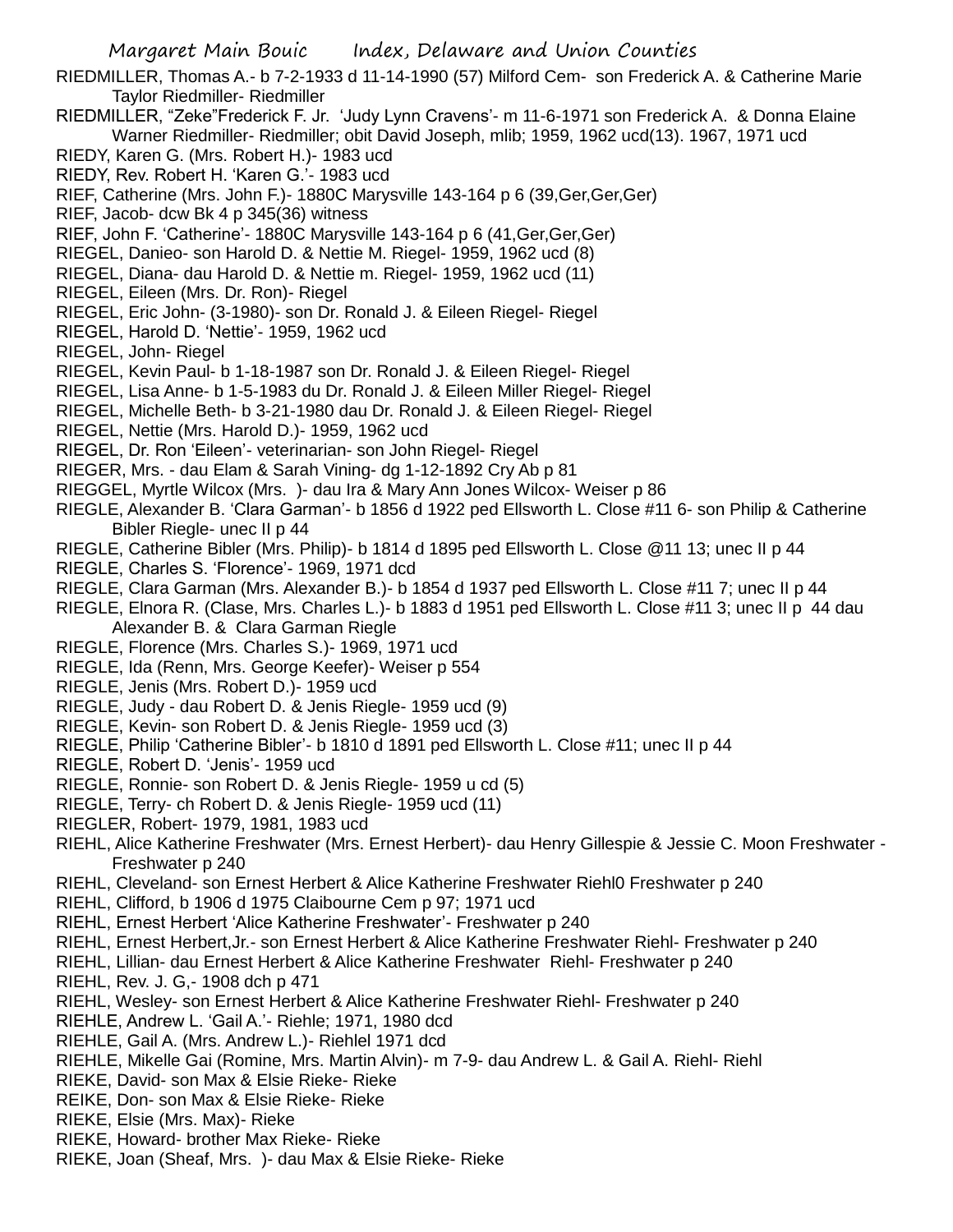RIEDMILLER, Thomas A.- b 7-2-1933 d 11-14-1990 (57) Milford Cem- son Frederick A. & Catherine Marie Taylor Riedmiller- Riedmiller

RIEDMILLER, "Zeke"Frederick F. Jr. 'Judy Lynn Cravens'- m 11-6-1971 son Frederick A. & Donna Elaine Warner Riedmiller- Riedmiller; obit David Joseph, mlib; 1959, 1962 ucd(13). 1967, 1971 ucd

RIEDY, Karen G. (Mrs. Robert H.)- 1983 ucd

RIEDY, Rev. Robert H. 'Karen G.'- 1983 ucd

RIEF, Catherine (Mrs. John F.)- 1880C Marysville 143-164 p 6 (39,Ger,Ger,Ger)

RIEF, Jacob- dcw Bk 4 p 345(36) witness

RIEF, John F. 'Catherine'- 1880C Marysville 143-164 p 6 (41,Ger,Ger,Ger)

RIEGEL, Danieo- son Harold D. & Nettie M. Riegel- 1959, 1962 ucd (8)

RIEGEL, Diana- dau Harold D. & Nettie m. Riegel- 1959, 1962 ucd (11)

RIEGEL, Eileen (Mrs. Dr. Ron)- Riegel

RIEGEL, Eric John- (3-1980)- son Dr. Ronald J. & Eileen Riegel- Riegel

RIEGEL, Harold D. 'Nettie'- 1959, 1962 ucd

RIEGEL, John- Riegel

RIEGEL, Kevin Paul- b 1-18-1987 son Dr. Ronald J. & Eileen Riegel- Riegel

RIEGEL, Lisa Anne- b 1-5-1983 du Dr. Ronald J. & Eileen Miller Riegel- Riegel

RIEGEL, Michelle Beth- b 3-21-1980 dau Dr. Ronald J. & Eileen Riegel- Riegel

RIEGEL, Nettie (Mrs. Harold D.)- 1959, 1962 ucd

RIEGEL, Dr. Ron 'Eileen'- veterinarian- son John Riegel- Riegel

RIEGER, Mrs. - dau Elam & Sarah Vining- dg 1-12-1892 Cry Ab p 81

RIEGGEL, Myrtle Wilcox (Mrs. )- dau Ira & Mary Ann Jones Wilcox- Weiser p 86

RIEGLE, Alexander B. 'Clara Garman'- b 1856 d 1922 ped Ellsworth L. Close #11 6- son Philip & Catherine Bibler Riegle- unec II p 44

RIEGLE, Catherine Bibler (Mrs. Philip)- b 1814 d 1895 ped Ellsworth L. Close @11 13; unec II p 44

RIEGLE, Charles S. 'Florence'- 1969, 1971 dcd

RIEGLE, Clara Garman (Mrs. Alexander B.)- b 1854 d 1937 ped Ellsworth L. Close #11 7; unec II p 44

RIEGLE, Elnora R. (Clase, Mrs. Charles L.)- b 1883 d 1951 ped Ellsworth L. Close #11 3; unec II p 44 dau Alexander B. & Clara Garman Riegle

RIEGLE, Florence (Mrs. Charles S.)- 1969, 1971 ucd

RIEGLE, Ida (Renn, Mrs. George Keefer)- Weiser p 554

RIEGLE, Jenis (Mrs. Robert D.)- 1959 ucd

RIEGLE, Judy - dau Robert D. & Jenis Riegle- 1959 ucd (9)

RIEGLE, Kevin- son Robert D. & Jenis Riegle- 1959 ucd (3)

RIEGLE, Philip 'Catherine Bibler'- b 1810 d 1891 ped Ellsworth L. Close #11; unec II p 44

RIEGLE, Robert D. 'Jenis'- 1959 ucd

RIEGLE, Ronnie- son Robert D. & Jenis Riegle- 1959 u cd (5)

RIEGLE, Terry- ch Robert D. & Jenis Riegle- 1959 ucd (11)

RIEGLER, Robert- 1979, 1981, 1983 ucd

RIEHL, Alice Katherine Freshwater (Mrs. Ernest Herbert)- dau Henry Gillespie & Jessie C. Moon Freshwater - Freshwater p 240

RIEHL, Cleveland- son Ernest Herbert & Alice Katherine Freshwater Riehl0 Freshwater p 240

RIEHL, Clifford, b 1906 d 1975 Claibourne Cem p 97; 1971 ucd

RIEHL, Ernest Herbert 'Alice Katherine Freshwater'- Freshwater p 240

RIEHL, Ernest Herbert,Jr.- son Ernest Herbert & Alice Katherine Freshwater Riehl- Freshwater p 240

RIEHL, Lillian- dau Ernest Herbert & Alice Katherine Freshwater Riehl- Freshwater p 240

RIEHL, Rev. J. G,- 1908 dch p 471

RIEHL, Wesley- son Ernest Herbert & Alice Katherine Freshwater Riehl- Freshwater p 240

RIEHLE, Andrew L. 'Gail A.'- Riehle; 1971, 1980 dcd

RIEHLE, Gail A. (Mrs. Andrew L.)- Riehlel 1971 dcd

RIEHLE, Mikelle Gai (Romine, Mrs. Martin Alvin)- m 7-9- dau Andrew L. & Gail A. Riehl- Riehl

RIEKE, David- son Max & Elsie Rieke- Rieke

REIKE, Don- son Max & Elsie Rieke- Rieke

RIEKE, Elsie (Mrs. Max)- Rieke

RIEKE, Howard- brother Max Rieke- Rieke

RIEKE, Joan (Sheaf, Mrs. )- dau Max & Elsie Rieke- Rieke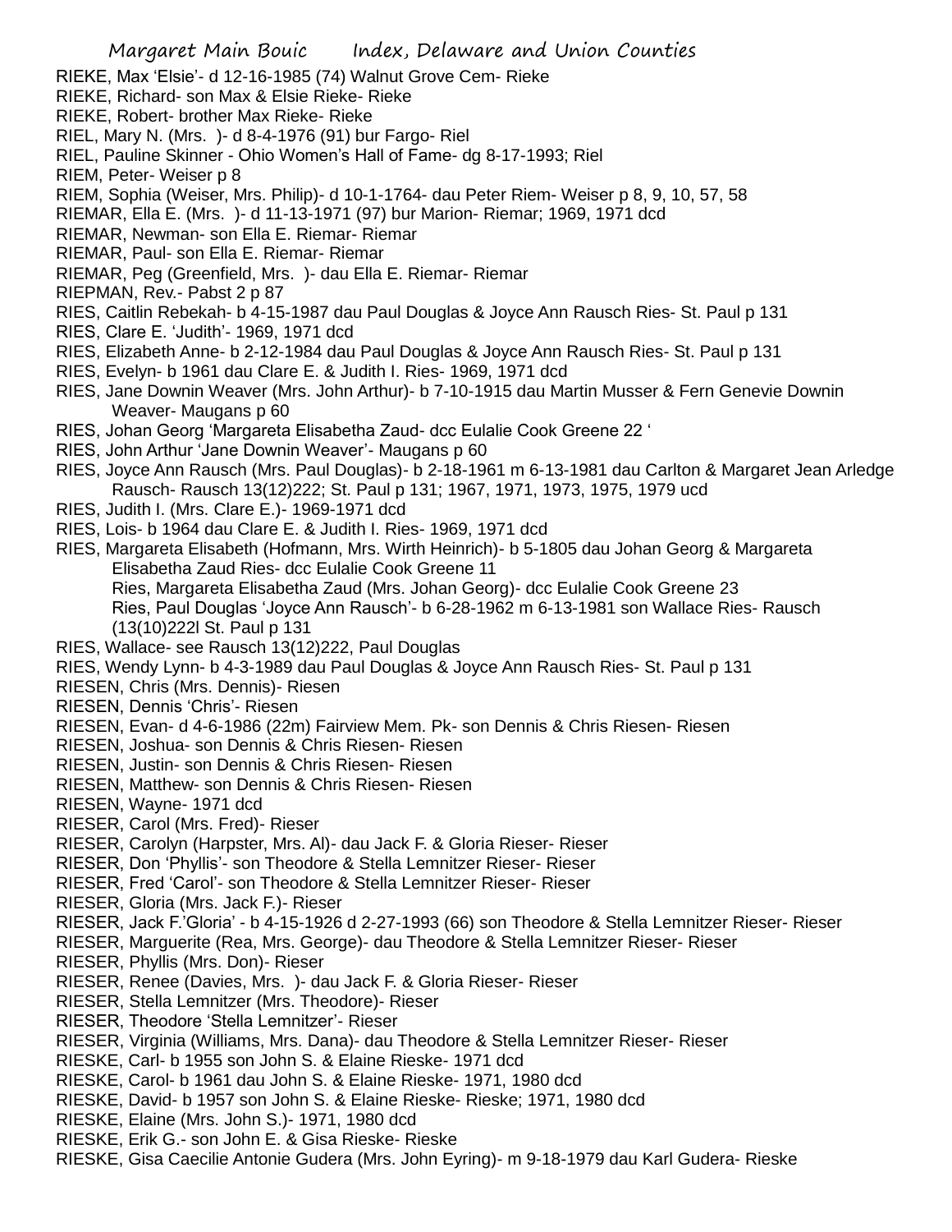RIEKE, Max 'Elsie'- d 12-16-1985 (74) Walnut Grove Cem- Rieke
RIEKE, Richard- son Max & Elsie Rieke- Rieke
RIEKE, Robert- brother Max Rieke- Rieke
RIEL, Mary N. (Mrs. )- d 8-4-1976 (91) bur Fargo- Riel
RIEL, Pauline Skinner - Ohio Women's Hall of Fame- dg 8-17-1993; Riel
RIEM, Peter- Weiser p 8
RIEM, Sophia (Weiser, Mrs. Philip)- d 10-1-1764- dau Peter Riem- Weiser p 8, 9, 10, 57, 58
RIEMAR, Ella E. (Mrs. )- d 11-13-1971 (97) bur Marion- Riemar; 1969, 1971 dcd
RIEMAR, Newman- son Ella E. Riemar- Riemar
RIEMAR, Paul- son Ella E. Riemar- Riemar
RIEMAR, Peg (Greenfield, Mrs. )- dau Ella E. Riemar- Riemar
RIEPMAN, Rev.- Pabst 2 p 87
RIES, Caitlin Rebekah- b 4-15-1987 dau Paul Douglas & Joyce Ann Rausch Ries- St. Paul p 131
RIES, Clare E. 'Judith'- 1969, 1971 dcd
RIES, Elizabeth Anne- b 2-12-1984 dau Paul Douglas & Joyce Ann Rausch Ries- St. Paul p 131
RIES, Evelyn- b 1961 dau Clare E. & Judith I. Ries- 1969, 1971 dcd
RIES, Jane Downin Weaver (Mrs. John Arthur)- b 7-10-1915 dau Martin Musser & Fern Genevie Downin Weaver- Maugans p 60
RIES, Johan Georg 'Margareta Elisabetha Zaud- dcc Eulalie Cook Greene 22 '
RIES, John Arthur 'Jane Downin Weaver'- Maugans p 60
RIES, Joyce Ann Rausch (Mrs. Paul Douglas)- b 2-18-1961 m 6-13-1981 dau Carlton & Margaret Jean Arledge Rausch- Rausch 13(12)222; St. Paul p 131; 1967, 1971, 1973, 1975, 1979 ucd
RIES, Judith I. (Mrs. Clare E.)- 1969-1971 dcd
RIES, Lois- b 1964 dau Clare E. & Judith I. Ries- 1969, 1971 dcd
RIES, Margareta Elisabeth (Hofmann, Mrs. Wirth Heinrich)- b 5-1805 dau Johan Georg & Margareta Elisabetha Zaud Ries- dcc Eulalie Cook Greene 11
Ries, Margareta Elisabetha Zaud (Mrs. Johan Georg)- dcc Eulalie Cook Greene 23
Ries, Paul Douglas 'Joyce Ann Rausch'- b 6-28-1962 m 6-13-1981 son Wallace Ries- Rausch (13(10)222l St. Paul p 131
RIES, Wallace- see Rausch 13(12)222, Paul Douglas
RIES, Wendy Lynn- b 4-3-1989 dau Paul Douglas & Joyce Ann Rausch Ries- St. Paul p 131
RIESEN, Chris (Mrs. Dennis)- Riesen
RIESEN, Dennis 'Chris'- Riesen
RIESEN, Evan- d 4-6-1986 (22m) Fairview Mem. Pk- son Dennis & Chris Riesen- Riesen
RIESEN, Joshua- son Dennis & Chris Riesen- Riesen
RIESEN, Justin- son Dennis & Chris Riesen- Riesen
RIESEN, Matthew- son Dennis & Chris Riesen- Riesen
RIESEN, Wayne- 1971 dcd
RIESER, Carol (Mrs. Fred)- Rieser
RIESER, Carolyn (Harpster, Mrs. Al)- dau Jack F. & Gloria Rieser- Rieser
RIESER, Don 'Phyllis'- son Theodore & Stella Lemnitzer Rieser- Rieser
RIESER, Fred 'Carol'- son Theodore & Stella Lemnitzer Rieser- Rieser
RIESER, Gloria (Mrs. Jack F.)- Rieser
RIESER, Jack F.'Gloria' - b 4-15-1926 d 2-27-1993 (66) son Theodore & Stella Lemnitzer Rieser- Rieser
RIESER, Marguerite (Rea, Mrs. George)- dau Theodore & Stella Lemnitzer Rieser- Rieser
RIESER, Phyllis (Mrs. Don)- Rieser
RIESER, Renee (Davies, Mrs. )- dau Jack F. & Gloria Rieser- Rieser
RIESER, Stella Lemnitzer (Mrs. Theodore)- Rieser
RIESER, Theodore 'Stella Lemnitzer'- Rieser
RIESER, Virginia (Williams, Mrs. Dana)- dau Theodore & Stella Lemnitzer Rieser- Rieser
RIESKE, Carl- b 1955 son John S. & Elaine Rieske- 1971 dcd
RIESKE, Carol- b 1961 dau John S. & Elaine Rieske- 1971, 1980 dcd
RIESKE, David- b 1957 son John S. & Elaine Rieske- Rieske; 1971, 1980 dcd
RIESKE, Elaine (Mrs. John S.)- 1971, 1980 dcd
RIESKE, Erik G.- son John E. & Gisa Rieske- Rieske
RIESKE, Gisa Caecilie Antonie Gudera (Mrs. John Eyring)- m 9-18-1979 dau Karl Gudera- Rieske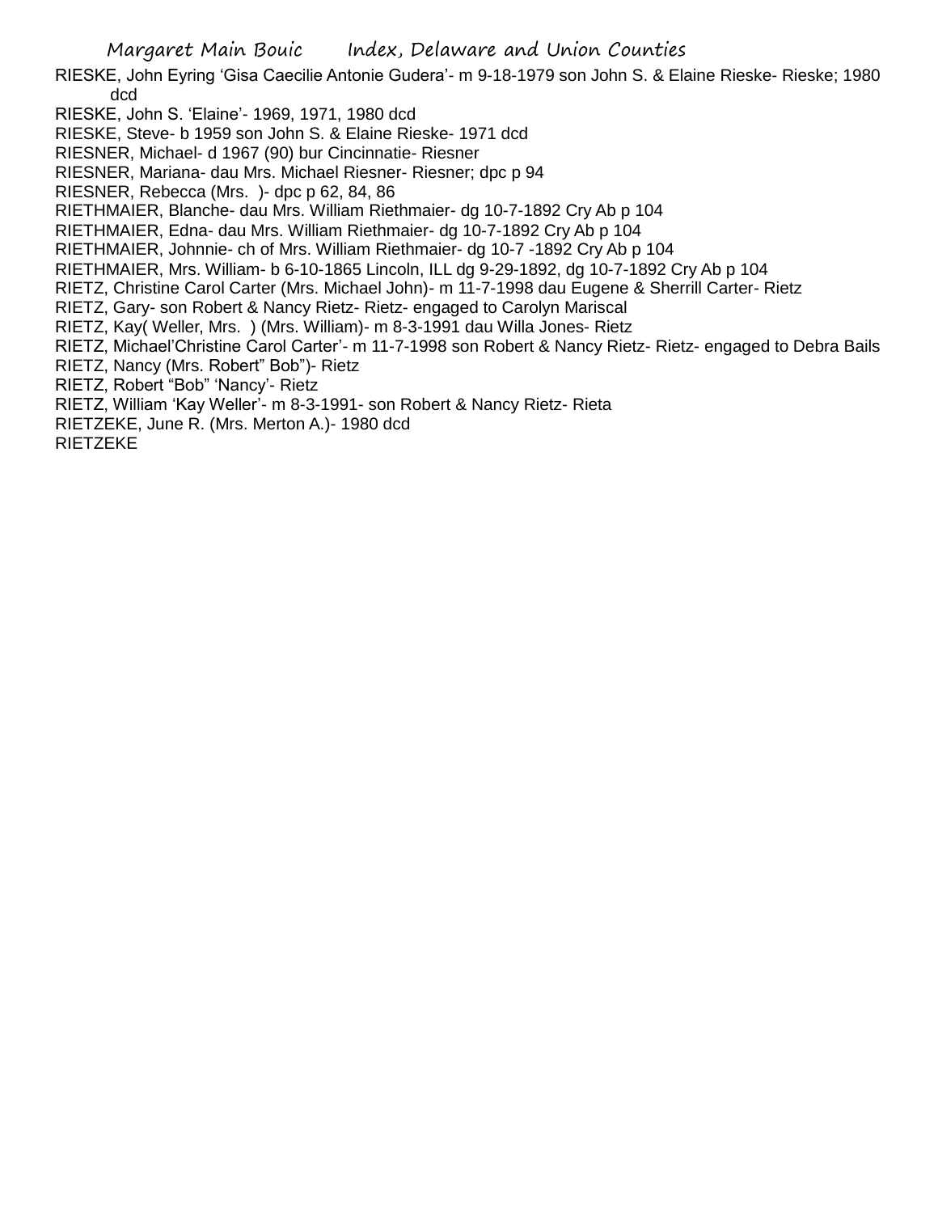RIESKE, John Eyring 'Gisa Caecilie Antonie Gudera'- m 9-18-1979 son John S. & Elaine Rieske- Rieske; 1980 dcd

RIESKE, John S. 'Elaine'- 1969, 1971, 1980 dcd

RIESKE, Steve- b 1959 son John S. & Elaine Rieske- 1971 dcd

RIESNER, Michael- d 1967 (90) bur Cincinnatie- Riesner

RIESNER, Mariana- dau Mrs. Michael Riesner- Riesner; dpc p 94

RIESNER, Rebecca (Mrs. )- dpc p 62, 84, 86

RIETHMAIER, Blanche- dau Mrs. William Riethmaier- dg 10-7-1892 Cry Ab p 104

RIETHMAIER, Edna- dau Mrs. William Riethmaier- dg 10-7-1892 Cry Ab p 104

RIETHMAIER, Johnnie- ch of Mrs. William Riethmaier- dg 10-7 -1892 Cry Ab p 104

RIETHMAIER, Mrs. William- b 6-10-1865 Lincoln, ILL dg 9-29-1892, dg 10-7-1892 Cry Ab p 104

RIETZ, Christine Carol Carter (Mrs. Michael John)- m 11-7-1998 dau Eugene & Sherrill Carter- Rietz

RIETZ, Gary- son Robert & Nancy Rietz- Rietz- engaged to Carolyn Mariscal

RIETZ, Kay( Weller, Mrs. ) (Mrs. William)- m 8-3-1991 dau Willa Jones- Rietz

RIETZ, Michael'Christine Carol Carter'- m 11-7-1998 son Robert & Nancy Rietz- Rietz- engaged to Debra Bails

RIETZ, Nancy (Mrs. Robert" Bob")- Rietz

RIETZ, Robert "Bob" 'Nancy'- Rietz

RIETZ, William 'Kay Weller'- m 8-3-1991- son Robert & Nancy Rietz- Rieta

RIETZEKE, June R. (Mrs. Merton A.)- 1980 dcd

RIETZEKE